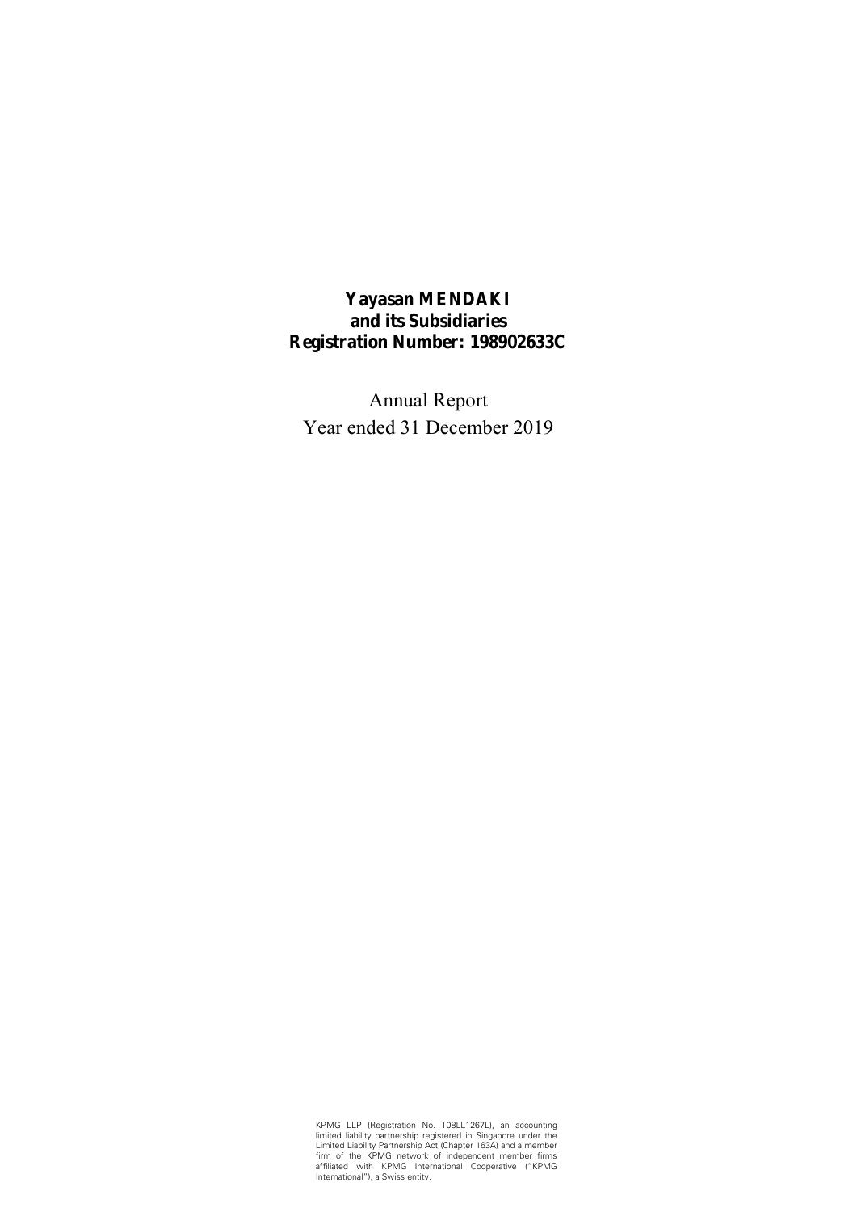# Yayasan MENDAKI and its Subsidiaries Registration Number: 198902633C

Annual Report
Year ended 31 December 2019

KPMG LLP (Registration No. T08LL1267L), an accounting limited liability partnership registered in Singapore under the Limited Liability Partnership Act (Chapter 163A) and a member firm of the KPMG network of independent member firms affiliated with KPMG International Cooperative ("KPMG International"), a Swiss entity.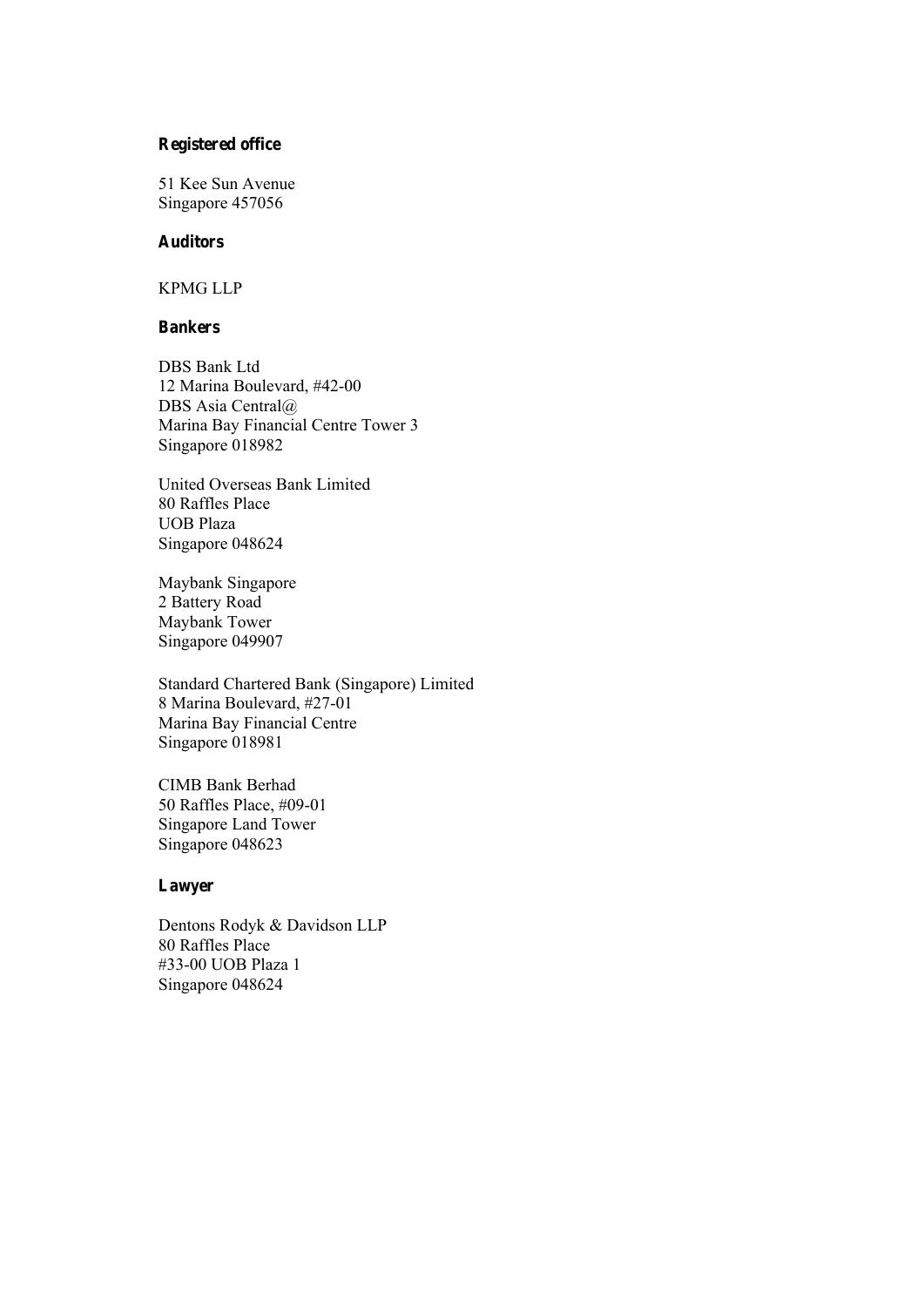**Registered office**

51 Kee Sun Avenue
Singapore 457056

**Auditors**

KPMG LLP

**Bankers**

DBS Bank Ltd
12 Marina Boulevard, #42-00
DBS Asia Central@
Marina Bay Financial Centre Tower 3
Singapore 018982

United Overseas Bank Limited
80 Raffles Place
UOB Plaza
Singapore 048624

Maybank Singapore
2 Battery Road
Maybank Tower
Singapore 049907

Standard Chartered Bank (Singapore) Limited
8 Marina Boulevard, #27-01
Marina Bay Financial Centre
Singapore 018981

CIMB Bank Berhad
50 Raffles Place, #09-01
Singapore Land Tower
Singapore 048623

**Lawyer**

Dentons Rodyk & Davidson LLP
80 Raffles Place
#33-00 UOB Plaza 1
Singapore 048624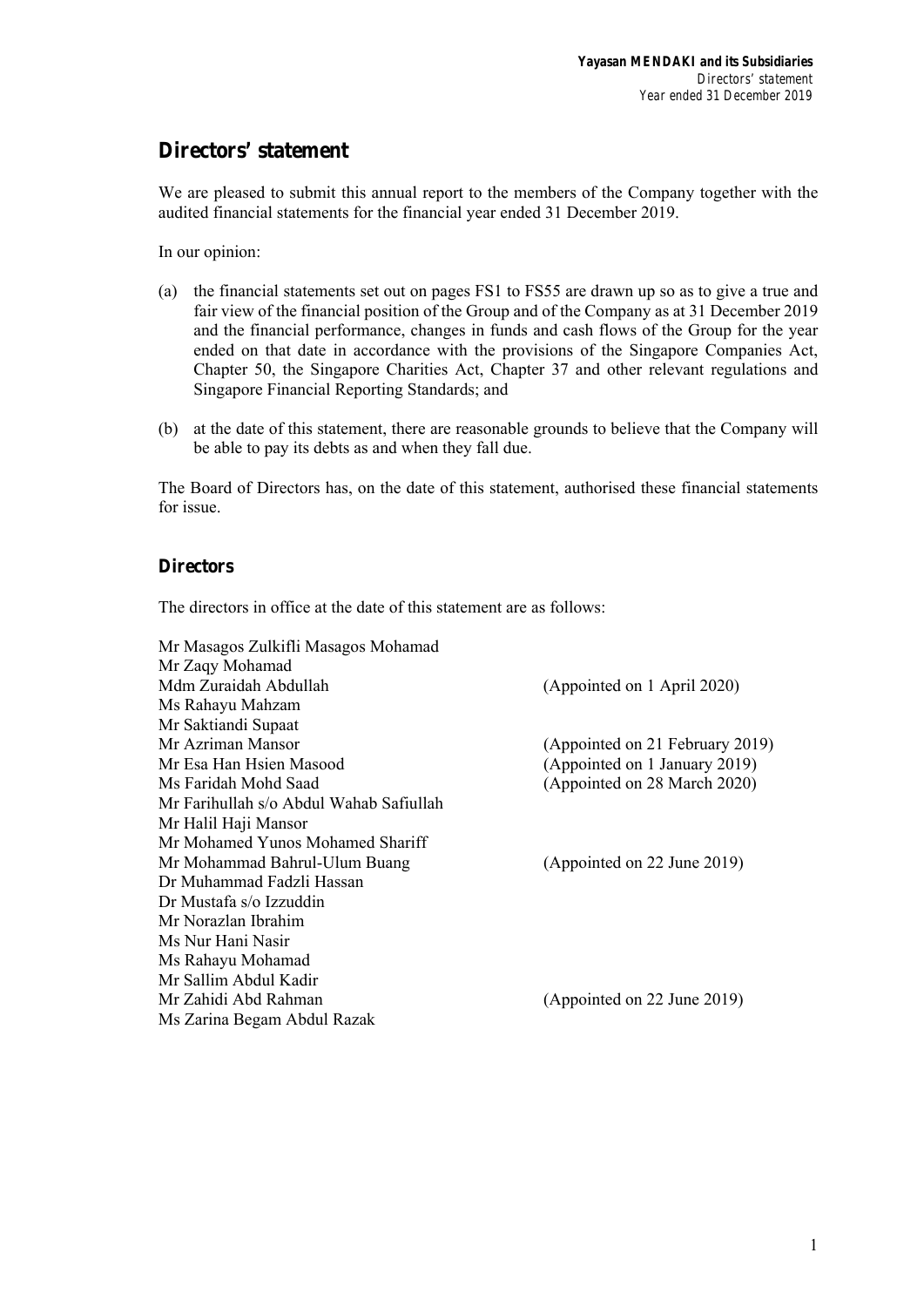# Directors' statement

We are pleased to submit this annual report to the members of the Company together with the audited financial statements for the financial year ended 31 December 2019.

In our opinion:

(a) the financial statements set out on pages FS1 to FS55 are drawn up so as to give a true and fair view of the financial position of the Group and of the Company as at 31 December 2019 and the financial performance, changes in funds and cash flows of the Group for the year ended on that date in accordance with the provisions of the Singapore Companies Act, Chapter 50, the Singapore Charities Act, Chapter 37 and other relevant regulations and Singapore Financial Reporting Standards; and

(b) at the date of this statement, there are reasonable grounds to believe that the Company will be able to pay its debts as and when they fall due.

The Board of Directors has, on the date of this statement, authorised these financial statements for issue.

## Directors

The directors in office at the date of this statement are as follows:

| | |
|---|---|
| Mr Masagos Zulkifli Masagos Mohamad | |
| Mr Zaqy Mohamad | |
| Mdm Zuraidah Abdullah | (Appointed on 1 April 2020) |
| Ms Rahayu Mahzam | |
| Mr Saktiandi Supaat | |
| Mr Azriman Mansor | (Appointed on 21 February 2019) |
| Mr Esa Han Hsien Masood | (Appointed on 1 January 2019) |
| Ms Faridah Mohd Saad | (Appointed on 28 March 2020) |
| Mr Farihullah s/o Abdul Wahab Safiullah | |
| Mr Halil Haji Mansor | |
| Mr Mohamed Yunos Mohamed Shariff | |
| Mr Mohammad Bahrul-Ulum Buang | (Appointed on 22 June 2019) |
| Dr Muhammad Fadzli Hassan | |
| Dr Mustafa s/o Izzuddin | |
| Mr Norazlan Ibrahim | |
| Ms Nur Hani Nasir | |
| Ms Rahayu Mohamad | |
| Mr Sallim Abdul Kadir | |
| Mr Zahidi Abd Rahman | (Appointed on 22 June 2019) |
| Ms Zarina Begam Abdul Razak | |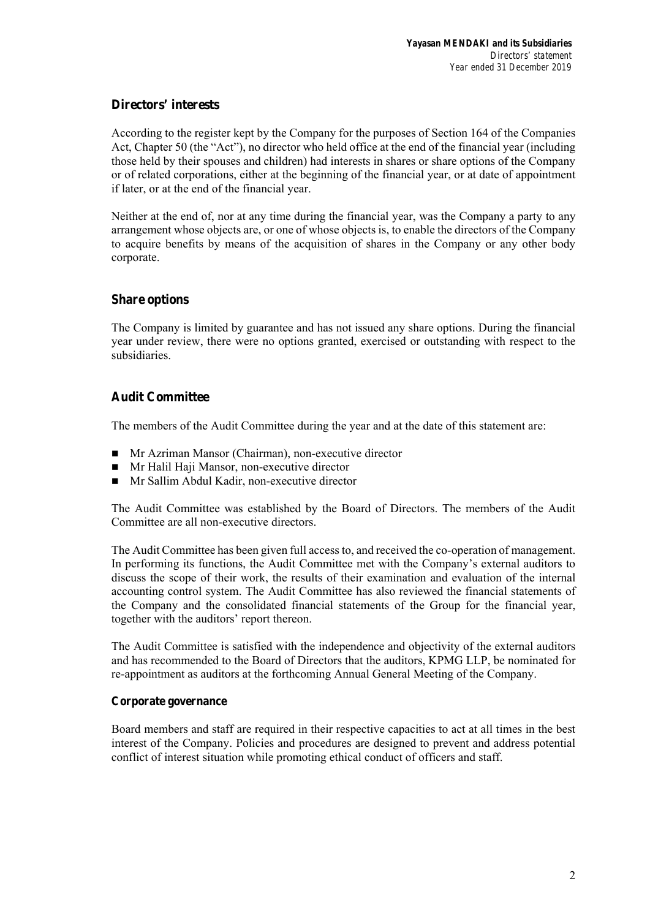## Directors' interests

According to the register kept by the Company for the purposes of Section 164 of the Companies Act, Chapter 50 (the "Act"), no director who held office at the end of the financial year (including those held by their spouses and children) had interests in shares or share options of the Company or of related corporations, either at the beginning of the financial year, or at date of appointment if later, or at the end of the financial year.

Neither at the end of, nor at any time during the financial year, was the Company a party to any arrangement whose objects are, or one of whose objects is, to enable the directors of the Company to acquire benefits by means of the acquisition of shares in the Company or any other body corporate.

## Share options

The Company is limited by guarantee and has not issued any share options. During the financial year under review, there were no options granted, exercised or outstanding with respect to the subsidiaries.

## Audit Committee

The members of the Audit Committee during the year and at the date of this statement are:

- Mr Azriman Mansor (Chairman), non-executive director
- Mr Halil Haji Mansor, non-executive director
- Mr Sallim Abdul Kadir, non-executive director

The Audit Committee was established by the Board of Directors. The members of the Audit Committee are all non-executive directors.

The Audit Committee has been given full access to, and received the co-operation of management. In performing its functions, the Audit Committee met with the Company's external auditors to discuss the scope of their work, the results of their examination and evaluation of the internal accounting control system. The Audit Committee has also reviewed the financial statements of the Company and the consolidated financial statements of the Group for the financial year, together with the auditors' report thereon.

The Audit Committee is satisfied with the independence and objectivity of the external auditors and has recommended to the Board of Directors that the auditors, KPMG LLP, be nominated for re-appointment as auditors at the forthcoming Annual General Meeting of the Company.

### Corporate governance

Board members and staff are required in their respective capacities to act at all times in the best interest of the Company. Policies and procedures are designed to prevent and address potential conflict of interest situation while promoting ethical conduct of officers and staff.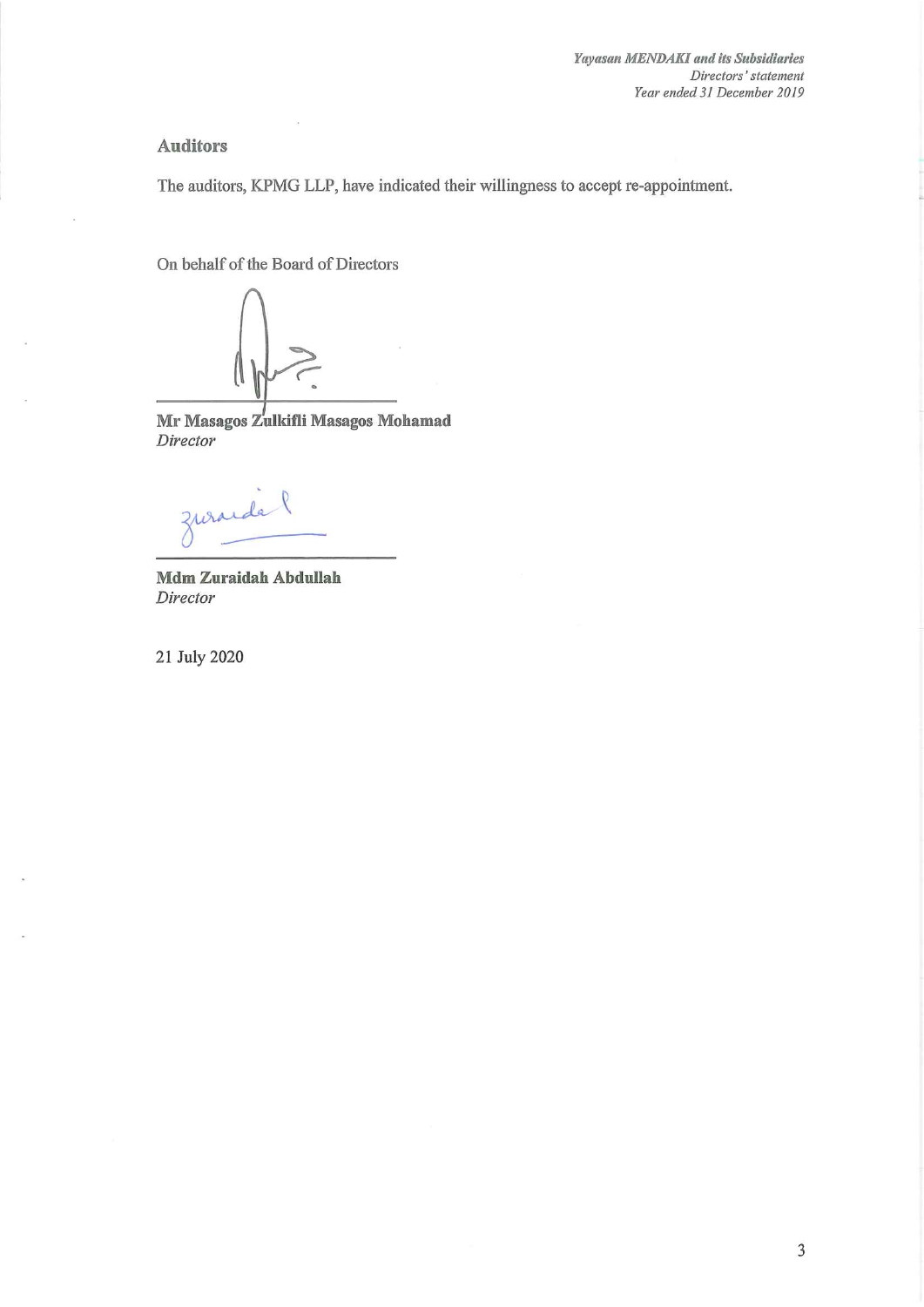## Auditors

The auditors, KPMG LLP, have indicated their willingness to accept re-appointment.

On behalf of the Board of Directors

**Mr Masagos Zulkifli Masagos Mohamad**
*Director*

**Mdm Zuraidah Abdullah**
*Director*

21 July 2020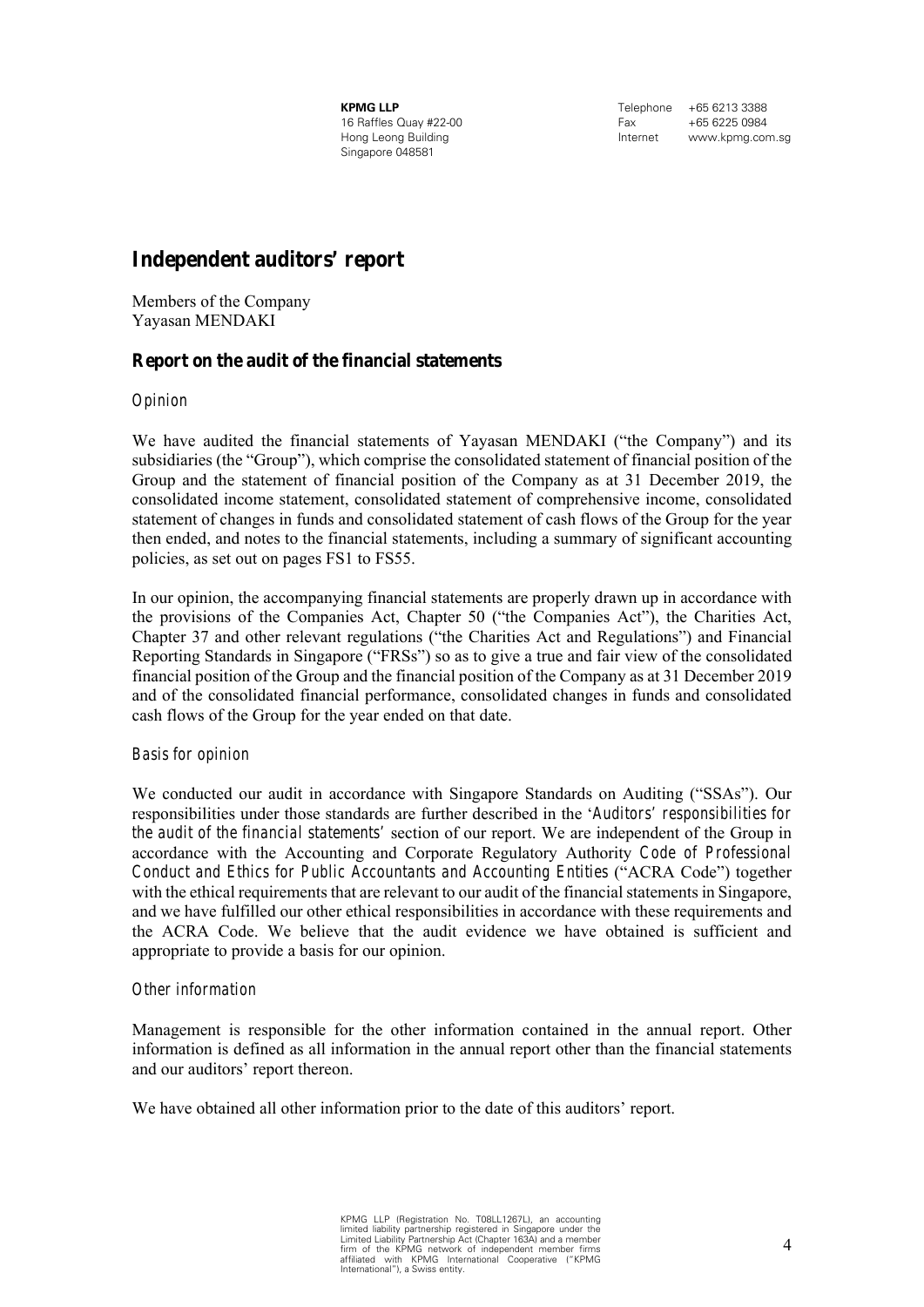**KPMG LLP**
16 Raffles Quay #22-00
Hong Leong Building
Singapore 048581

Telephone +65 6213 3388
Fax +65 6225 0984
Internet www.kpmg.com.sg

# Independent auditors' report

Members of the Company
Yayasan MENDAKI

## Report on the audit of the financial statements

### *Opinion*

We have audited the financial statements of Yayasan MENDAKI ("the Company") and its subsidiaries (the "Group"), which comprise the consolidated statement of financial position of the Group and the statement of financial position of the Company as at 31 December 2019, the consolidated income statement, consolidated statement of comprehensive income, consolidated statement of changes in funds and consolidated statement of cash flows of the Group for the year then ended, and notes to the financial statements, including a summary of significant accounting policies, as set out on pages FS1 to FS55.

In our opinion, the accompanying financial statements are properly drawn up in accordance with the provisions of the Companies Act, Chapter 50 ("the Companies Act"), the Charities Act, Chapter 37 and other relevant regulations ("the Charities Act and Regulations") and Financial Reporting Standards in Singapore ("FRSs") so as to give a true and fair view of the consolidated financial position of the Group and the financial position of the Company as at 31 December 2019 and of the consolidated financial performance, consolidated changes in funds and consolidated cash flows of the Group for the year ended on that date.

### *Basis for opinion*

We conducted our audit in accordance with Singapore Standards on Auditing ("SSAs"). Our responsibilities under those standards are further described in the '*Auditors' responsibilities for the audit of the financial statements*' section of our report. We are independent of the Group in accordance with the Accounting and Corporate Regulatory Authority *Code of Professional Conduct and Ethics for Public Accountants and Accounting Entities* ("ACRA Code") together with the ethical requirements that are relevant to our audit of the financial statements in Singapore, and we have fulfilled our other ethical responsibilities in accordance with these requirements and the ACRA Code. We believe that the audit evidence we have obtained is sufficient and appropriate to provide a basis for our opinion.

### *Other information*

Management is responsible for the other information contained in the annual report. Other information is defined as all information in the annual report other than the financial statements and our auditors' report thereon.

We have obtained all other information prior to the date of this auditors' report.

KPMG LLP (Registration No. T08LL1267L), an accounting limited liability partnership registered in Singapore under the Limited Liability Partnership Act (Chapter 163A) and a member firm of the KPMG network of independent member firms affiliated with KPMG International Cooperative ("KPMG International"), a Swiss entity.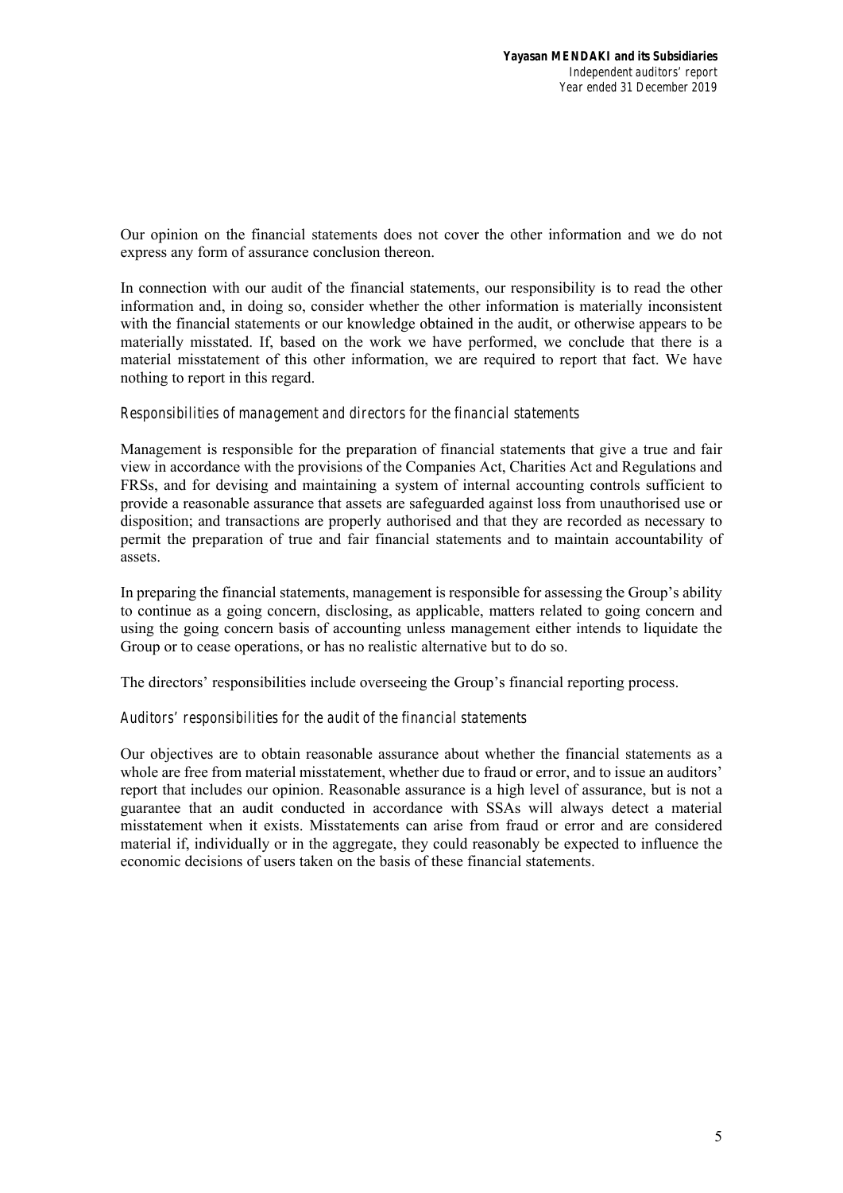Our opinion on the financial statements does not cover the other information and we do not express any form of assurance conclusion thereon.

In connection with our audit of the financial statements, our responsibility is to read the other information and, in doing so, consider whether the other information is materially inconsistent with the financial statements or our knowledge obtained in the audit, or otherwise appears to be materially misstated. If, based on the work we have performed, we conclude that there is a material misstatement of this other information, we are required to report that fact. We have nothing to report in this regard.

*Responsibilities of management and directors for the financial statements*

Management is responsible for the preparation of financial statements that give a true and fair view in accordance with the provisions of the Companies Act, Charities Act and Regulations and FRSs, and for devising and maintaining a system of internal accounting controls sufficient to provide a reasonable assurance that assets are safeguarded against loss from unauthorised use or disposition; and transactions are properly authorised and that they are recorded as necessary to permit the preparation of true and fair financial statements and to maintain accountability of assets.

In preparing the financial statements, management is responsible for assessing the Group's ability to continue as a going concern, disclosing, as applicable, matters related to going concern and using the going concern basis of accounting unless management either intends to liquidate the Group or to cease operations, or has no realistic alternative but to do so.

The directors' responsibilities include overseeing the Group's financial reporting process.

*Auditors' responsibilities for the audit of the financial statements*

Our objectives are to obtain reasonable assurance about whether the financial statements as a whole are free from material misstatement, whether due to fraud or error, and to issue an auditors' report that includes our opinion. Reasonable assurance is a high level of assurance, but is not a guarantee that an audit conducted in accordance with SSAs will always detect a material misstatement when it exists. Misstatements can arise from fraud or error and are considered material if, individually or in the aggregate, they could reasonably be expected to influence the economic decisions of users taken on the basis of these financial statements.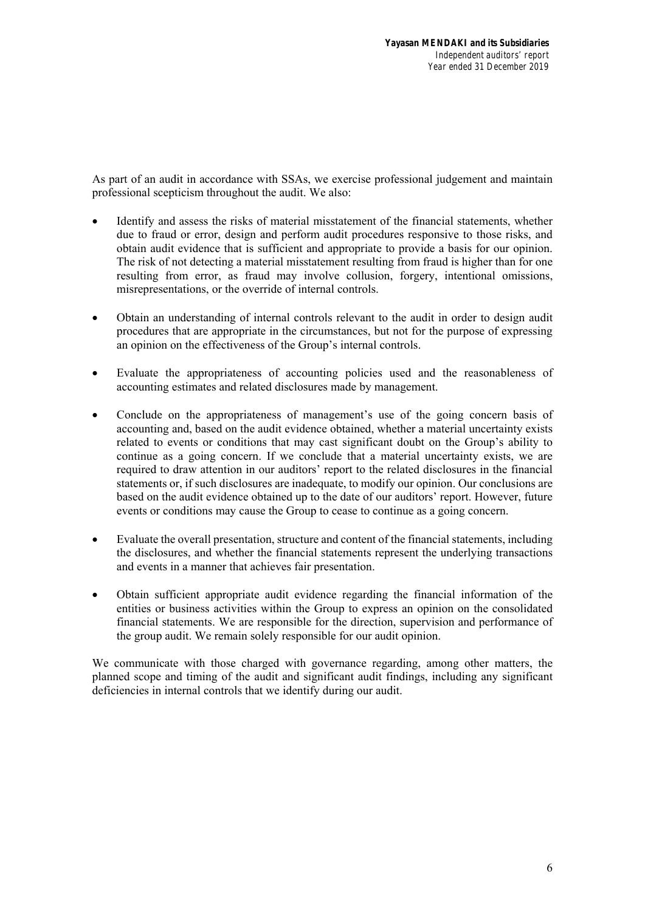As part of an audit in accordance with SSAs, we exercise professional judgement and maintain professional scepticism throughout the audit. We also:

- Identify and assess the risks of material misstatement of the financial statements, whether due to fraud or error, design and perform audit procedures responsive to those risks, and obtain audit evidence that is sufficient and appropriate to provide a basis for our opinion. The risk of not detecting a material misstatement resulting from fraud is higher than for one resulting from error, as fraud may involve collusion, forgery, intentional omissions, misrepresentations, or the override of internal controls.

- Obtain an understanding of internal controls relevant to the audit in order to design audit procedures that are appropriate in the circumstances, but not for the purpose of expressing an opinion on the effectiveness of the Group's internal controls.

- Evaluate the appropriateness of accounting policies used and the reasonableness of accounting estimates and related disclosures made by management.

- Conclude on the appropriateness of management's use of the going concern basis of accounting and, based on the audit evidence obtained, whether a material uncertainty exists related to events or conditions that may cast significant doubt on the Group's ability to continue as a going concern. If we conclude that a material uncertainty exists, we are required to draw attention in our auditors' report to the related disclosures in the financial statements or, if such disclosures are inadequate, to modify our opinion. Our conclusions are based on the audit evidence obtained up to the date of our auditors' report. However, future events or conditions may cause the Group to cease to continue as a going concern.

- Evaluate the overall presentation, structure and content of the financial statements, including the disclosures, and whether the financial statements represent the underlying transactions and events in a manner that achieves fair presentation.

- Obtain sufficient appropriate audit evidence regarding the financial information of the entities or business activities within the Group to express an opinion on the consolidated financial statements. We are responsible for the direction, supervision and performance of the group audit. We remain solely responsible for our audit opinion.

We communicate with those charged with governance regarding, among other matters, the planned scope and timing of the audit and significant audit findings, including any significant deficiencies in internal controls that we identify during our audit.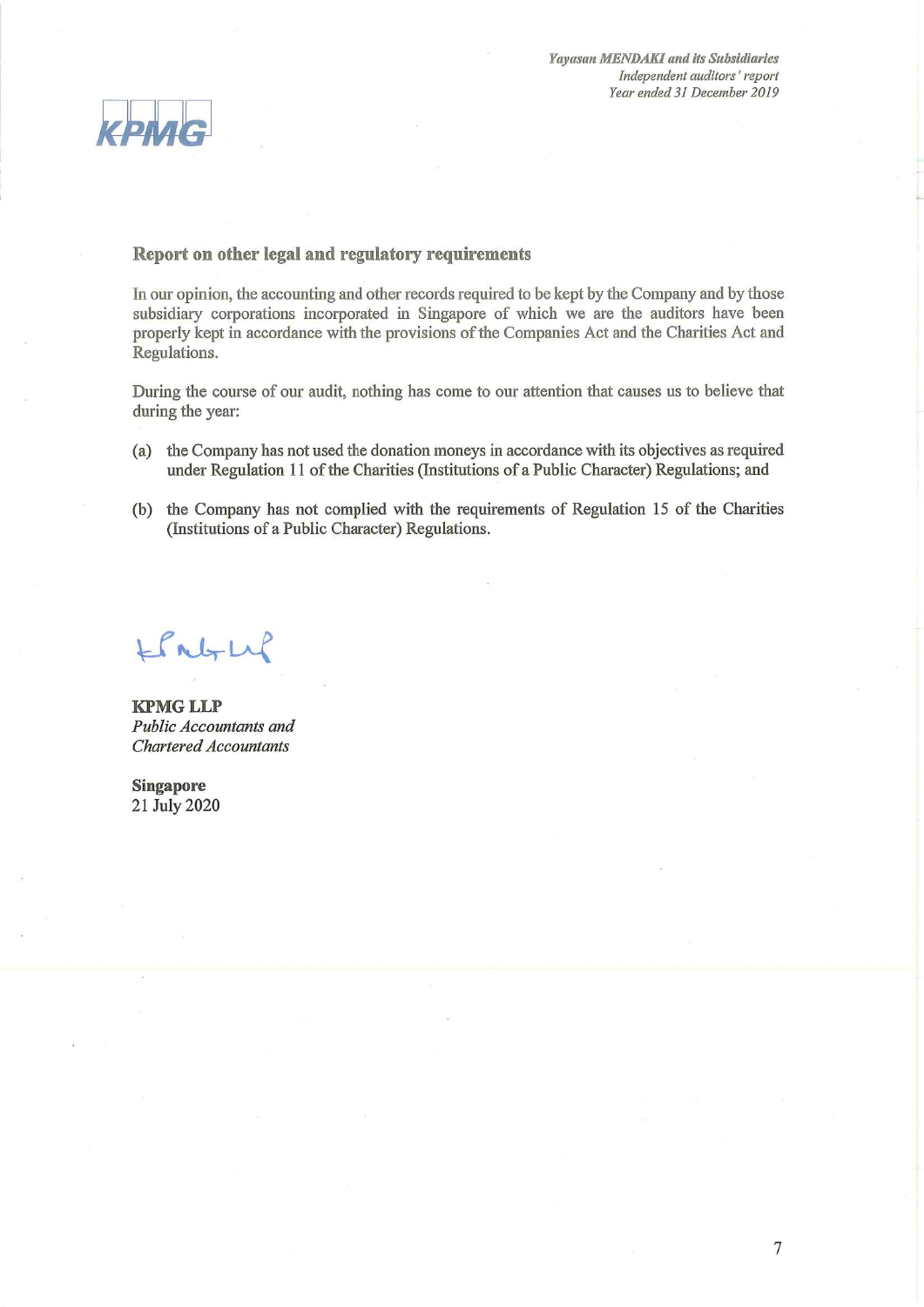## Report on other legal and regulatory requirements

In our opinion, the accounting and other records required to be kept by the Company and by those subsidiary corporations incorporated in Singapore of which we are the auditors have been properly kept in accordance with the provisions of the Companies Act and the Charities Act and Regulations.

During the course of our audit, nothing has come to our attention that causes us to believe that during the year:

(a) the Company has not used the donation moneys in accordance with its objectives as required under Regulation 11 of the Charities (Institutions of a Public Character) Regulations; and

(b) the Company has not complied with the requirements of Regulation 15 of the Charities (Institutions of a Public Character) Regulations.

**KPMG LLP**
*Public Accountants and*
*Chartered Accountants*

**Singapore**
21 July 2020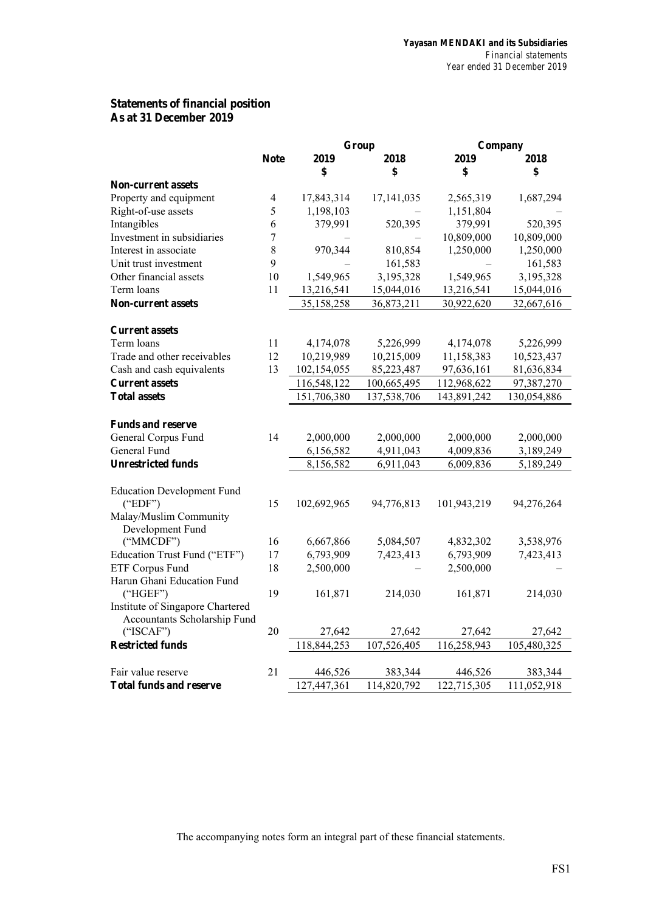## Statements of financial position
## As at 31 December 2019

| | Note | Group 2019 $ | Group 2018 $ | Company 2019 $ | Company 2018 $ |
|---|---|---|---|---|---|
| **Non-current assets** | | | | | |
| Property and equipment | 4 | 17,843,314 | 17,141,035 | 2,565,319 | 1,687,294 |
| Right-of-use assets | 5 | 1,198,103 | – | 1,151,804 | – |
| Intangibles | 6 | 379,991 | 520,395 | 379,991 | 520,395 |
| Investment in subsidiaries | 7 | – | – | 10,809,000 | 10,809,000 |
| Interest in associate | 8 | 970,344 | 810,854 | 1,250,000 | 1,250,000 |
| Unit trust investment | 9 | – | 161,583 | – | 161,583 |
| Other financial assets | 10 | 1,549,965 | 3,195,328 | 1,549,965 | 3,195,328 |
| Term loans | 11 | 13,216,541 | 15,044,016 | 13,216,541 | 15,044,016 |
| **Non-current assets** | | 35,158,258 | 36,873,211 | 30,922,620 | 32,667,616 |
| | | | | | |
| **Current assets** | | | | | |
| Term loans | 11 | 4,174,078 | 5,226,999 | 4,174,078 | 5,226,999 |
| Trade and other receivables | 12 | 10,219,989 | 10,215,009 | 11,158,383 | 10,523,437 |
| Cash and cash equivalents | 13 | 102,154,055 | 85,223,487 | 97,636,161 | 81,636,834 |
| **Current assets** | | 116,548,122 | 100,665,495 | 112,968,622 | 97,387,270 |
| **Total assets** | | 151,706,380 | 137,538,706 | 143,891,242 | 130,054,886 |
| | | | | | |
| **Funds and reserve** | | | | | |
| General Corpus Fund | 14 | 2,000,000 | 2,000,000 | 2,000,000 | 2,000,000 |
| General Fund | | 6,156,582 | 4,911,043 | 4,009,836 | 3,189,249 |
| **Unrestricted funds** | | 8,156,582 | 6,911,043 | 6,009,836 | 5,189,249 |
| | | | | | |
| Education Development Fund ("EDF") | 15 | 102,692,965 | 94,776,813 | 101,943,219 | 94,276,264 |
| Malay/Muslim Community Development Fund ("MMCDF") | 16 | 6,667,866 | 5,084,507 | 4,832,302 | 3,538,976 |
| Education Trust Fund ("ETF") | 17 | 6,793,909 | 7,423,413 | 6,793,909 | 7,423,413 |
| ETF Corpus Fund | 18 | 2,500,000 | – | 2,500,000 | – |
| Harun Ghani Education Fund ("HGEF") | 19 | 161,871 | 214,030 | 161,871 | 214,030 |
| Institute of Singapore Chartered Accountants Scholarship Fund ("ISCAF") | 20 | 27,642 | 27,642 | 27,642 | 27,642 |
| **Restricted funds** | | 118,844,253 | 107,526,405 | 116,258,943 | 105,480,325 |
| | | | | | |
| Fair value reserve | 21 | 446,526 | 383,344 | 446,526 | 383,344 |
| **Total funds and reserve** | | 127,447,361 | 114,820,792 | 122,715,305 | 111,052,918 |

The accompanying notes form an integral part of these financial statements.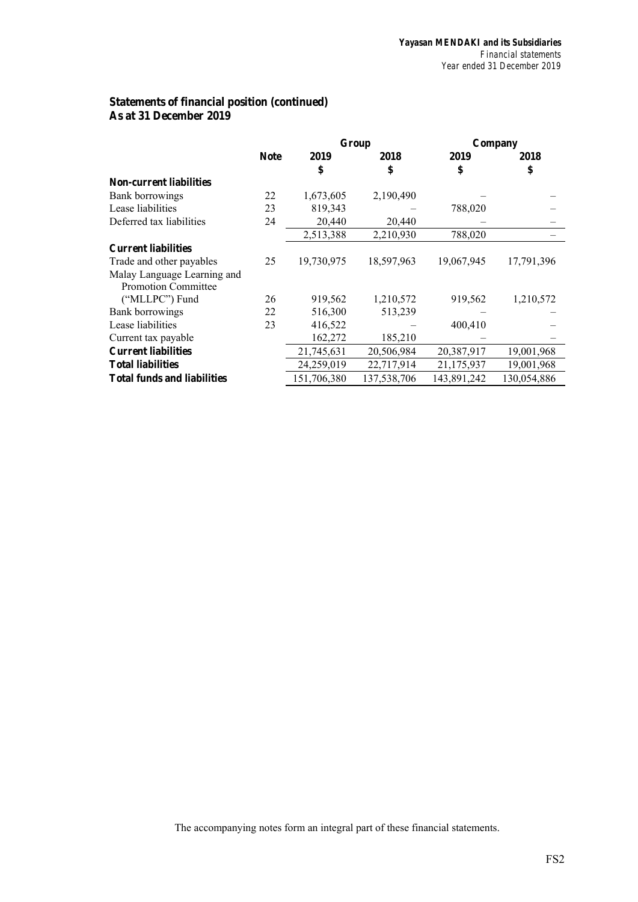## Statements of financial position (continued)
## As at 31 December 2019

| | Note | Group | | Company | |
|---|---|---|---|---|---|
| | | 2019 | 2018 | 2019 | 2018 |
| | | $ | $ | $ | $ |
| **Non-current liabilities** | | | | | |
| Bank borrowings | 22 | 1,673,605 | 2,190,490 | – | – |
| Lease liabilities | 23 | 819,343 | – | 788,020 | – |
| Deferred tax liabilities | 24 | 20,440 | 20,440 | – | – |
| | | 2,513,388 | 2,210,930 | 788,020 | – |
| **Current liabilities** | | | | | |
| Trade and other payables | 25 | 19,730,975 | 18,597,963 | 19,067,945 | 17,791,396 |
| Malay Language Learning and Promotion Committee ("MLLPC") Fund | 26 | 919,562 | 1,210,572 | 919,562 | 1,210,572 |
| Bank borrowings | 22 | 516,300 | 513,239 | – | – |
| Lease liabilities | 23 | 416,522 | – | 400,410 | – |
| Current tax payable | | 162,272 | 185,210 | – | – |
| **Current liabilities** | | 21,745,631 | 20,506,984 | 20,387,917 | 19,001,968 |
| **Total liabilities** | | 24,259,019 | 22,717,914 | 21,175,937 | 19,001,968 |
| **Total funds and liabilities** | | 151,706,380 | 137,538,706 | 143,891,242 | 130,054,886 |

The accompanying notes form an integral part of these financial statements.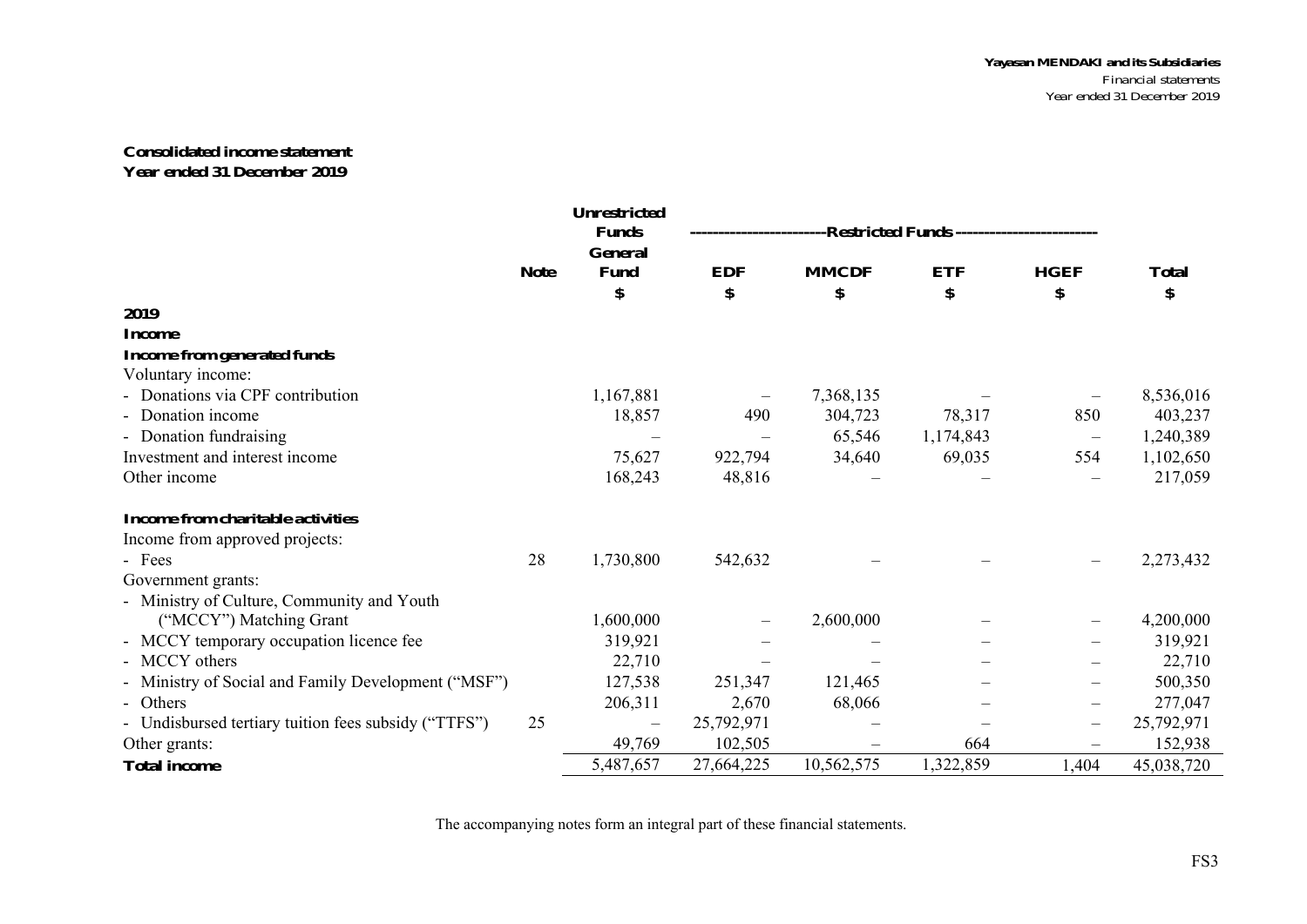## Consolidated income statement
## Year ended 31 December 2019

| | Note | Unrestricted Funds General Fund | Restricted Funds EDF | MMCDF | ETF | HGEF | Total |
|---|---|---|---|---|---|---|---|
| | | $ | $ | $ | $ | $ | $ |
| **2019** | | | | | | | |
| **Income** | | | | | | | |
| **Income from generated funds** | | | | | | | |
| Voluntary income: | | | | | | | |
| - Donations via CPF contribution | | 1,167,881 | – | 7,368,135 | – | – | 8,536,016 |
| - Donation income | | 18,857 | 490 | 304,723 | 78,317 | 850 | 403,237 |
| - Donation fundraising | | – | – | 65,546 | 1,174,843 | – | 1,240,389 |
| Investment and interest income | | 75,627 | 922,794 | 34,640 | 69,035 | 554 | 1,102,650 |
| Other income | | 168,243 | 48,816 | – | – | – | 217,059 |
| **Income from charitable activities** | | | | | | | |
| Income from approved projects: | | | | | | | |
| - Fees | 28 | 1,730,800 | 542,632 | – | – | – | 2,273,432 |
| Government grants: | | | | | | | |
| - Ministry of Culture, Community and Youth ("MCCY") Matching Grant | | 1,600,000 | – | 2,600,000 | – | – | 4,200,000 |
| - MCCY temporary occupation licence fee | | 319,921 | – | – | – | – | 319,921 |
| - MCCY others | | 22,710 | – | – | – | – | 22,710 |
| - Ministry of Social and Family Development ("MSF") | | 127,538 | 251,347 | 121,465 | – | – | 500,350 |
| - Others | | 206,311 | 2,670 | 68,066 | – | – | 277,047 |
| - Undisbursed tertiary tuition fees subsidy ("TTFS") | 25 | – | 25,792,971 | – | – | – | 25,792,971 |
| Other grants: | | 49,769 | 102,505 | – | 664 | – | 152,938 |
| **Total income** | | 5,487,657 | 27,664,225 | 10,562,575 | 1,322,859 | 1,404 | 45,038,720 |

The accompanying notes form an integral part of these financial statements.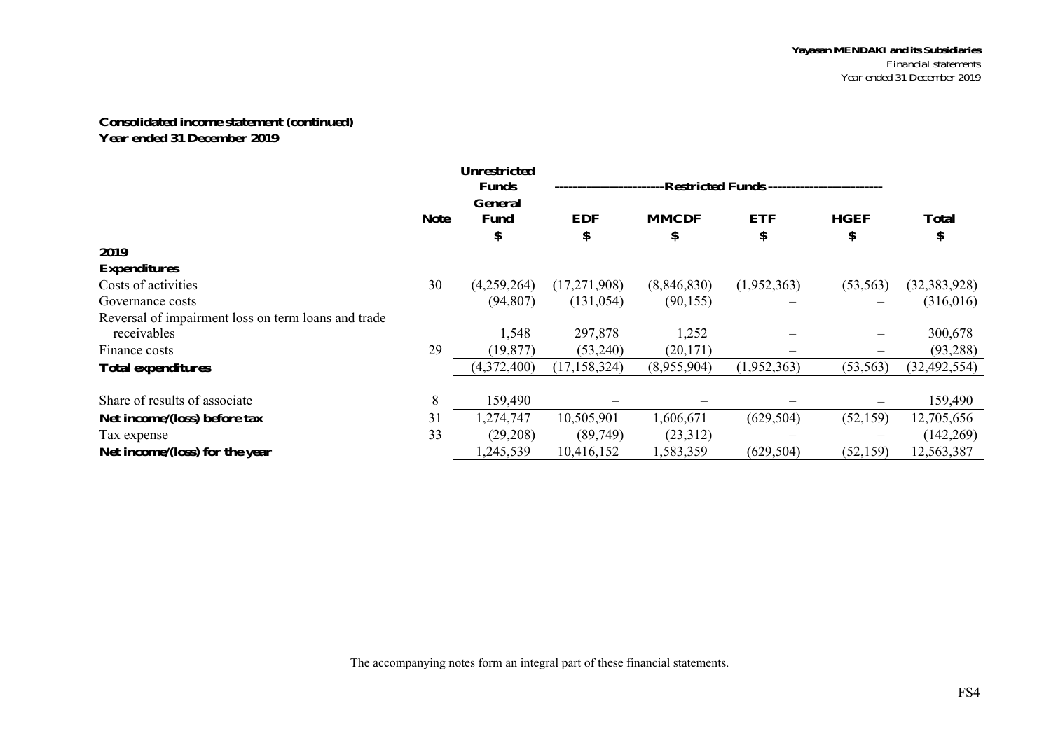**Consolidated income statement (continued)**
**Year ended 31 December 2019**

| | Note | Unrestricted Funds | Restricted Funds | | | | |
|---|---|---|---|---|---|---|---|
| | | General Fund | EDF | MMCDF | ETF | HGEF | Total |
| | | $ | $ | $ | $ | $ | $ |
| **2019** | | | | | | | |
| **Expenditures** | | | | | | | |
| Costs of activities | 30 | (4,259,264) | (17,271,908) | (8,846,830) | (1,952,363) | (53,563) | (32,383,928) |
| Governance costs | | (94,807) | (131,054) | (90,155) | – | – | (316,016) |
| Reversal of impairment loss on term loans and trade receivables | | 1,548 | 297,878 | 1,252 | – | – | 300,678 |
| Finance costs | 29 | (19,877) | (53,240) | (20,171) | – | – | (93,288) |
| **Total expenditures** | | (4,372,400) | (17,158,324) | (8,955,904) | (1,952,363) | (53,563) | (32,492,554) |
| Share of results of associate | 8 | 159,490 | – | – | – | – | 159,490 |
| **Net income/(loss) before tax** | 31 | 1,274,747 | 10,505,901 | 1,606,671 | (629,504) | (52,159) | 12,705,656 |
| Tax expense | 33 | (29,208) | (89,749) | (23,312) | – | – | (142,269) |
| **Net income/(loss) for the year** | | 1,245,539 | 10,416,152 | 1,583,359 | (629,504) | (52,159) | 12,563,387 |

The accompanying notes form an integral part of these financial statements.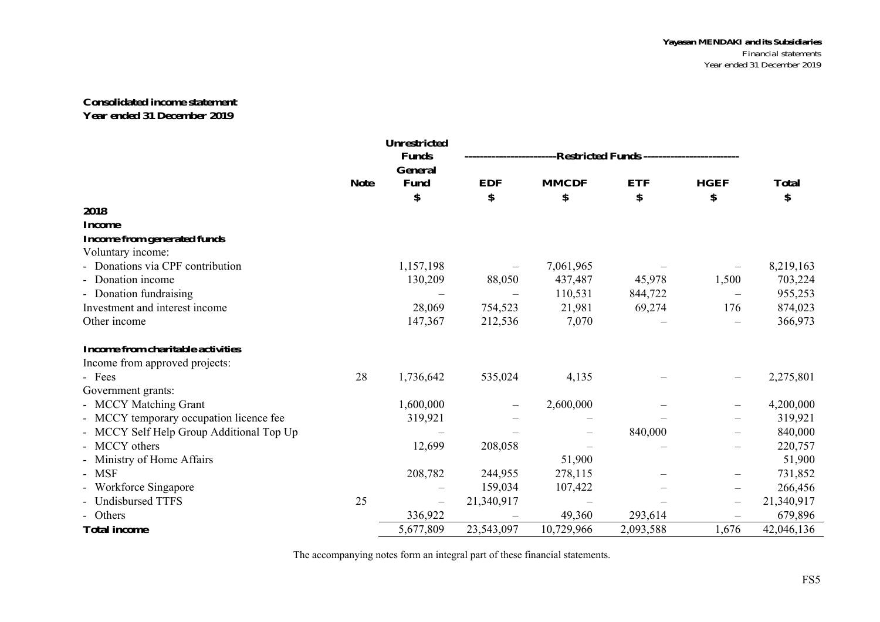## Consolidated income statement
### Year ended 31 December 2019

| | Note | Unrestricted Funds | Restricted Funds | | | | |
|---|---|---|---|---|---|---|---|
| | | General Fund | EDF | MMCDF | ETF | HGEF | Total |
| | | $ | $ | $ | $ | $ | $ |
| **2018** | | | | | | | |
| **Income** | | | | | | | |
| **Income from generated funds** | | | | | | | |
| Voluntary income: | | | | | | | |
| - Donations via CPF contribution | | 1,157,198 | – | 7,061,965 | – | – | 8,219,163 |
| - Donation income | | 130,209 | 88,050 | 437,487 | 45,978 | 1,500 | 703,224 |
| - Donation fundraising | | – | – | 110,531 | 844,722 | – | 955,253 |
| Investment and interest income | | 28,069 | 754,523 | 21,981 | 69,274 | 176 | 874,023 |
| Other income | | 147,367 | 212,536 | 7,070 | – | – | 366,973 |
| **Income from charitable activities** | | | | | | | |
| Income from approved projects: | | | | | | | |
| - Fees | 28 | 1,736,642 | 535,024 | 4,135 | – | – | 2,275,801 |
| Government grants: | | | | | | | |
| - MCCY Matching Grant | | 1,600,000 | – | 2,600,000 | – | – | 4,200,000 |
| - MCCY temporary occupation licence fee | | 319,921 | – | – | – | – | 319,921 |
| - MCCY Self Help Group Additional Top Up | | – | – | – | 840,000 | – | 840,000 |
| - MCCY others | | 12,699 | 208,058 | – | – | – | 220,757 |
| - Ministry of Home Affairs | | | | 51,900 | | | 51,900 |
| - MSF | | 208,782 | 244,955 | 278,115 | – | – | 731,852 |
| - Workforce Singapore | | – | 159,034 | 107,422 | – | – | 266,456 |
| - Undisbursed TTFS | 25 | – | 21,340,917 | – | – | – | 21,340,917 |
| - Others | | 336,922 | – | 49,360 | 293,614 | – | 679,896 |
| **Total income** | | 5,677,809 | 23,543,097 | 10,729,966 | 2,093,588 | 1,676 | 42,046,136 |

The accompanying notes form an integral part of these financial statements.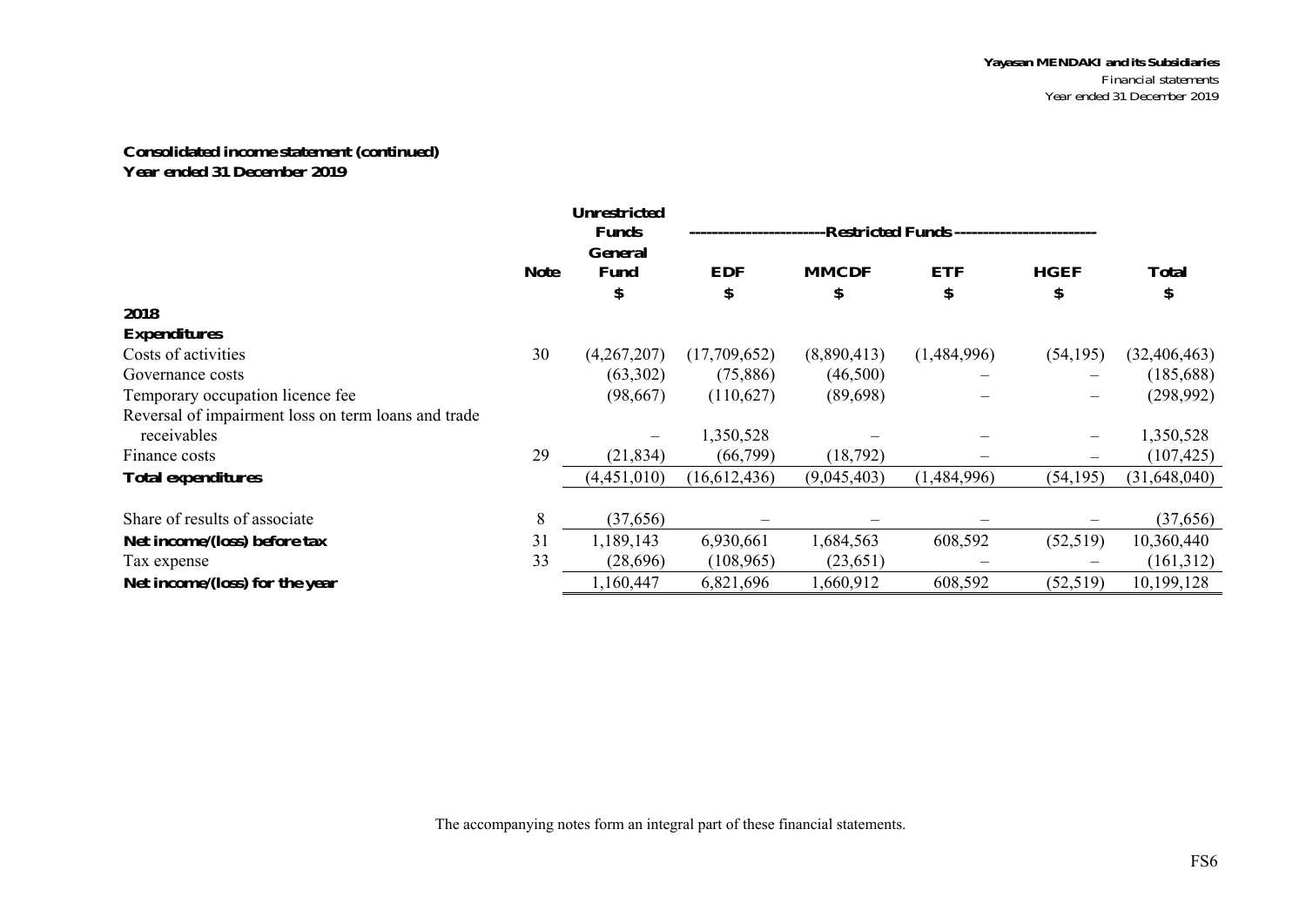## Consolidated income statement (continued)
## Year ended 31 December 2019

| | Note | Unrestricted Funds | ---Restricted Funds--- | | | | |
|---|---|---|---|---|---|---|---|
| | | General Fund | EDF | MMCDF | ETF | HGEF | Total |
| | | $ | $ | $ | $ | $ | $ |
| **2018** | | | | | | | |
| **Expenditures** | | | | | | | |
| Costs of activities | 30 | (4,267,207) | (17,709,652) | (8,890,413) | (1,484,996) | (54,195) | (32,406,463) |
| Governance costs | | (63,302) | (75,886) | (46,500) | – | – | (185,688) |
| Temporary occupation licence fee | | (98,667) | (110,627) | (89,698) | – | – | (298,992) |
| Reversal of impairment loss on term loans and trade receivables | | – | 1,350,528 | – | – | – | 1,350,528 |
| Finance costs | 29 | (21,834) | (66,799) | (18,792) | – | – | (107,425) |
| **Total expenditures** | | (4,451,010) | (16,612,436) | (9,045,403) | (1,484,996) | (54,195) | (31,648,040) |
| Share of results of associate | 8 | (37,656) | – | – | – | – | (37,656) |
| **Net income/(loss) before tax** | 31 | 1,189,143 | 6,930,661 | 1,684,563 | 608,592 | (52,519) | 10,360,440 |
| Tax expense | 33 | (28,696) | (108,965) | (23,651) | – | – | (161,312) |
| **Net income/(loss) for the year** | | 1,160,447 | 6,821,696 | 1,660,912 | 608,592 | (52,519) | 10,199,128 |

The accompanying notes form an integral part of these financial statements.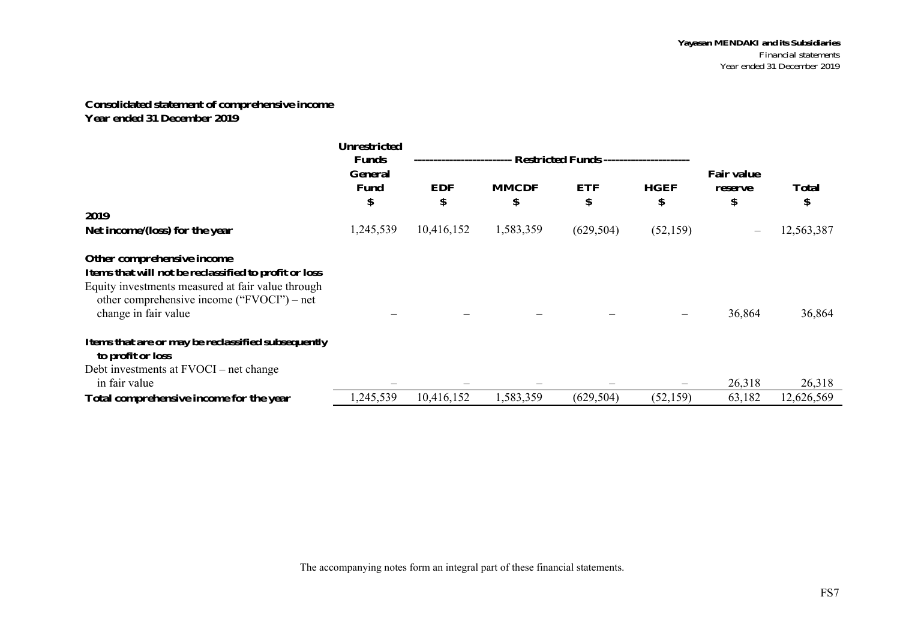**Consolidated statement of comprehensive income**
**Year ended 31 December 2019**

| | Unrestricted Funds | ------------------------- Restricted Funds ---------------------- | | | | | |
|---|---|---|---|---|---|---|---|
| | General Fund | EDF | MMCDF | ETF | HGEF | Fair value reserve | Total |
| | $ | $ | $ | $ | $ | $ | $ |
| **2019** | | | | | | | |
| **Net income/(loss) for the year** | 1,245,539 | 10,416,152 | 1,583,359 | (629,504) | (52,159) | – | 12,563,387 |
| **Other comprehensive income** | | | | | | | |
| **Items that will not be reclassified to profit or loss** | | | | | | | |
| Equity investments measured at fair value through other comprehensive income ("FVOCI") – net change in fair value | – | – | – | – | – | 36,864 | 36,864 |
| **Items that are or may be reclassified subsequently to profit or loss** | | | | | | | |
| Debt investments at FVOCI – net change in fair value | – | – | – | – | – | 26,318 | 26,318 |
| **Total comprehensive income for the year** | 1,245,539 | 10,416,152 | 1,583,359 | (629,504) | (52,159) | 63,182 | 12,626,569 |

The accompanying notes form an integral part of these financial statements.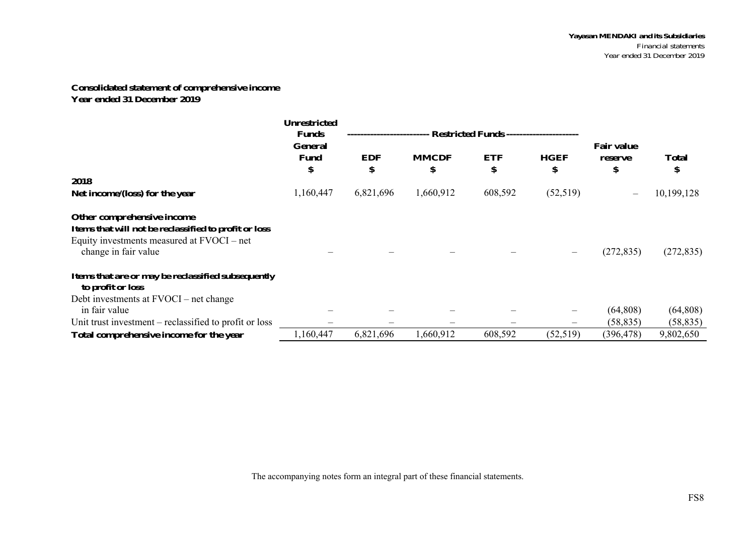## Consolidated statement of comprehensive income
## Year ended 31 December 2019

| | Unrestricted Funds | ------------------------- Restricted Funds ------------------------- | | | | | |
|---|---|---|---|---|---|---|---|
| | General Fund | EDF | MMCDF | ETF | HGEF | Fair value reserve | Total |
| | $ | $ | $ | $ | $ | $ | $ |
| **2018** | | | | | | | |
| **Net income/(loss) for the year** | 1,160,447 | 6,821,696 | 1,660,912 | 608,592 | (52,519) | – | 10,199,128 |
| **Other comprehensive income** | | | | | | | |
| **Items that will not be reclassified to profit or loss** | | | | | | | |
| Equity investments measured at FVOCI – net change in fair value | – | – | – | – | – | (272,835) | (272,835) |
| **Items that are or may be reclassified subsequently to profit or loss** | | | | | | | |
| Debt investments at FVOCI – net change in fair value | – | – | – | – | – | (64,808) | (64,808) |
| Unit trust investment – reclassified to profit or loss | – | – | – | – | – | (58,835) | (58,835) |
| **Total comprehensive income for the year** | 1,160,447 | 6,821,696 | 1,660,912 | 608,592 | (52,519) | (396,478) | 9,802,650 |

The accompanying notes form an integral part of these financial statements.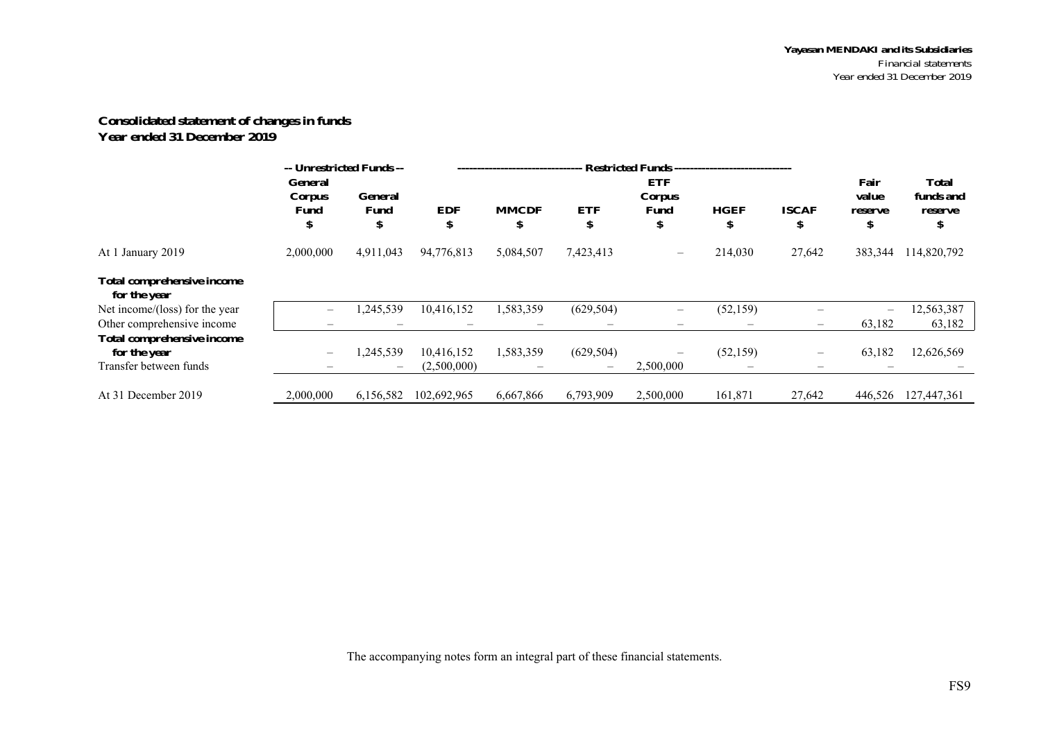## Consolidated statement of changes in funds
## Year ended 31 December 2019

| | -- Unrestricted Funds -- | | ---------- Restricted Funds ---------- | | | | | | | |
|---|---|---|---|---|---|---|---|---|---|---|
| | General Corpus Fund | General Fund | EDF | MMCDF | ETF | ETF Corpus Fund | HGEF | ISCAF | Fair value reserve | Total funds and reserve |
| | $ | $ | $ | $ | $ | $ | $ | $ | $ | $ |
| At 1 January 2019 | 2,000,000 | 4,911,043 | 94,776,813 | 5,084,507 | 7,423,413 | – | 214,030 | 27,642 | 383,344 | 114,820,792 |
| **Total comprehensive income for the year** | | | | | | | | | | |
| Net income/(loss) for the year | – | 1,245,539 | 10,416,152 | 1,583,359 | (629,504) | – | (52,159) | – | – | 12,563,387 |
| Other comprehensive income | – | – | – | – | – | – | – | – | 63,182 | 63,182 |
| **Total comprehensive income for the year** | – | 1,245,539 | 10,416,152 | 1,583,359 | (629,504) | – | (52,159) | – | 63,182 | 12,626,569 |
| Transfer between funds | – | – | (2,500,000) | – | – | 2,500,000 | – | – | – | – |
| At 31 December 2019 | 2,000,000 | 6,156,582 | 102,692,965 | 6,667,866 | 6,793,909 | 2,500,000 | 161,871 | 27,642 | 446,526 | 127,447,361 |

The accompanying notes form an integral part of these financial statements.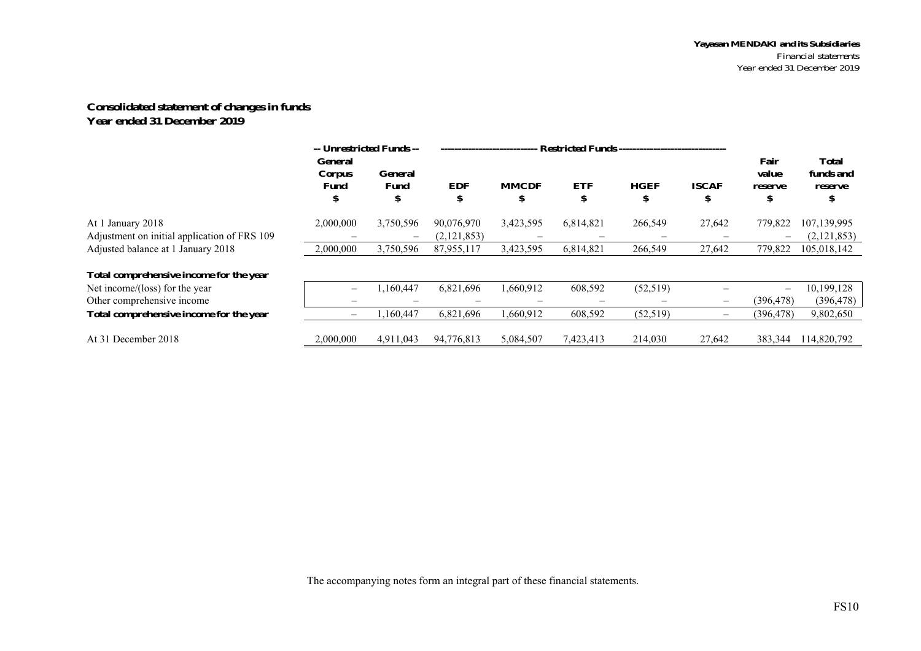**Consolidated statement of changes in funds**
**Year ended 31 December 2019**

| | -- Unrestricted Funds -- | | ----- Restricted Funds ----- | | | | | | |
|---|---|---|---|---|---|---|---|---|---|
| | General Corpus Fund | General Fund | EDF | MMCDF | ETF | HGEF | ISCAF | Fair value reserve | Total funds and reserve |
| | $ | $ | $ | $ | $ | $ | $ | $ | $ |
| At 1 January 2018 | 2,000,000 | 3,750,596 | 90,076,970 | 3,423,595 | 6,814,821 | 266,549 | 27,642 | 779,822 | 107,139,995 |
| Adjustment on initial application of FRS 109 | – | – | (2,121,853) | – | – | – | – | – | (2,121,853) |
| Adjusted balance at 1 January 2018 | 2,000,000 | 3,750,596 | 87,955,117 | 3,423,595 | 6,814,821 | 266,549 | 27,642 | 779,822 | 105,018,142 |
| **Total comprehensive income for the year** | | | | | | | | | |
| Net income/(loss) for the year | – | 1,160,447 | 6,821,696 | 1,660,912 | 608,592 | (52,519) | – | – | 10,199,128 |
| Other comprehensive income | – | – | – | – | – | – | – | (396,478) | (396,478) |
| **Total comprehensive income for the year** | – | 1,160,447 | 6,821,696 | 1,660,912 | 608,592 | (52,519) | – | (396,478) | 9,802,650 |
| At 31 December 2018 | 2,000,000 | 4,911,043 | 94,776,813 | 5,084,507 | 7,423,413 | 214,030 | 27,642 | 383,344 | 114,820,792 |

The accompanying notes form an integral part of these financial statements.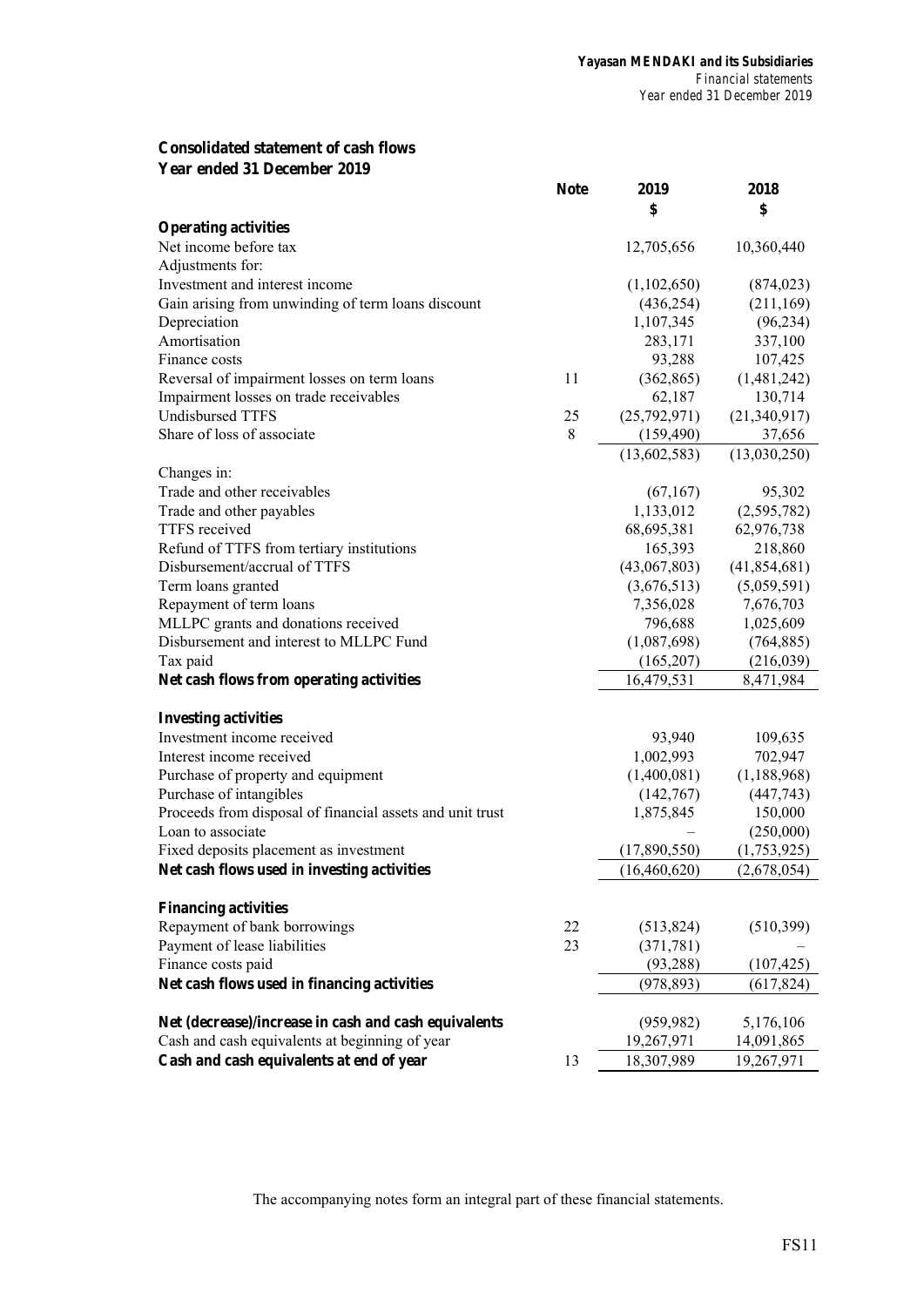## Consolidated statement of cash flows
### Year ended 31 December 2019

| | Note | 2019<br>$ | 2018<br>$ |
|---|---|---|---|
| **Operating activities** | | | |
| Net income before tax | | 12,705,656 | 10,360,440 |
| Adjustments for: | | | |
| Investment and interest income | | (1,102,650) | (874,023) |
| Gain arising from unwinding of term loans discount | | (436,254) | (211,169) |
| Depreciation | | 1,107,345 | (96,234) |
| Amortisation | | 283,171 | 337,100 |
| Finance costs | | 93,288 | 107,425 |
| Reversal of impairment losses on term loans | 11 | (362,865) | (1,481,242) |
| Impairment losses on trade receivables | | 62,187 | 130,714 |
| Undisbursed TTFS | 25 | (25,792,971) | (21,340,917) |
| Share of loss of associate | 8 | (159,490) | 37,656 |
| | | (13,602,583) | (13,030,250) |
| Changes in: | | | |
| Trade and other receivables | | (67,167) | 95,302 |
| Trade and other payables | | 1,133,012 | (2,595,782) |
| TTFS received | | 68,695,381 | 62,976,738 |
| Refund of TTFS from tertiary institutions | | 165,393 | 218,860 |
| Disbursement/accrual of TTFS | | (43,067,803) | (41,854,681) |
| Term loans granted | | (3,676,513) | (5,059,591) |
| Repayment of term loans | | 7,356,028 | 7,676,703 |
| MLLPC grants and donations received | | 796,688 | 1,025,609 |
| Disbursement and interest to MLLPC Fund | | (1,087,698) | (764,885) |
| Tax paid | | (165,207) | (216,039) |
| **Net cash flows from operating activities** | | 16,479,531 | 8,471,984 |
| | | | |
| **Investing activities** | | | |
| Investment income received | | 93,940 | 109,635 |
| Interest income received | | 1,002,993 | 702,947 |
| Purchase of property and equipment | | (1,400,081) | (1,188,968) |
| Purchase of intangibles | | (142,767) | (447,743) |
| Proceeds from disposal of financial assets and unit trust | | 1,875,845 | 150,000 |
| Loan to associate | | – | (250,000) |
| Fixed deposits placement as investment | | (17,890,550) | (1,753,925) |
| **Net cash flows used in investing activities** | | (16,460,620) | (2,678,054) |
| | | | |
| **Financing activities** | | | |
| Repayment of bank borrowings | 22 | (513,824) | (510,399) |
| Payment of lease liabilities | 23 | (371,781) | – |
| Finance costs paid | | (93,288) | (107,425) |
| **Net cash flows used in financing activities** | | (978,893) | (617,824) |
| | | | |
| **Net (decrease)/increase in cash and cash equivalents** | | (959,982) | 5,176,106 |
| Cash and cash equivalents at beginning of year | | 19,267,971 | 14,091,865 |
| **Cash and cash equivalents at end of year** | 13 | 18,307,989 | 19,267,971 |

The accompanying notes form an integral part of these financial statements.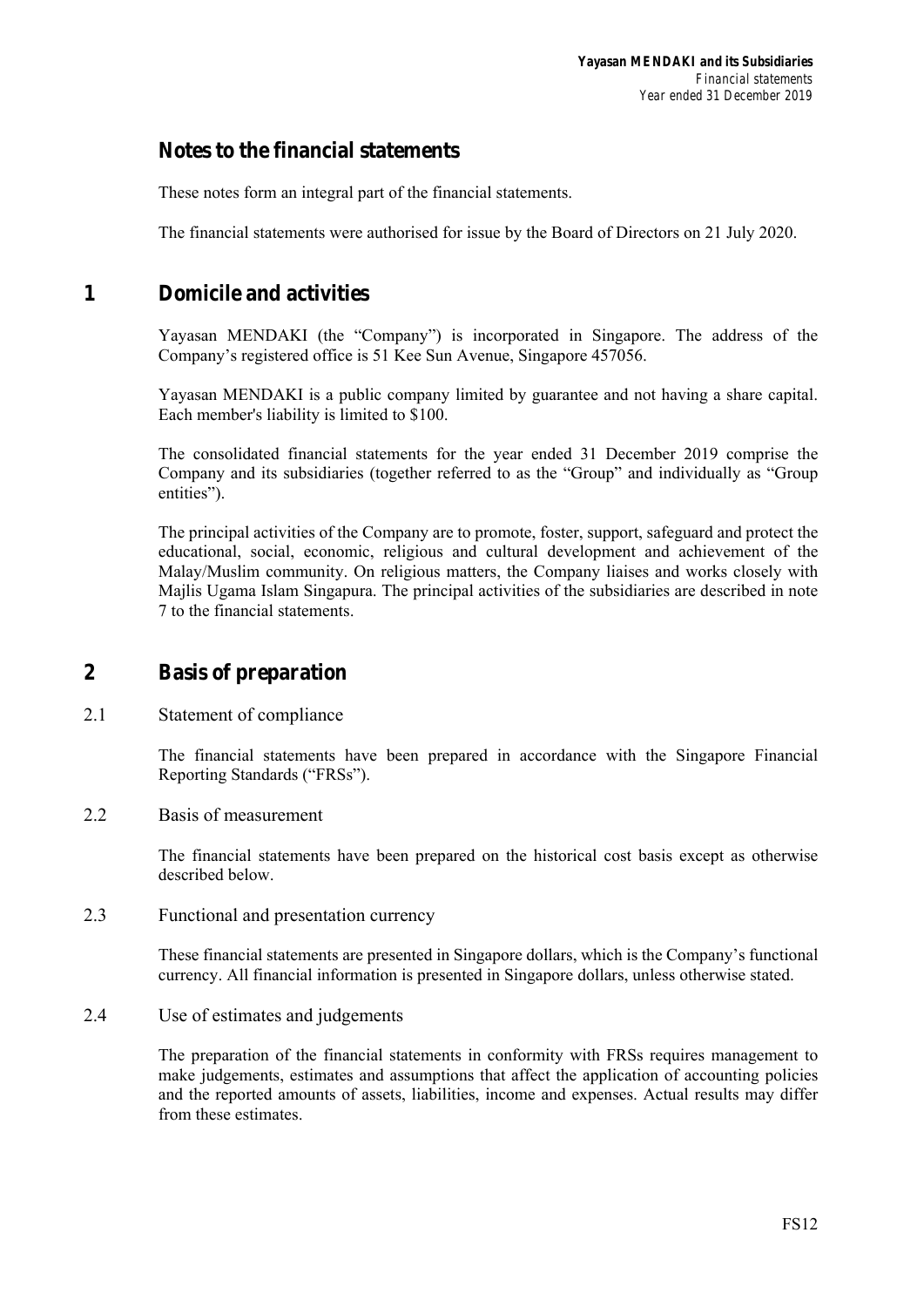# Notes to the financial statements

These notes form an integral part of the financial statements.

The financial statements were authorised for issue by the Board of Directors on 21 July 2020.

## 1 Domicile and activities

Yayasan MENDAKI (the "Company") is incorporated in Singapore. The address of the Company's registered office is 51 Kee Sun Avenue, Singapore 457056.

Yayasan MENDAKI is a public company limited by guarantee and not having a share capital. Each member's liability is limited to $100.

The consolidated financial statements for the year ended 31 December 2019 comprise the Company and its subsidiaries (together referred to as the "Group" and individually as "Group entities").

The principal activities of the Company are to promote, foster, support, safeguard and protect the educational, social, economic, religious and cultural development and achievement of the Malay/Muslim community. On religious matters, the Company liaises and works closely with Majlis Ugama Islam Singapura. The principal activities of the subsidiaries are described in note 7 to the financial statements.

## 2 Basis of preparation

### 2.1 Statement of compliance

The financial statements have been prepared in accordance with the Singapore Financial Reporting Standards ("FRSs").

### 2.2 Basis of measurement

The financial statements have been prepared on the historical cost basis except as otherwise described below.

### 2.3 Functional and presentation currency

These financial statements are presented in Singapore dollars, which is the Company's functional currency. All financial information is presented in Singapore dollars, unless otherwise stated.

### 2.4 Use of estimates and judgements

The preparation of the financial statements in conformity with FRSs requires management to make judgements, estimates and assumptions that affect the application of accounting policies and the reported amounts of assets, liabilities, income and expenses. Actual results may differ from these estimates.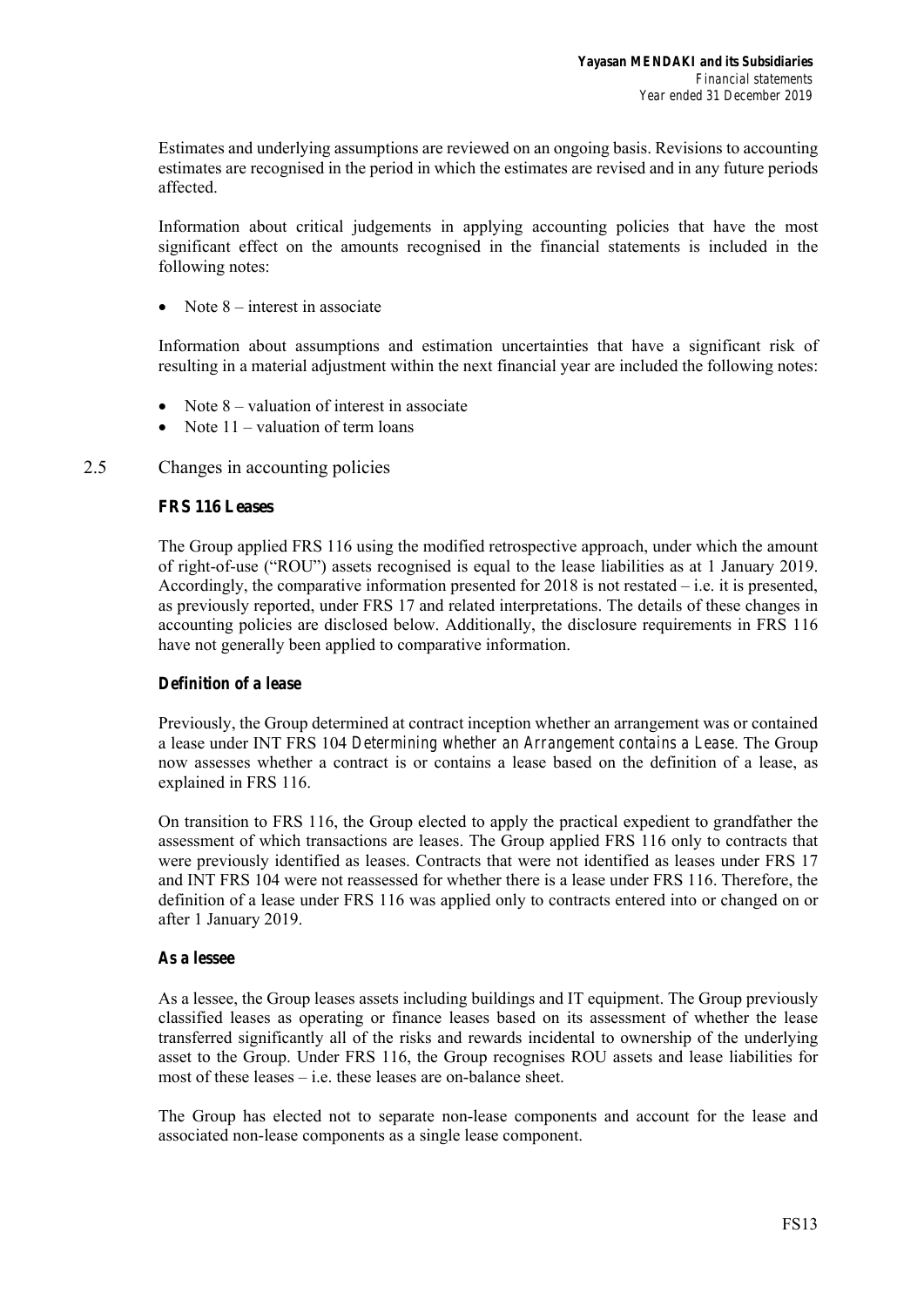Estimates and underlying assumptions are reviewed on an ongoing basis. Revisions to accounting estimates are recognised in the period in which the estimates are revised and in any future periods affected.

Information about critical judgements in applying accounting policies that have the most significant effect on the amounts recognised in the financial statements is included in the following notes:

- Note 8 – interest in associate

Information about assumptions and estimation uncertainties that have a significant risk of resulting in a material adjustment within the next financial year are included the following notes:

- Note 8 – valuation of interest in associate
- Note 11 – valuation of term loans

## 2.5 Changes in accounting policies

### *FRS 116 Leases*

The Group applied FRS 116 using the modified retrospective approach, under which the amount of right-of-use ("ROU") assets recognised is equal to the lease liabilities as at 1 January 2019. Accordingly, the comparative information presented for 2018 is not restated – i.e. it is presented, as previously reported, under FRS 17 and related interpretations. The details of these changes in accounting policies are disclosed below. Additionally, the disclosure requirements in FRS 116 have not generally been applied to comparative information.

#### *Definition of a lease*

Previously, the Group determined at contract inception whether an arrangement was or contained a lease under INT FRS 104 *Determining whether an Arrangement contains a Lease*. The Group now assesses whether a contract is or contains a lease based on the definition of a lease, as explained in FRS 116.

On transition to FRS 116, the Group elected to apply the practical expedient to grandfather the assessment of which transactions are leases. The Group applied FRS 116 only to contracts that were previously identified as leases. Contracts that were not identified as leases under FRS 17 and INT FRS 104 were not reassessed for whether there is a lease under FRS 116. Therefore, the definition of a lease under FRS 116 was applied only to contracts entered into or changed on or after 1 January 2019.

#### *As a lessee*

As a lessee, the Group leases assets including buildings and IT equipment. The Group previously classified leases as operating or finance leases based on its assessment of whether the lease transferred significantly all of the risks and rewards incidental to ownership of the underlying asset to the Group. Under FRS 116, the Group recognises ROU assets and lease liabilities for most of these leases – i.e. these leases are on-balance sheet.

The Group has elected not to separate non-lease components and account for the lease and associated non-lease components as a single lease component.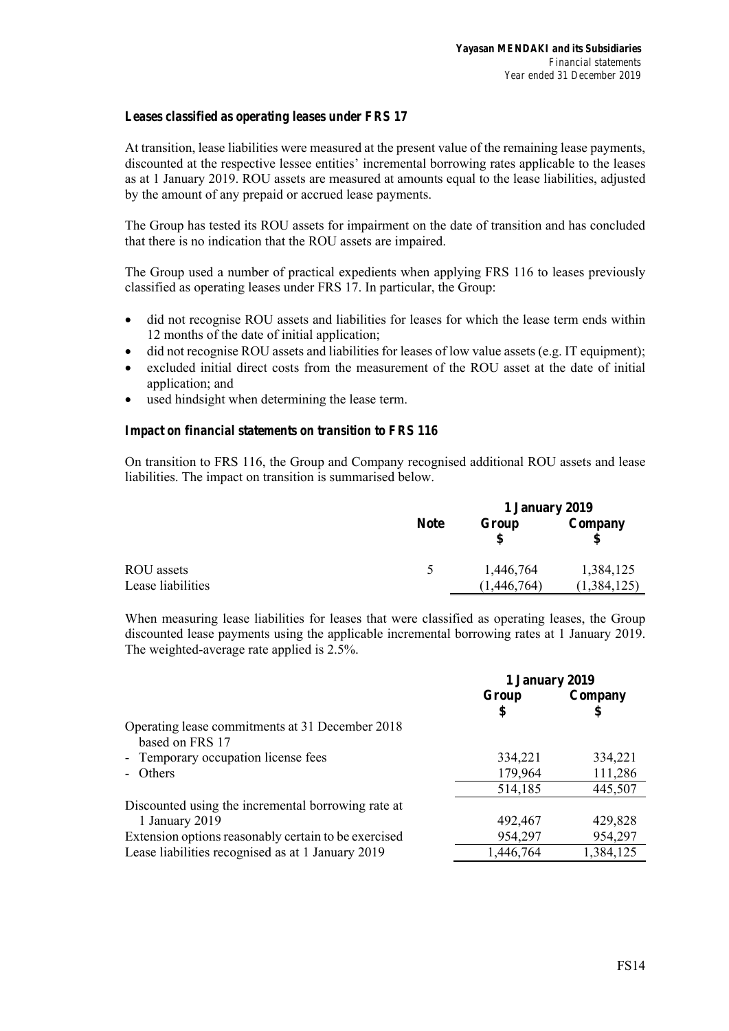### *Leases classified as operating leases under FRS 17*

At transition, lease liabilities were measured at the present value of the remaining lease payments, discounted at the respective lessee entities' incremental borrowing rates applicable to the leases as at 1 January 2019. ROU assets are measured at amounts equal to the lease liabilities, adjusted by the amount of any prepaid or accrued lease payments.

The Group has tested its ROU assets for impairment on the date of transition and has concluded that there is no indication that the ROU assets are impaired.

The Group used a number of practical expedients when applying FRS 116 to leases previously classified as operating leases under FRS 17. In particular, the Group:

- did not recognise ROU assets and liabilities for leases for which the lease term ends within 12 months of the date of initial application;
- did not recognise ROU assets and liabilities for leases of low value assets (e.g. IT equipment);
- excluded initial direct costs from the measurement of the ROU asset at the date of initial application; and
- used hindsight when determining the lease term.

### *Impact on financial statements on transition to FRS 116*

On transition to FRS 116, the Group and Company recognised additional ROU assets and lease liabilities. The impact on transition is summarised below.

| | Note | 1 January 2019 | |
|---|---|---|---|
| | | **Group** | **Company** |
| | | **$** | **$** |
| ROU assets | 5 | 1,446,764 | 1,384,125 |
| Lease liabilities | | (1,446,764) | (1,384,125) |

When measuring lease liabilities for leases that were classified as operating leases, the Group discounted lease payments using the applicable incremental borrowing rates at 1 January 2019. The weighted-average rate applied is 2.5%.

| | 1 January 2019 | |
|---|---|---|
| | **Group** | **Company** |
| | **$** | **$** |
| Operating lease commitments at 31 December 2018 based on FRS 17 | | |
| - Temporary occupation license fees | 334,221 | 334,221 |
| - Others | 179,964 | 111,286 |
| | 514,185 | 445,507 |
| Discounted using the incremental borrowing rate at 1 January 2019 | 492,467 | 429,828 |
| Extension options reasonably certain to be exercised | 954,297 | 954,297 |
| Lease liabilities recognised as at 1 January 2019 | 1,446,764 | 1,384,125 |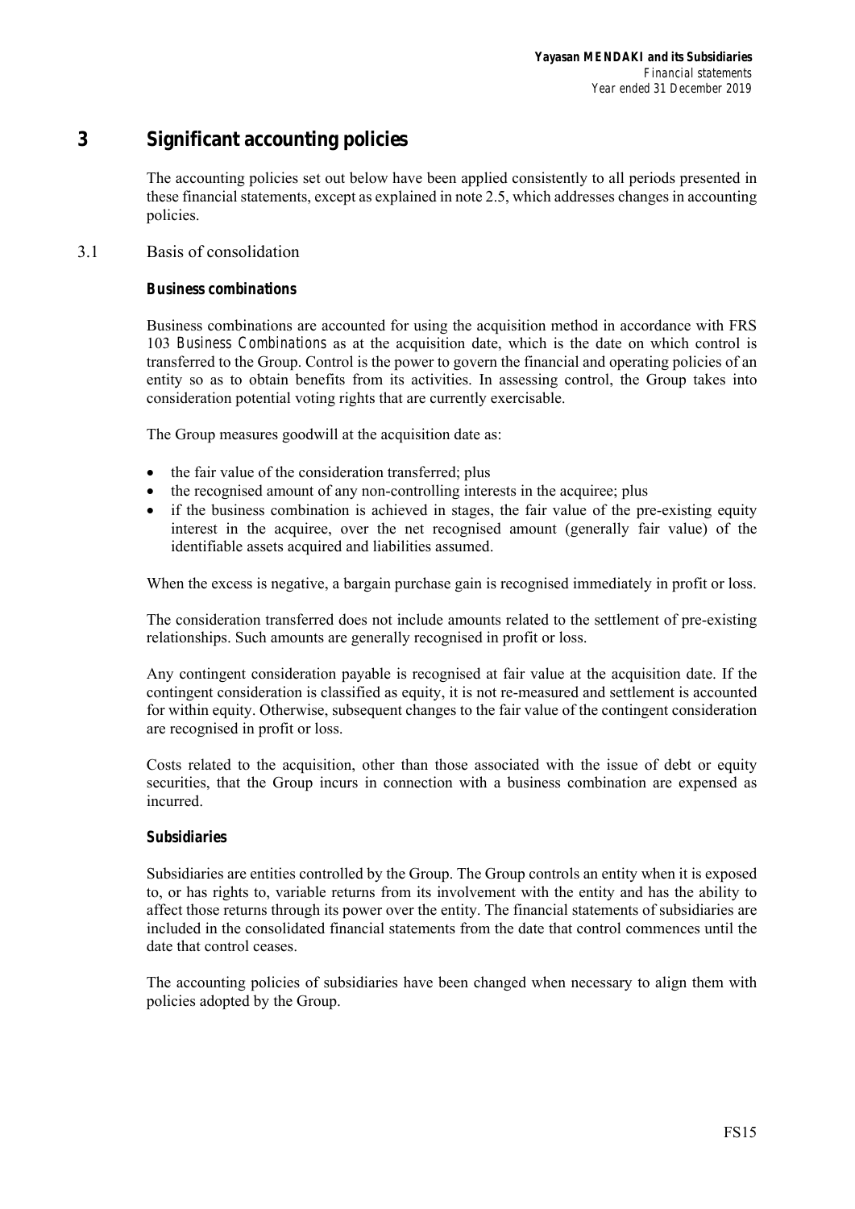# 3 Significant accounting policies

The accounting policies set out below have been applied consistently to all periods presented in these financial statements, except as explained in note 2.5, which addresses changes in accounting policies.

## 3.1 Basis of consolidation

***Business combinations***

Business combinations are accounted for using the acquisition method in accordance with FRS 103 *Business Combinations* as at the acquisition date, which is the date on which control is transferred to the Group. Control is the power to govern the financial and operating policies of an entity so as to obtain benefits from its activities. In assessing control, the Group takes into consideration potential voting rights that are currently exercisable.

The Group measures goodwill at the acquisition date as:

- the fair value of the consideration transferred; plus
- the recognised amount of any non-controlling interests in the acquiree; plus
- if the business combination is achieved in stages, the fair value of the pre-existing equity interest in the acquiree, over the net recognised amount (generally fair value) of the identifiable assets acquired and liabilities assumed.

When the excess is negative, a bargain purchase gain is recognised immediately in profit or loss.

The consideration transferred does not include amounts related to the settlement of pre-existing relationships. Such amounts are generally recognised in profit or loss.

Any contingent consideration payable is recognised at fair value at the acquisition date. If the contingent consideration is classified as equity, it is not re-measured and settlement is accounted for within equity. Otherwise, subsequent changes to the fair value of the contingent consideration are recognised in profit or loss.

Costs related to the acquisition, other than those associated with the issue of debt or equity securities, that the Group incurs in connection with a business combination are expensed as incurred.

***Subsidiaries***

Subsidiaries are entities controlled by the Group. The Group controls an entity when it is exposed to, or has rights to, variable returns from its involvement with the entity and has the ability to affect those returns through its power over the entity. The financial statements of subsidiaries are included in the consolidated financial statements from the date that control commences until the date that control ceases.

The accounting policies of subsidiaries have been changed when necessary to align them with policies adopted by the Group.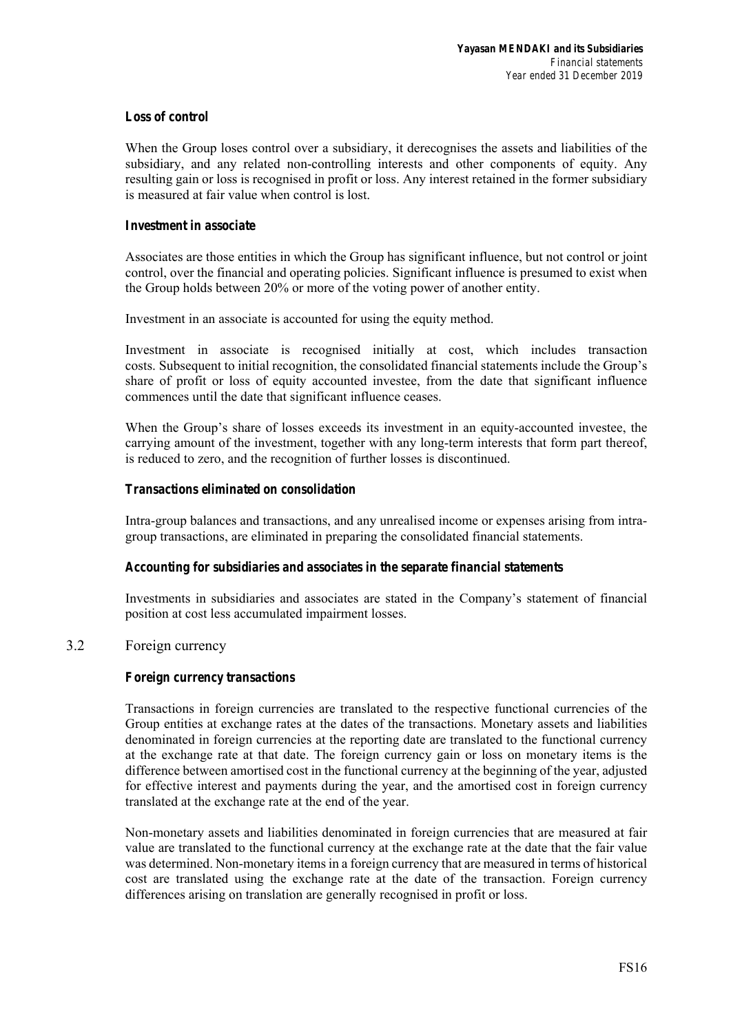**Loss of control**

When the Group loses control over a subsidiary, it derecognises the assets and liabilities of the subsidiary, and any related non-controlling interests and other components of equity. Any resulting gain or loss is recognised in profit or loss. Any interest retained in the former subsidiary is measured at fair value when control is lost.

**Investment in associate**

Associates are those entities in which the Group has significant influence, but not control or joint control, over the financial and operating policies. Significant influence is presumed to exist when the Group holds between 20% or more of the voting power of another entity.

Investment in an associate is accounted for using the equity method.

Investment in associate is recognised initially at cost, which includes transaction costs. Subsequent to initial recognition, the consolidated financial statements include the Group's share of profit or loss of equity accounted investee, from the date that significant influence commences until the date that significant influence ceases.

When the Group's share of losses exceeds its investment in an equity-accounted investee, the carrying amount of the investment, together with any long-term interests that form part thereof, is reduced to zero, and the recognition of further losses is discontinued.

**Transactions eliminated on consolidation**

Intra-group balances and transactions, and any unrealised income or expenses arising from intra-group transactions, are eliminated in preparing the consolidated financial statements.

**Accounting for subsidiaries and associates in the separate financial statements**

Investments in subsidiaries and associates are stated in the Company's statement of financial position at cost less accumulated impairment losses.

## 3.2 Foreign currency

**Foreign currency transactions**

Transactions in foreign currencies are translated to the respective functional currencies of the Group entities at exchange rates at the dates of the transactions. Monetary assets and liabilities denominated in foreign currencies at the reporting date are translated to the functional currency at the exchange rate at that date. The foreign currency gain or loss on monetary items is the difference between amortised cost in the functional currency at the beginning of the year, adjusted for effective interest and payments during the year, and the amortised cost in foreign currency translated at the exchange rate at the end of the year.

Non-monetary assets and liabilities denominated in foreign currencies that are measured at fair value are translated to the functional currency at the exchange rate at the date that the fair value was determined. Non-monetary items in a foreign currency that are measured in terms of historical cost are translated using the exchange rate at the date of the transaction. Foreign currency differences arising on translation are generally recognised in profit or loss.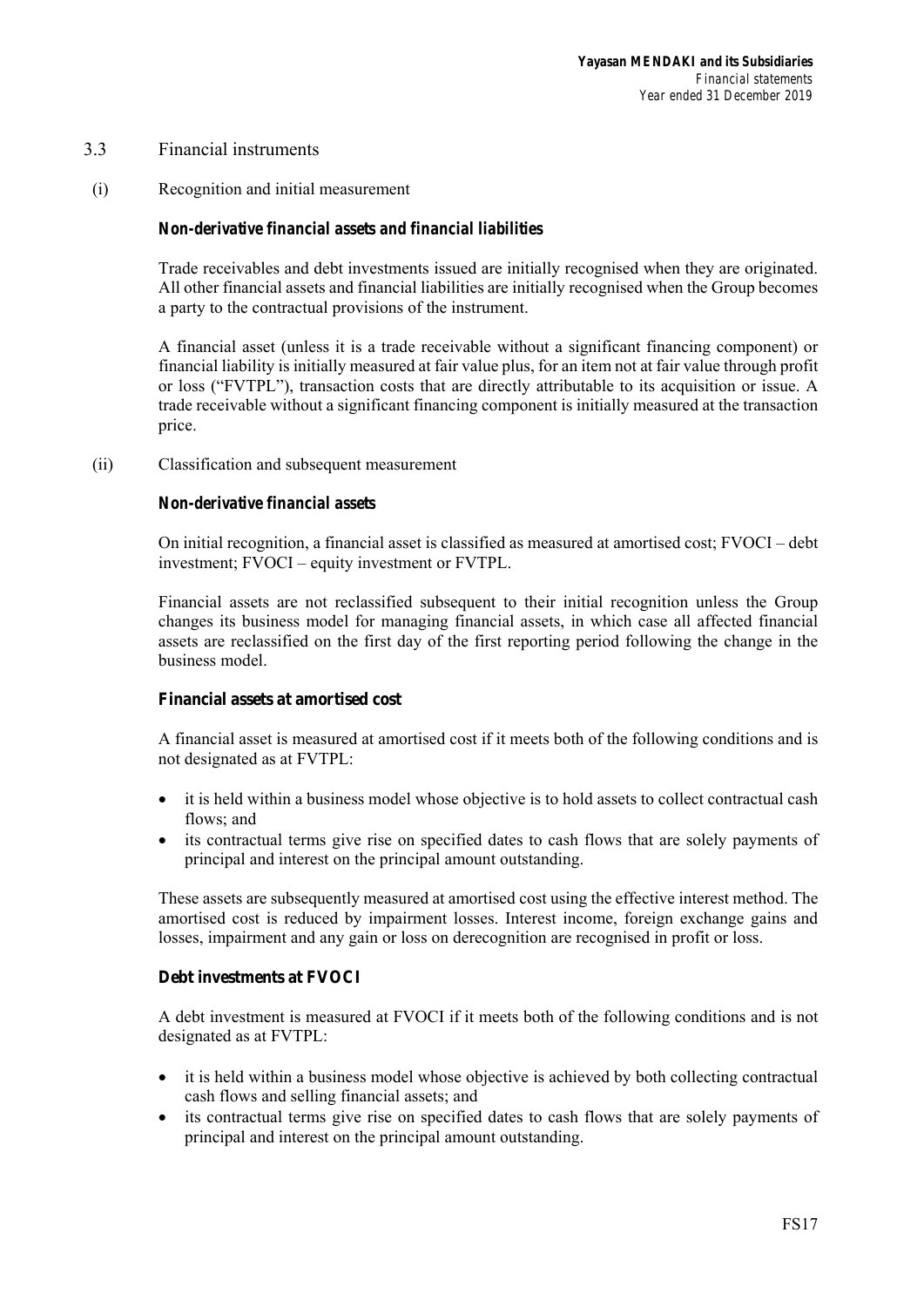## 3.3 Financial instruments

### (i) Recognition and initial measurement

***Non-derivative financial assets and financial liabilities***

Trade receivables and debt investments issued are initially recognised when they are originated. All other financial assets and financial liabilities are initially recognised when the Group becomes a party to the contractual provisions of the instrument.

A financial asset (unless it is a trade receivable without a significant financing component) or financial liability is initially measured at fair value plus, for an item not at fair value through profit or loss ("FVTPL"), transaction costs that are directly attributable to its acquisition or issue. A trade receivable without a significant financing component is initially measured at the transaction price.

### (ii) Classification and subsequent measurement

***Non-derivative financial assets***

On initial recognition, a financial asset is classified as measured at amortised cost; FVOCI – debt investment; FVOCI – equity investment or FVTPL.

Financial assets are not reclassified subsequent to their initial recognition unless the Group changes its business model for managing financial assets, in which case all affected financial assets are reclassified on the first day of the first reporting period following the change in the business model.

***Financial assets at amortised cost***

A financial asset is measured at amortised cost if it meets both of the following conditions and is not designated as at FVTPL:

- it is held within a business model whose objective is to hold assets to collect contractual cash flows; and
- its contractual terms give rise on specified dates to cash flows that are solely payments of principal and interest on the principal amount outstanding.

These assets are subsequently measured at amortised cost using the effective interest method. The amortised cost is reduced by impairment losses. Interest income, foreign exchange gains and losses, impairment and any gain or loss on derecognition are recognised in profit or loss.

***Debt investments at FVOCI***

A debt investment is measured at FVOCI if it meets both of the following conditions and is not designated as at FVTPL:

- it is held within a business model whose objective is achieved by both collecting contractual cash flows and selling financial assets; and
- its contractual terms give rise on specified dates to cash flows that are solely payments of principal and interest on the principal amount outstanding.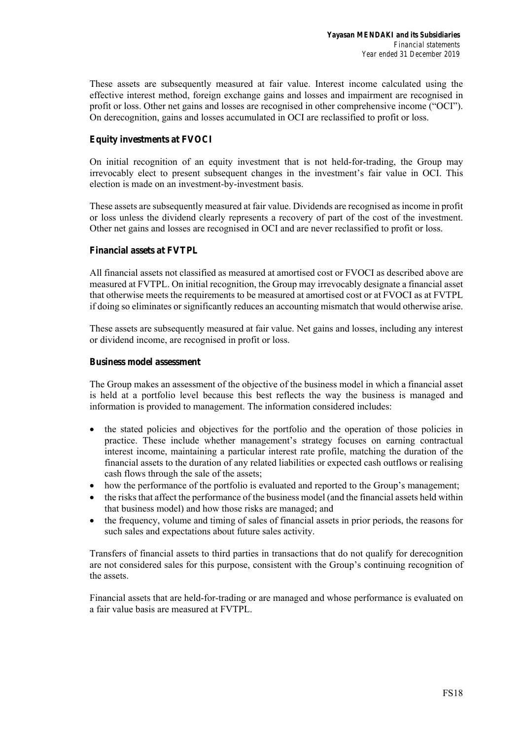These assets are subsequently measured at fair value. Interest income calculated using the effective interest method, foreign exchange gains and losses and impairment are recognised in profit or loss. Other net gains and losses are recognised in other comprehensive income ("OCI"). On derecognition, gains and losses accumulated in OCI are reclassified to profit or loss.

**Equity investments at FVOCI**

On initial recognition of an equity investment that is not held-for-trading, the Group may irrevocably elect to present subsequent changes in the investment's fair value in OCI. This election is made on an investment-by-investment basis.

These assets are subsequently measured at fair value. Dividends are recognised as income in profit or loss unless the dividend clearly represents a recovery of part of the cost of the investment. Other net gains and losses are recognised in OCI and are never reclassified to profit or loss.

**Financial assets at FVTPL**

All financial assets not classified as measured at amortised cost or FVOCI as described above are measured at FVTPL. On initial recognition, the Group may irrevocably designate a financial asset that otherwise meets the requirements to be measured at amortised cost or at FVOCI as at FVTPL if doing so eliminates or significantly reduces an accounting mismatch that would otherwise arise.

These assets are subsequently measured at fair value. Net gains and losses, including any interest or dividend income, are recognised in profit or loss.

**Business model assessment**

The Group makes an assessment of the objective of the business model in which a financial asset is held at a portfolio level because this best reflects the way the business is managed and information is provided to management. The information considered includes:

- the stated policies and objectives for the portfolio and the operation of those policies in practice. These include whether management's strategy focuses on earning contractual interest income, maintaining a particular interest rate profile, matching the duration of the financial assets to the duration of any related liabilities or expected cash outflows or realising cash flows through the sale of the assets;
- how the performance of the portfolio is evaluated and reported to the Group's management;
- the risks that affect the performance of the business model (and the financial assets held within that business model) and how those risks are managed; and
- the frequency, volume and timing of sales of financial assets in prior periods, the reasons for such sales and expectations about future sales activity.

Transfers of financial assets to third parties in transactions that do not qualify for derecognition are not considered sales for this purpose, consistent with the Group's continuing recognition of the assets.

Financial assets that are held-for-trading or are managed and whose performance is evaluated on a fair value basis are measured at FVTPL.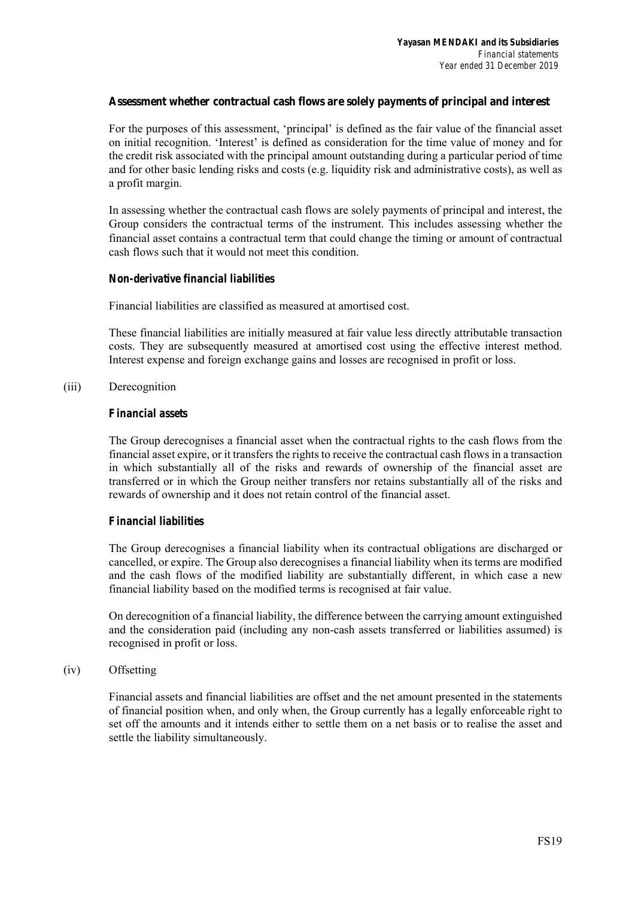**Assessment whether contractual cash flows are solely payments of principal and interest**

For the purposes of this assessment, 'principal' is defined as the fair value of the financial asset on initial recognition. 'Interest' is defined as consideration for the time value of money and for the credit risk associated with the principal amount outstanding during a particular period of time and for other basic lending risks and costs (e.g. liquidity risk and administrative costs), as well as a profit margin.

In assessing whether the contractual cash flows are solely payments of principal and interest, the Group considers the contractual terms of the instrument. This includes assessing whether the financial asset contains a contractual term that could change the timing or amount of contractual cash flows such that it would not meet this condition.

***Non-derivative financial liabilities***

Financial liabilities are classified as measured at amortised cost.

These financial liabilities are initially measured at fair value less directly attributable transaction costs. They are subsequently measured at amortised cost using the effective interest method. Interest expense and foreign exchange gains and losses are recognised in profit or loss.

(iii) Derecognition

***Financial assets***

The Group derecognises a financial asset when the contractual rights to the cash flows from the financial asset expire, or it transfers the rights to receive the contractual cash flows in a transaction in which substantially all of the risks and rewards of ownership of the financial asset are transferred or in which the Group neither transfers nor retains substantially all of the risks and rewards of ownership and it does not retain control of the financial asset.

***Financial liabilities***

The Group derecognises a financial liability when its contractual obligations are discharged or cancelled, or expire. The Group also derecognises a financial liability when its terms are modified and the cash flows of the modified liability are substantially different, in which case a new financial liability based on the modified terms is recognised at fair value.

On derecognition of a financial liability, the difference between the carrying amount extinguished and the consideration paid (including any non-cash assets transferred or liabilities assumed) is recognised in profit or loss.

(iv) Offsetting

Financial assets and financial liabilities are offset and the net amount presented in the statements of financial position when, and only when, the Group currently has a legally enforceable right to set off the amounts and it intends either to settle them on a net basis or to realise the asset and settle the liability simultaneously.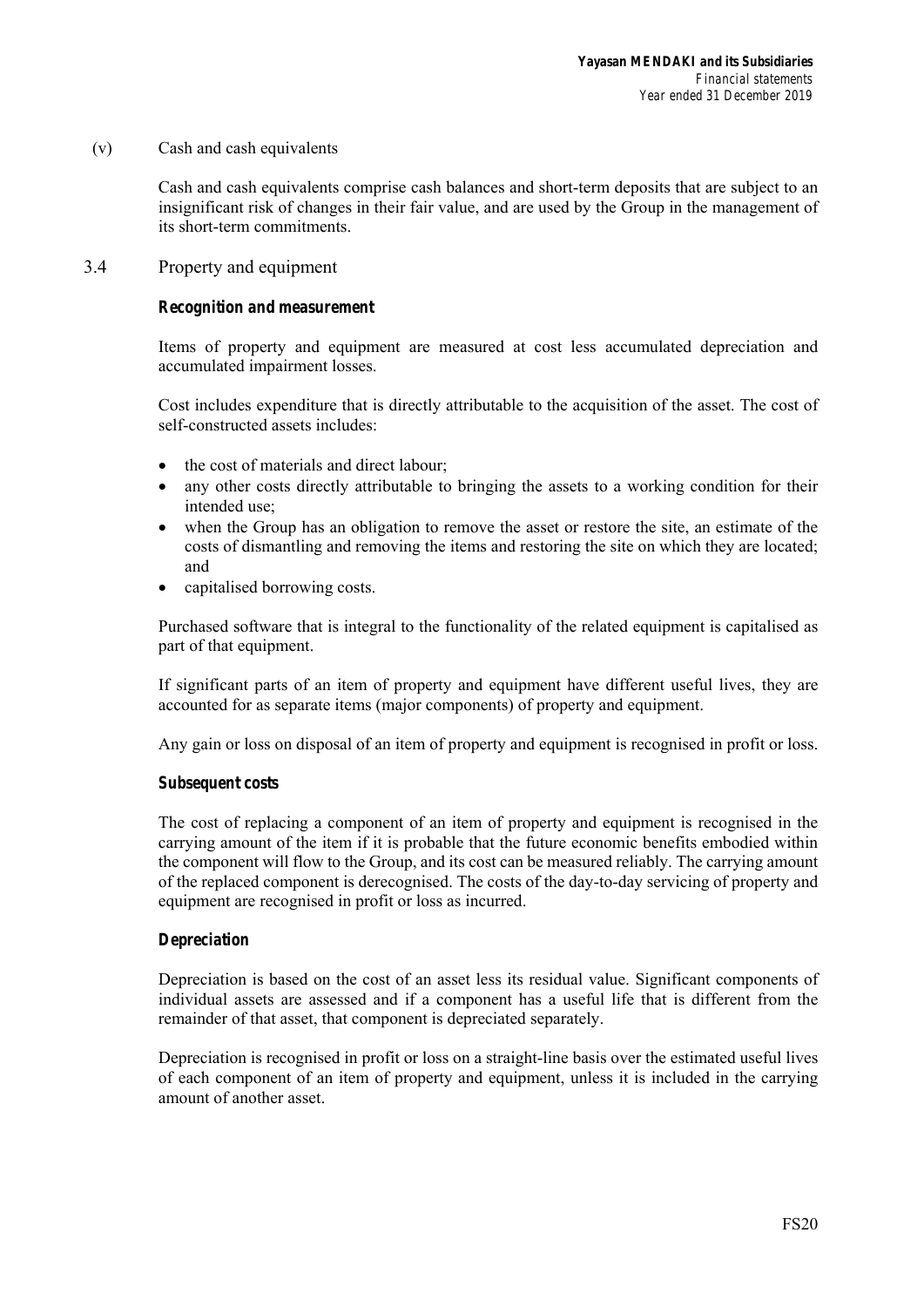(v) Cash and cash equivalents

Cash and cash equivalents comprise cash balances and short-term deposits that are subject to an insignificant risk of changes in their fair value, and are used by the Group in the management of its short-term commitments.

## 3.4 Property and equipment

***Recognition and measurement***

Items of property and equipment are measured at cost less accumulated depreciation and accumulated impairment losses.

Cost includes expenditure that is directly attributable to the acquisition of the asset. The cost of self-constructed assets includes:

- the cost of materials and direct labour;
- any other costs directly attributable to bringing the assets to a working condition for their intended use;
- when the Group has an obligation to remove the asset or restore the site, an estimate of the costs of dismantling and removing the items and restoring the site on which they are located; and
- capitalised borrowing costs.

Purchased software that is integral to the functionality of the related equipment is capitalised as part of that equipment.

If significant parts of an item of property and equipment have different useful lives, they are accounted for as separate items (major components) of property and equipment.

Any gain or loss on disposal of an item of property and equipment is recognised in profit or loss.

***Subsequent costs***

The cost of replacing a component of an item of property and equipment is recognised in the carrying amount of the item if it is probable that the future economic benefits embodied within the component will flow to the Group, and its cost can be measured reliably. The carrying amount of the replaced component is derecognised. The costs of the day-to-day servicing of property and equipment are recognised in profit or loss as incurred.

***Depreciation***

Depreciation is based on the cost of an asset less its residual value. Significant components of individual assets are assessed and if a component has a useful life that is different from the remainder of that asset, that component is depreciated separately.

Depreciation is recognised in profit or loss on a straight-line basis over the estimated useful lives of each component of an item of property and equipment, unless it is included in the carrying amount of another asset.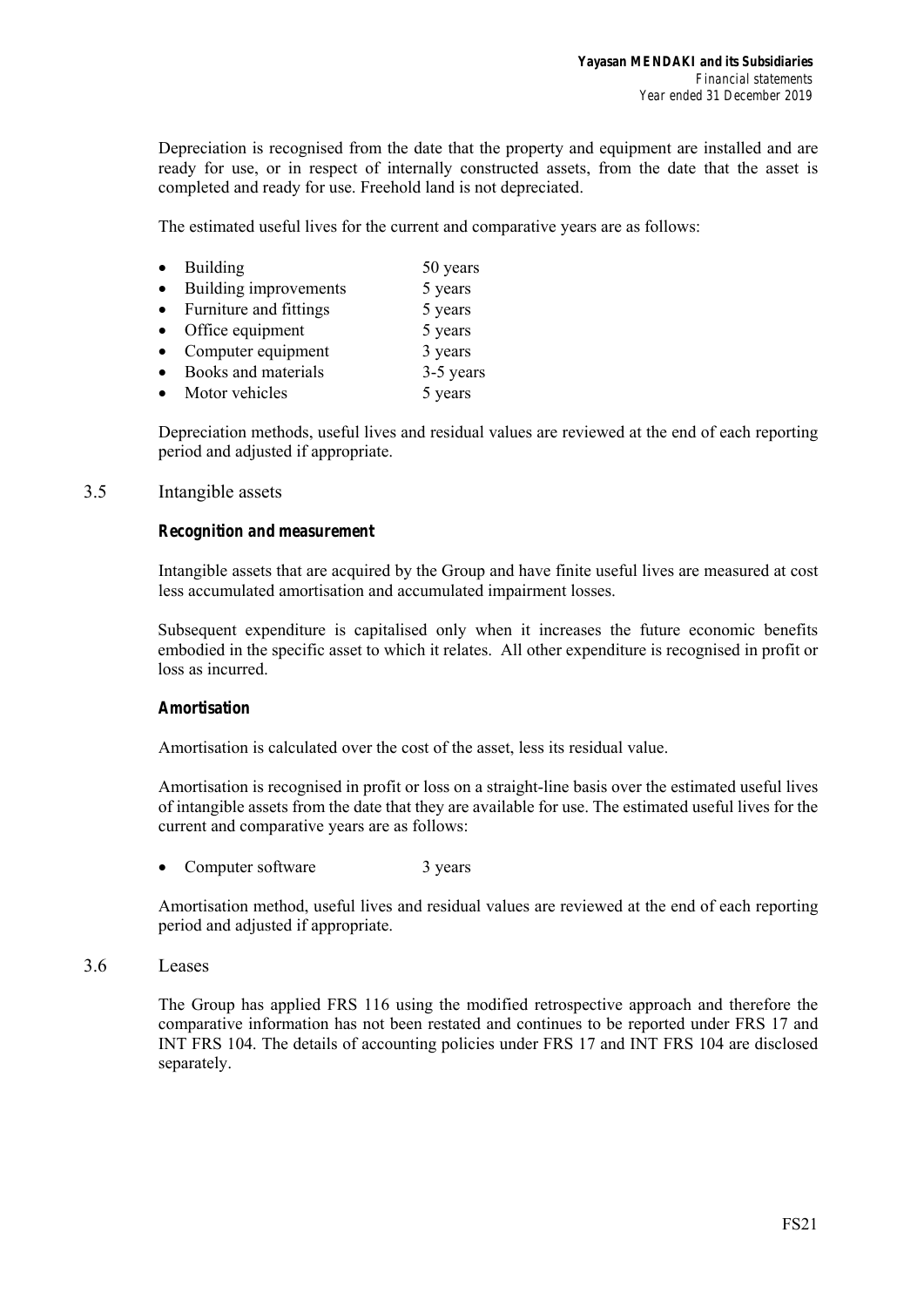Depreciation is recognised from the date that the property and equipment are installed and are ready for use, or in respect of internally constructed assets, from the date that the asset is completed and ready for use. Freehold land is not depreciated.

The estimated useful lives for the current and comparative years are as follows:

- Building 50 years
- Building improvements 5 years
- Furniture and fittings 5 years
- Office equipment 5 years
- Computer equipment 3 years
- Books and materials 3-5 years
- Motor vehicles 5 years

Depreciation methods, useful lives and residual values are reviewed at the end of each reporting period and adjusted if appropriate.

## 3.5 Intangible assets

***Recognition and measurement***

Intangible assets that are acquired by the Group and have finite useful lives are measured at cost less accumulated amortisation and accumulated impairment losses.

Subsequent expenditure is capitalised only when it increases the future economic benefits embodied in the specific asset to which it relates. All other expenditure is recognised in profit or loss as incurred.

***Amortisation***

Amortisation is calculated over the cost of the asset, less its residual value.

Amortisation is recognised in profit or loss on a straight-line basis over the estimated useful lives of intangible assets from the date that they are available for use. The estimated useful lives for the current and comparative years are as follows:

- Computer software 3 years

Amortisation method, useful lives and residual values are reviewed at the end of each reporting period and adjusted if appropriate.

## 3.6 Leases

The Group has applied FRS 116 using the modified retrospective approach and therefore the comparative information has not been restated and continues to be reported under FRS 17 and INT FRS 104. The details of accounting policies under FRS 17 and INT FRS 104 are disclosed separately.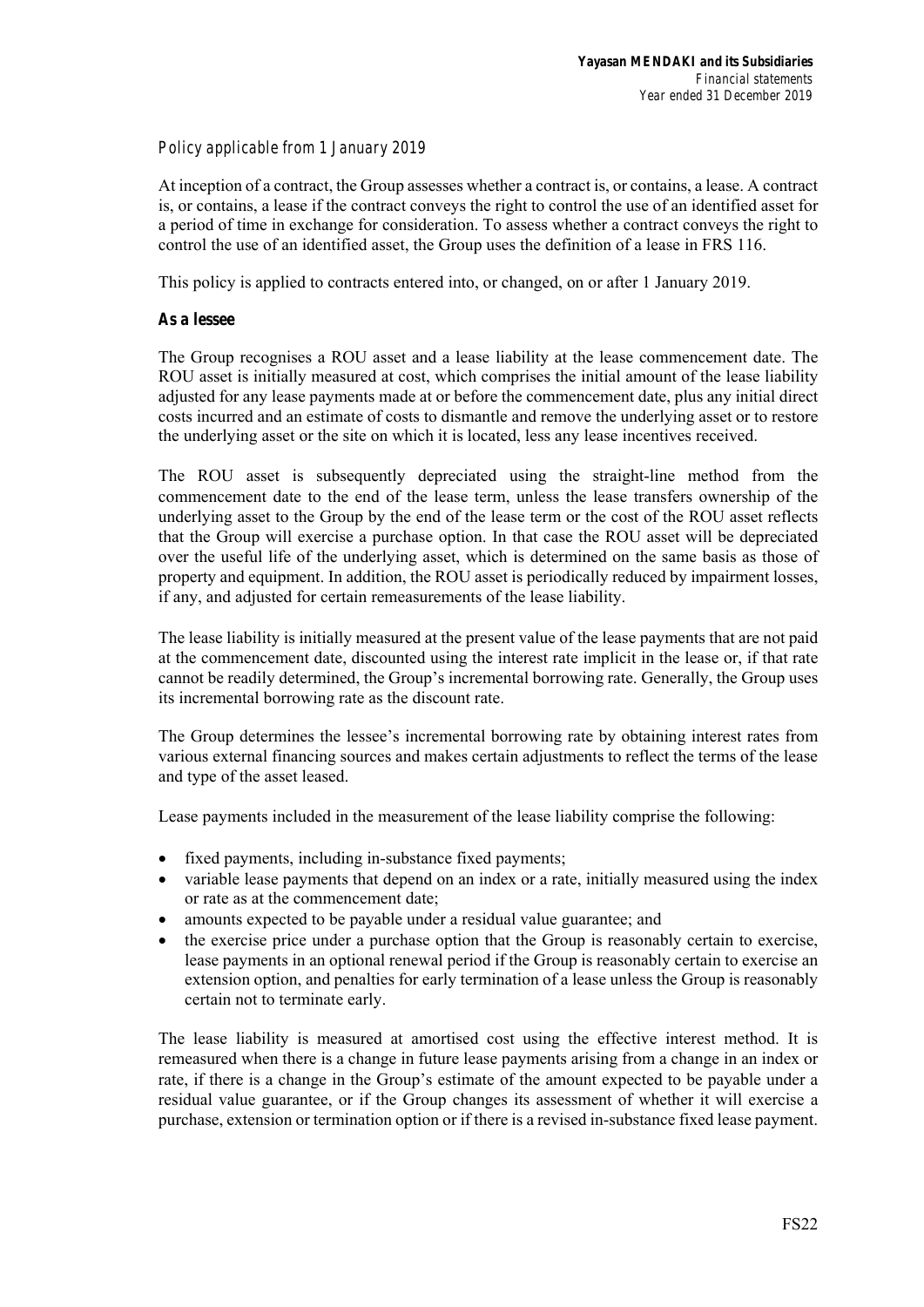*Policy applicable from 1 January 2019*

At inception of a contract, the Group assesses whether a contract is, or contains, a lease. A contract is, or contains, a lease if the contract conveys the right to control the use of an identified asset for a period of time in exchange for consideration. To assess whether a contract conveys the right to control the use of an identified asset, the Group uses the definition of a lease in FRS 116.

This policy is applied to contracts entered into, or changed, on or after 1 January 2019.

**As a lessee**

The Group recognises a ROU asset and a lease liability at the lease commencement date. The ROU asset is initially measured at cost, which comprises the initial amount of the lease liability adjusted for any lease payments made at or before the commencement date, plus any initial direct costs incurred and an estimate of costs to dismantle and remove the underlying asset or to restore the underlying asset or the site on which it is located, less any lease incentives received.

The ROU asset is subsequently depreciated using the straight-line method from the commencement date to the end of the lease term, unless the lease transfers ownership of the underlying asset to the Group by the end of the lease term or the cost of the ROU asset reflects that the Group will exercise a purchase option. In that case the ROU asset will be depreciated over the useful life of the underlying asset, which is determined on the same basis as those of property and equipment. In addition, the ROU asset is periodically reduced by impairment losses, if any, and adjusted for certain remeasurements of the lease liability.

The lease liability is initially measured at the present value of the lease payments that are not paid at the commencement date, discounted using the interest rate implicit in the lease or, if that rate cannot be readily determined, the Group's incremental borrowing rate. Generally, the Group uses its incremental borrowing rate as the discount rate.

The Group determines the lessee's incremental borrowing rate by obtaining interest rates from various external financing sources and makes certain adjustments to reflect the terms of the lease and type of the asset leased.

Lease payments included in the measurement of the lease liability comprise the following:

- fixed payments, including in-substance fixed payments;
- variable lease payments that depend on an index or a rate, initially measured using the index or rate as at the commencement date;
- amounts expected to be payable under a residual value guarantee; and
- the exercise price under a purchase option that the Group is reasonably certain to exercise, lease payments in an optional renewal period if the Group is reasonably certain to exercise an extension option, and penalties for early termination of a lease unless the Group is reasonably certain not to terminate early.

The lease liability is measured at amortised cost using the effective interest method. It is remeasured when there is a change in future lease payments arising from a change in an index or rate, if there is a change in the Group's estimate of the amount expected to be payable under a residual value guarantee, or if the Group changes its assessment of whether it will exercise a purchase, extension or termination option or if there is a revised in-substance fixed lease payment.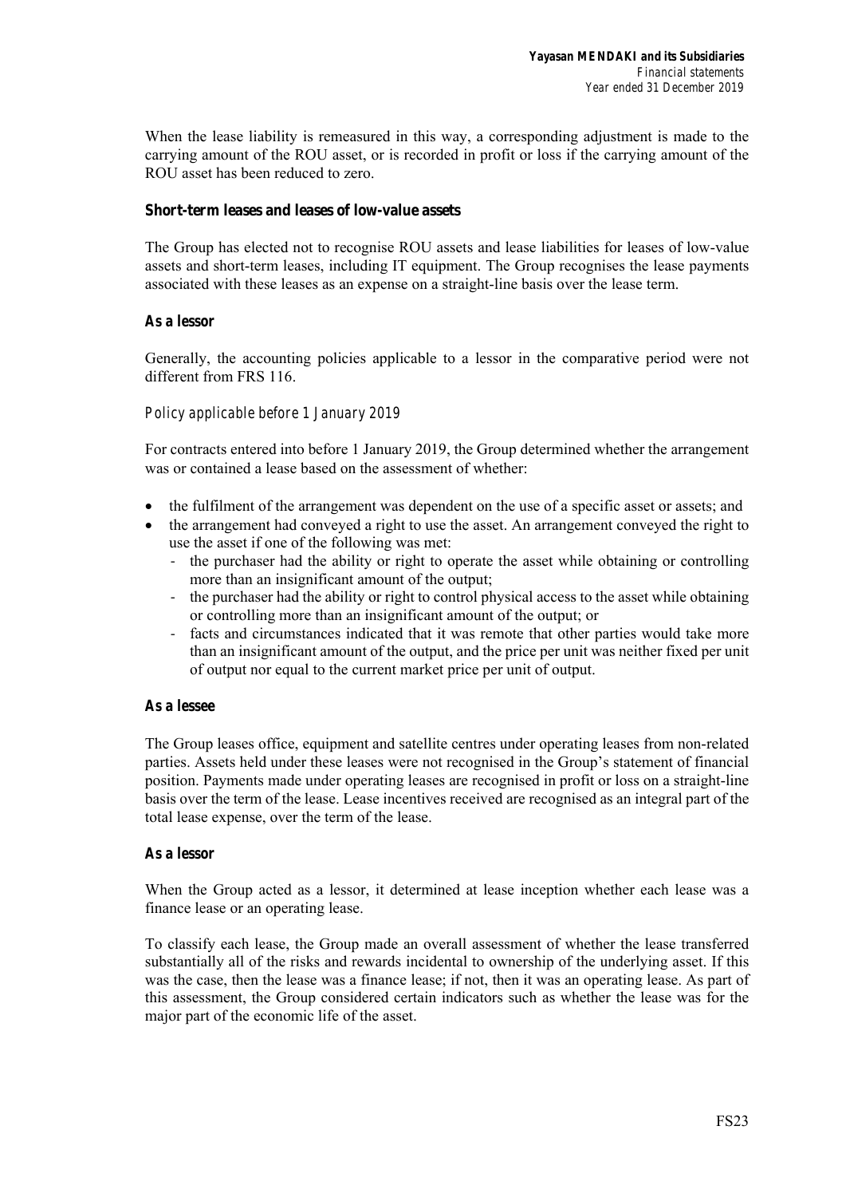When the lease liability is remeasured in this way, a corresponding adjustment is made to the carrying amount of the ROU asset, or is recorded in profit or loss if the carrying amount of the ROU asset has been reduced to zero.

**Short-term leases and leases of low-value assets**

The Group has elected not to recognise ROU assets and lease liabilities for leases of low-value assets and short-term leases, including IT equipment. The Group recognises the lease payments associated with these leases as an expense on a straight-line basis over the lease term.

**As a lessor**

Generally, the accounting policies applicable to a lessor in the comparative period were not different from FRS 116.

*Policy applicable before 1 January 2019*

For contracts entered into before 1 January 2019, the Group determined whether the arrangement was or contained a lease based on the assessment of whether:

- the fulfilment of the arrangement was dependent on the use of a specific asset or assets; and
- the arrangement had conveyed a right to use the asset. An arrangement conveyed the right to use the asset if one of the following was met:
  - the purchaser had the ability or right to operate the asset while obtaining or controlling more than an insignificant amount of the output;
  - the purchaser had the ability or right to control physical access to the asset while obtaining or controlling more than an insignificant amount of the output; or
  - facts and circumstances indicated that it was remote that other parties would take more than an insignificant amount of the output, and the price per unit was neither fixed per unit of output nor equal to the current market price per unit of output.

**As a lessee**

The Group leases office, equipment and satellite centres under operating leases from non-related parties. Assets held under these leases were not recognised in the Group's statement of financial position. Payments made under operating leases are recognised in profit or loss on a straight-line basis over the term of the lease. Lease incentives received are recognised as an integral part of the total lease expense, over the term of the lease.

**As a lessor**

When the Group acted as a lessor, it determined at lease inception whether each lease was a finance lease or an operating lease.

To classify each lease, the Group made an overall assessment of whether the lease transferred substantially all of the risks and rewards incidental to ownership of the underlying asset. If this was the case, then the lease was a finance lease; if not, then it was an operating lease. As part of this assessment, the Group considered certain indicators such as whether the lease was for the major part of the economic life of the asset.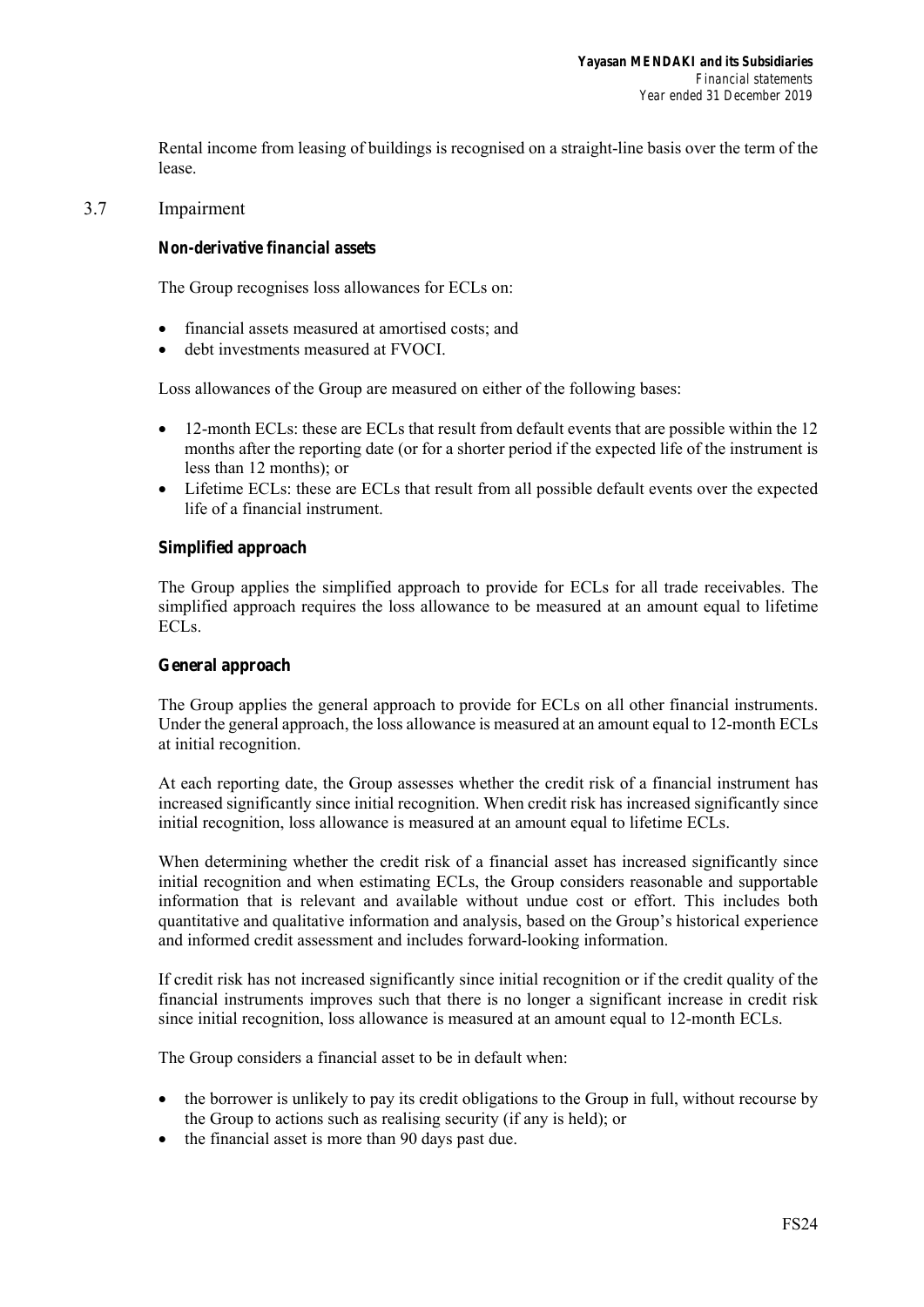Rental income from leasing of buildings is recognised on a straight-line basis over the term of the lease.

## 3.7 Impairment

***Non-derivative financial assets***

The Group recognises loss allowances for ECLs on:

- financial assets measured at amortised costs; and
- debt investments measured at FVOCI.

Loss allowances of the Group are measured on either of the following bases:

- 12-month ECLs: these are ECLs that result from default events that are possible within the 12 months after the reporting date (or for a shorter period if the expected life of the instrument is less than 12 months); or
- Lifetime ECLs: these are ECLs that result from all possible default events over the expected life of a financial instrument.

***Simplified approach***

The Group applies the simplified approach to provide for ECLs for all trade receivables. The simplified approach requires the loss allowance to be measured at an amount equal to lifetime ECLs.

***General approach***

The Group applies the general approach to provide for ECLs on all other financial instruments. Under the general approach, the loss allowance is measured at an amount equal to 12-month ECLs at initial recognition.

At each reporting date, the Group assesses whether the credit risk of a financial instrument has increased significantly since initial recognition. When credit risk has increased significantly since initial recognition, loss allowance is measured at an amount equal to lifetime ECLs.

When determining whether the credit risk of a financial asset has increased significantly since initial recognition and when estimating ECLs, the Group considers reasonable and supportable information that is relevant and available without undue cost or effort. This includes both quantitative and qualitative information and analysis, based on the Group's historical experience and informed credit assessment and includes forward-looking information.

If credit risk has not increased significantly since initial recognition or if the credit quality of the financial instruments improves such that there is no longer a significant increase in credit risk since initial recognition, loss allowance is measured at an amount equal to 12-month ECLs.

The Group considers a financial asset to be in default when:

- the borrower is unlikely to pay its credit obligations to the Group in full, without recourse by the Group to actions such as realising security (if any is held); or
- the financial asset is more than 90 days past due.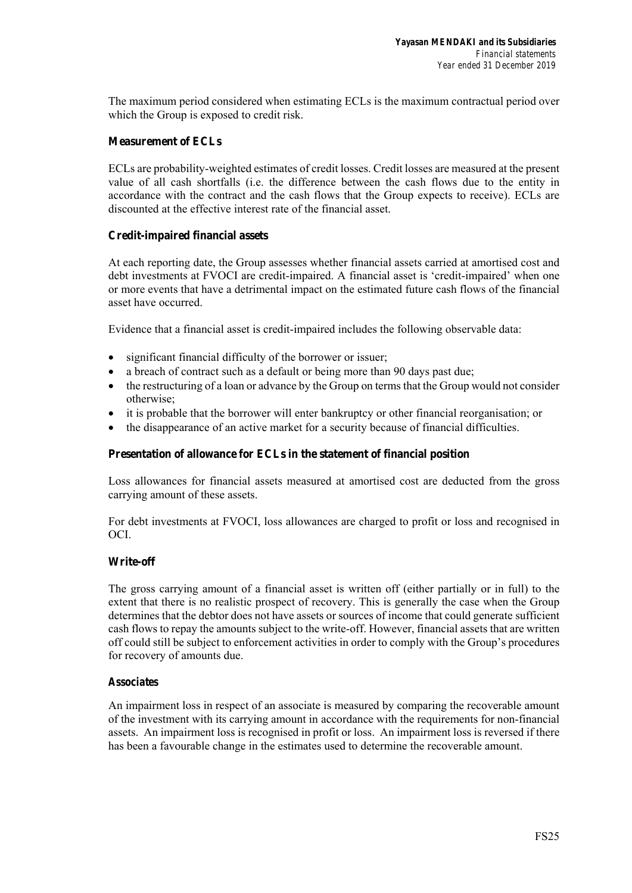The maximum period considered when estimating ECLs is the maximum contractual period over which the Group is exposed to credit risk.

**Measurement of ECLs**

ECLs are probability-weighted estimates of credit losses. Credit losses are measured at the present value of all cash shortfalls (i.e. the difference between the cash flows due to the entity in accordance with the contract and the cash flows that the Group expects to receive). ECLs are discounted at the effective interest rate of the financial asset.

**Credit-impaired financial assets**

At each reporting date, the Group assesses whether financial assets carried at amortised cost and debt investments at FVOCI are credit-impaired. A financial asset is 'credit-impaired' when one or more events that have a detrimental impact on the estimated future cash flows of the financial asset have occurred.

Evidence that a financial asset is credit-impaired includes the following observable data:

- significant financial difficulty of the borrower or issuer;
- a breach of contract such as a default or being more than 90 days past due;
- the restructuring of a loan or advance by the Group on terms that the Group would not consider otherwise;
- it is probable that the borrower will enter bankruptcy or other financial reorganisation; or
- the disappearance of an active market for a security because of financial difficulties.

**Presentation of allowance for ECLs in the statement of financial position**

Loss allowances for financial assets measured at amortised cost are deducted from the gross carrying amount of these assets.

For debt investments at FVOCI, loss allowances are charged to profit or loss and recognised in OCI.

**Write-off**

The gross carrying amount of a financial asset is written off (either partially or in full) to the extent that there is no realistic prospect of recovery. This is generally the case when the Group determines that the debtor does not have assets or sources of income that could generate sufficient cash flows to repay the amounts subject to the write-off. However, financial assets that are written off could still be subject to enforcement activities in order to comply with the Group's procedures for recovery of amounts due.

**Associates**

An impairment loss in respect of an associate is measured by comparing the recoverable amount of the investment with its carrying amount in accordance with the requirements for non-financial assets. An impairment loss is recognised in profit or loss. An impairment loss is reversed if there has been a favourable change in the estimates used to determine the recoverable amount.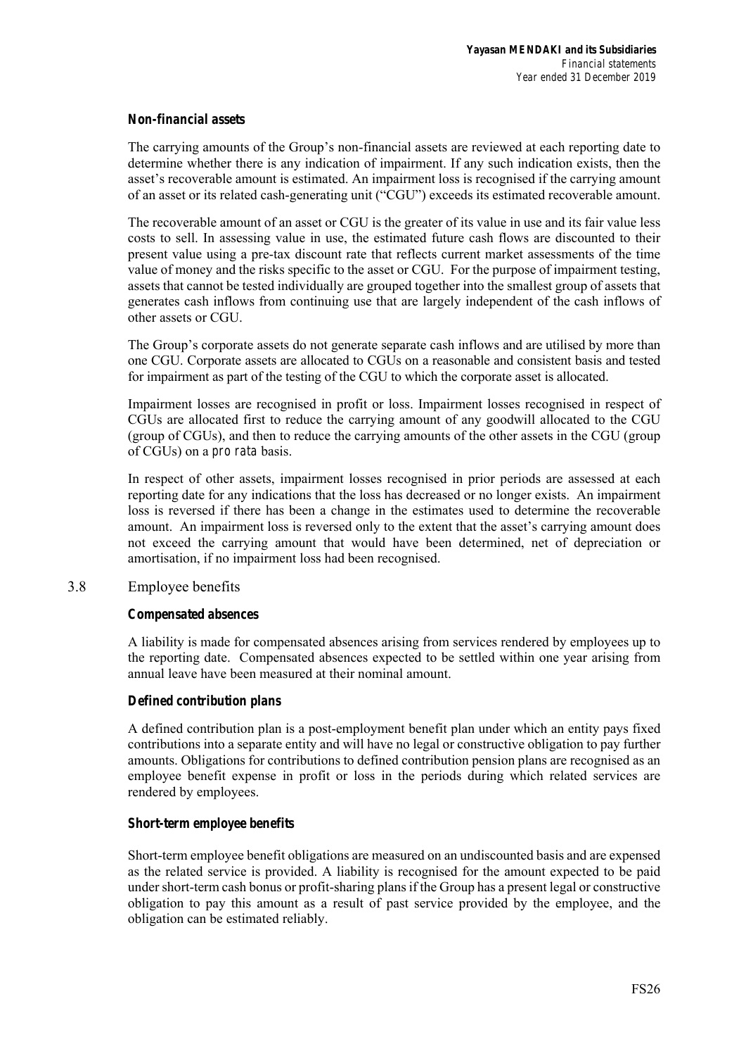***Non-financial assets***

The carrying amounts of the Group's non-financial assets are reviewed at each reporting date to determine whether there is any indication of impairment. If any such indication exists, then the asset's recoverable amount is estimated. An impairment loss is recognised if the carrying amount of an asset or its related cash-generating unit ("CGU") exceeds its estimated recoverable amount.

The recoverable amount of an asset or CGU is the greater of its value in use and its fair value less costs to sell. In assessing value in use, the estimated future cash flows are discounted to their present value using a pre-tax discount rate that reflects current market assessments of the time value of money and the risks specific to the asset or CGU. For the purpose of impairment testing, assets that cannot be tested individually are grouped together into the smallest group of assets that generates cash inflows from continuing use that are largely independent of the cash inflows of other assets or CGU.

The Group's corporate assets do not generate separate cash inflows and are utilised by more than one CGU. Corporate assets are allocated to CGUs on a reasonable and consistent basis and tested for impairment as part of the testing of the CGU to which the corporate asset is allocated.

Impairment losses are recognised in profit or loss. Impairment losses recognised in respect of CGUs are allocated first to reduce the carrying amount of any goodwill allocated to the CGU (group of CGUs), and then to reduce the carrying amounts of the other assets in the CGU (group of CGUs) on a *pro rata* basis.

In respect of other assets, impairment losses recognised in prior periods are assessed at each reporting date for any indications that the loss has decreased or no longer exists. An impairment loss is reversed if there has been a change in the estimates used to determine the recoverable amount. An impairment loss is reversed only to the extent that the asset's carrying amount does not exceed the carrying amount that would have been determined, net of depreciation or amortisation, if no impairment loss had been recognised.

## 3.8 Employee benefits

***Compensated absences***

A liability is made for compensated absences arising from services rendered by employees up to the reporting date. Compensated absences expected to be settled within one year arising from annual leave have been measured at their nominal amount.

***Defined contribution plans***

A defined contribution plan is a post-employment benefit plan under which an entity pays fixed contributions into a separate entity and will have no legal or constructive obligation to pay further amounts. Obligations for contributions to defined contribution pension plans are recognised as an employee benefit expense in profit or loss in the periods during which related services are rendered by employees.

***Short-term employee benefits***

Short-term employee benefit obligations are measured on an undiscounted basis and are expensed as the related service is provided. A liability is recognised for the amount expected to be paid under short-term cash bonus or profit-sharing plans if the Group has a present legal or constructive obligation to pay this amount as a result of past service provided by the employee, and the obligation can be estimated reliably.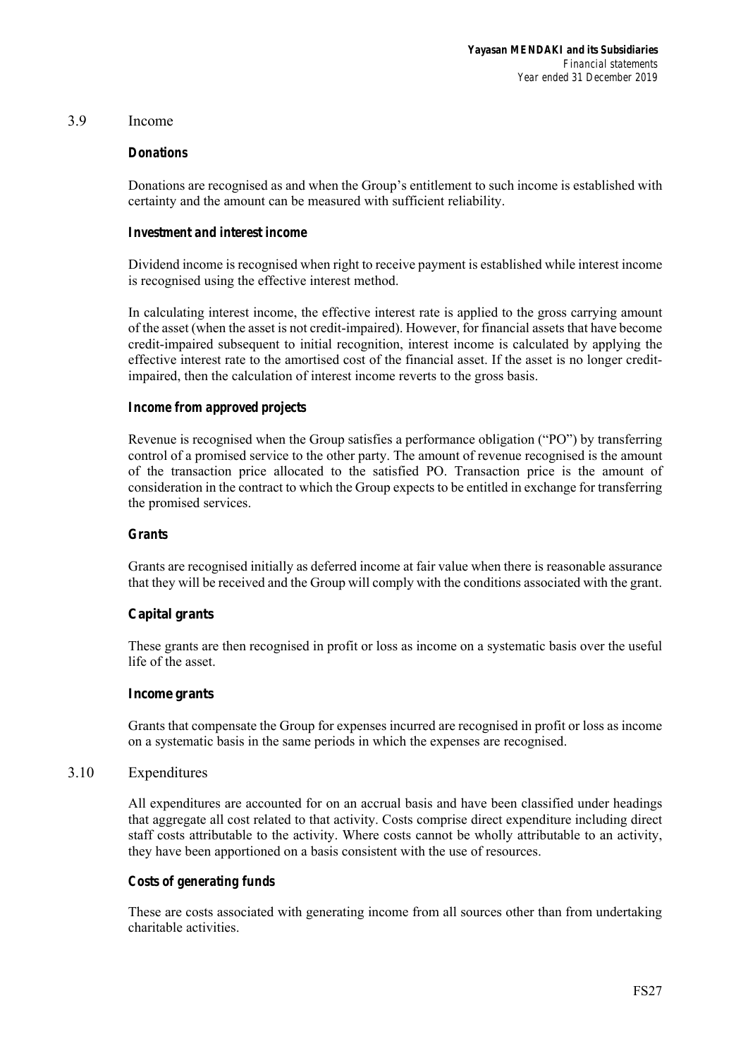## 3.9 Income

***Donations***

Donations are recognised as and when the Group's entitlement to such income is established with certainty and the amount can be measured with sufficient reliability.

***Investment and interest income***

Dividend income is recognised when right to receive payment is established while interest income is recognised using the effective interest method.

In calculating interest income, the effective interest rate is applied to the gross carrying amount of the asset (when the asset is not credit-impaired). However, for financial assets that have become credit-impaired subsequent to initial recognition, interest income is calculated by applying the effective interest rate to the amortised cost of the financial asset. If the asset is no longer credit-impaired, then the calculation of interest income reverts to the gross basis.

***Income from approved projects***

Revenue is recognised when the Group satisfies a performance obligation ("PO") by transferring control of a promised service to the other party. The amount of revenue recognised is the amount of the transaction price allocated to the satisfied PO. Transaction price is the amount of consideration in the contract to which the Group expects to be entitled in exchange for transferring the promised services.

***Grants***

Grants are recognised initially as deferred income at fair value when there is reasonable assurance that they will be received and the Group will comply with the conditions associated with the grant.

***Capital grants***

These grants are then recognised in profit or loss as income on a systematic basis over the useful life of the asset.

***Income grants***

Grants that compensate the Group for expenses incurred are recognised in profit or loss as income on a systematic basis in the same periods in which the expenses are recognised.

## 3.10 Expenditures

All expenditures are accounted for on an accrual basis and have been classified under headings that aggregate all cost related to that activity. Costs comprise direct expenditure including direct staff costs attributable to the activity. Where costs cannot be wholly attributable to an activity, they have been apportioned on a basis consistent with the use of resources.

***Costs of generating funds***

These are costs associated with generating income from all sources other than from undertaking charitable activities.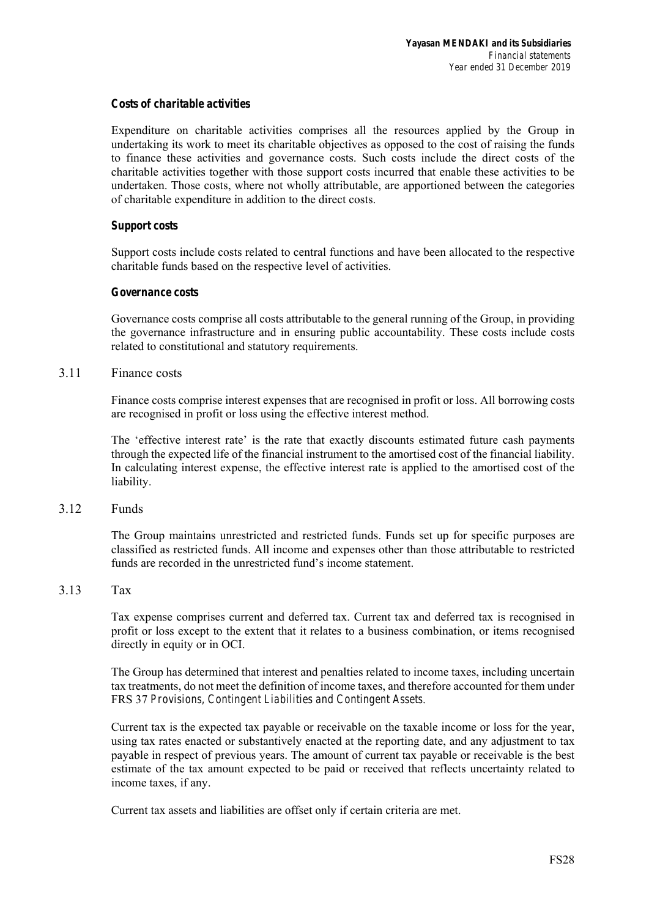**Costs of charitable activities**

Expenditure on charitable activities comprises all the resources applied by the Group in undertaking its work to meet its charitable objectives as opposed to the cost of raising the funds to finance these activities and governance costs. Such costs include the direct costs of the charitable activities together with those support costs incurred that enable these activities to be undertaken. Those costs, where not wholly attributable, are apportioned between the categories of charitable expenditure in addition to the direct costs.

**Support costs**

Support costs include costs related to central functions and have been allocated to the respective charitable funds based on the respective level of activities.

**Governance costs**

Governance costs comprise all costs attributable to the general running of the Group, in providing the governance infrastructure and in ensuring public accountability. These costs include costs related to constitutional and statutory requirements.

## 3.11 Finance costs

Finance costs comprise interest expenses that are recognised in profit or loss. All borrowing costs are recognised in profit or loss using the effective interest method.

The 'effective interest rate' is the rate that exactly discounts estimated future cash payments through the expected life of the financial instrument to the amortised cost of the financial liability. In calculating interest expense, the effective interest rate is applied to the amortised cost of the liability.

## 3.12 Funds

The Group maintains unrestricted and restricted funds. Funds set up for specific purposes are classified as restricted funds. All income and expenses other than those attributable to restricted funds are recorded in the unrestricted fund's income statement.

## 3.13 Tax

Tax expense comprises current and deferred tax. Current tax and deferred tax is recognised in profit or loss except to the extent that it relates to a business combination, or items recognised directly in equity or in OCI.

The Group has determined that interest and penalties related to income taxes, including uncertain tax treatments, do not meet the definition of income taxes, and therefore accounted for them under FRS 37 *Provisions, Contingent Liabilities and Contingent Assets*.

Current tax is the expected tax payable or receivable on the taxable income or loss for the year, using tax rates enacted or substantively enacted at the reporting date, and any adjustment to tax payable in respect of previous years. The amount of current tax payable or receivable is the best estimate of the tax amount expected to be paid or received that reflects uncertainty related to income taxes, if any.

Current tax assets and liabilities are offset only if certain criteria are met.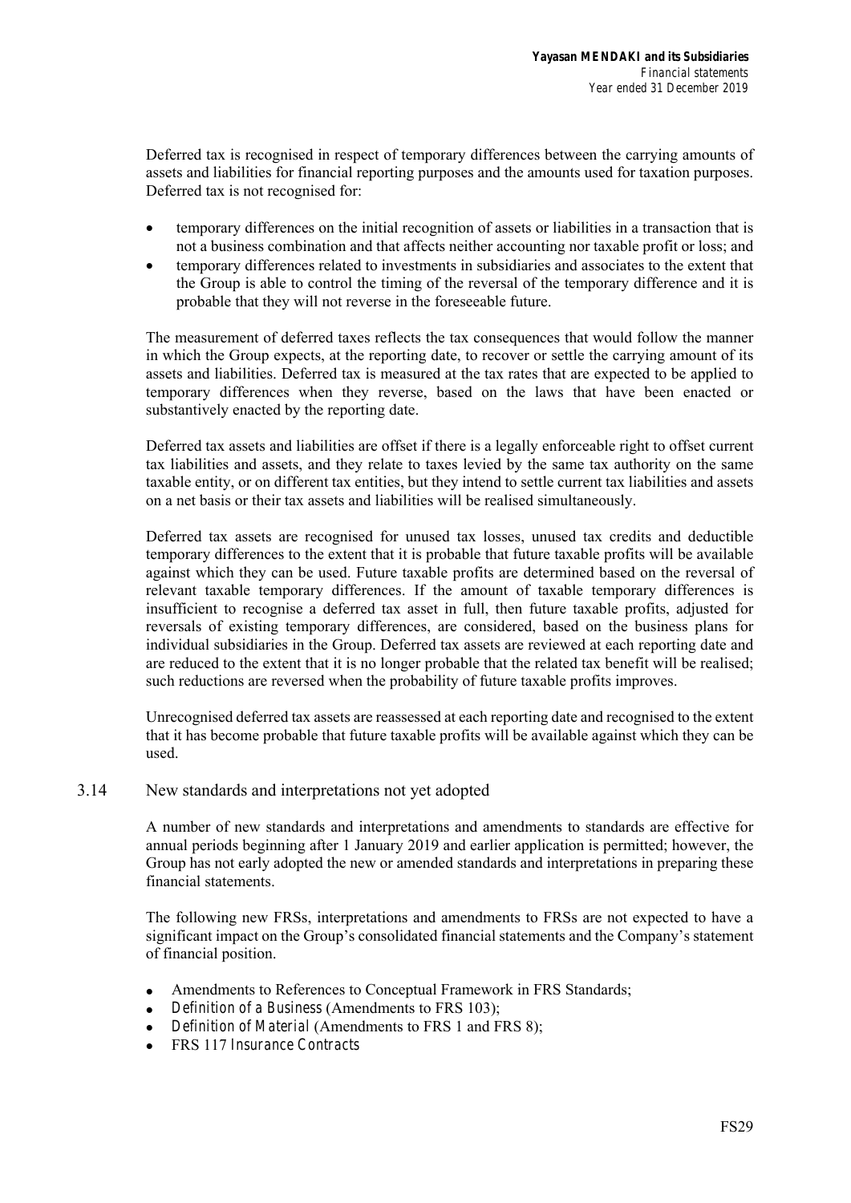Deferred tax is recognised in respect of temporary differences between the carrying amounts of assets and liabilities for financial reporting purposes and the amounts used for taxation purposes. Deferred tax is not recognised for:

- temporary differences on the initial recognition of assets or liabilities in a transaction that is not a business combination and that affects neither accounting nor taxable profit or loss; and
- temporary differences related to investments in subsidiaries and associates to the extent that the Group is able to control the timing of the reversal of the temporary difference and it is probable that they will not reverse in the foreseeable future.

The measurement of deferred taxes reflects the tax consequences that would follow the manner in which the Group expects, at the reporting date, to recover or settle the carrying amount of its assets and liabilities. Deferred tax is measured at the tax rates that are expected to be applied to temporary differences when they reverse, based on the laws that have been enacted or substantively enacted by the reporting date.

Deferred tax assets and liabilities are offset if there is a legally enforceable right to offset current tax liabilities and assets, and they relate to taxes levied by the same tax authority on the same taxable entity, or on different tax entities, but they intend to settle current tax liabilities and assets on a net basis or their tax assets and liabilities will be realised simultaneously.

Deferred tax assets are recognised for unused tax losses, unused tax credits and deductible temporary differences to the extent that it is probable that future taxable profits will be available against which they can be used. Future taxable profits are determined based on the reversal of relevant taxable temporary differences. If the amount of taxable temporary differences is insufficient to recognise a deferred tax asset in full, then future taxable profits, adjusted for reversals of existing temporary differences, are considered, based on the business plans for individual subsidiaries in the Group. Deferred tax assets are reviewed at each reporting date and are reduced to the extent that it is no longer probable that the related tax benefit will be realised; such reductions are reversed when the probability of future taxable profits improves.

Unrecognised deferred tax assets are reassessed at each reporting date and recognised to the extent that it has become probable that future taxable profits will be available against which they can be used.

## 3.14 New standards and interpretations not yet adopted

A number of new standards and interpretations and amendments to standards are effective for annual periods beginning after 1 January 2019 and earlier application is permitted; however, the Group has not early adopted the new or amended standards and interpretations in preparing these financial statements.

The following new FRSs, interpretations and amendments to FRSs are not expected to have a significant impact on the Group's consolidated financial statements and the Company's statement of financial position.

- Amendments to References to Conceptual Framework in FRS Standards;
- *Definition of a Business* (Amendments to FRS 103);
- *Definition of Material* (Amendments to FRS 1 and FRS 8);
- FRS 117 *Insurance Contracts*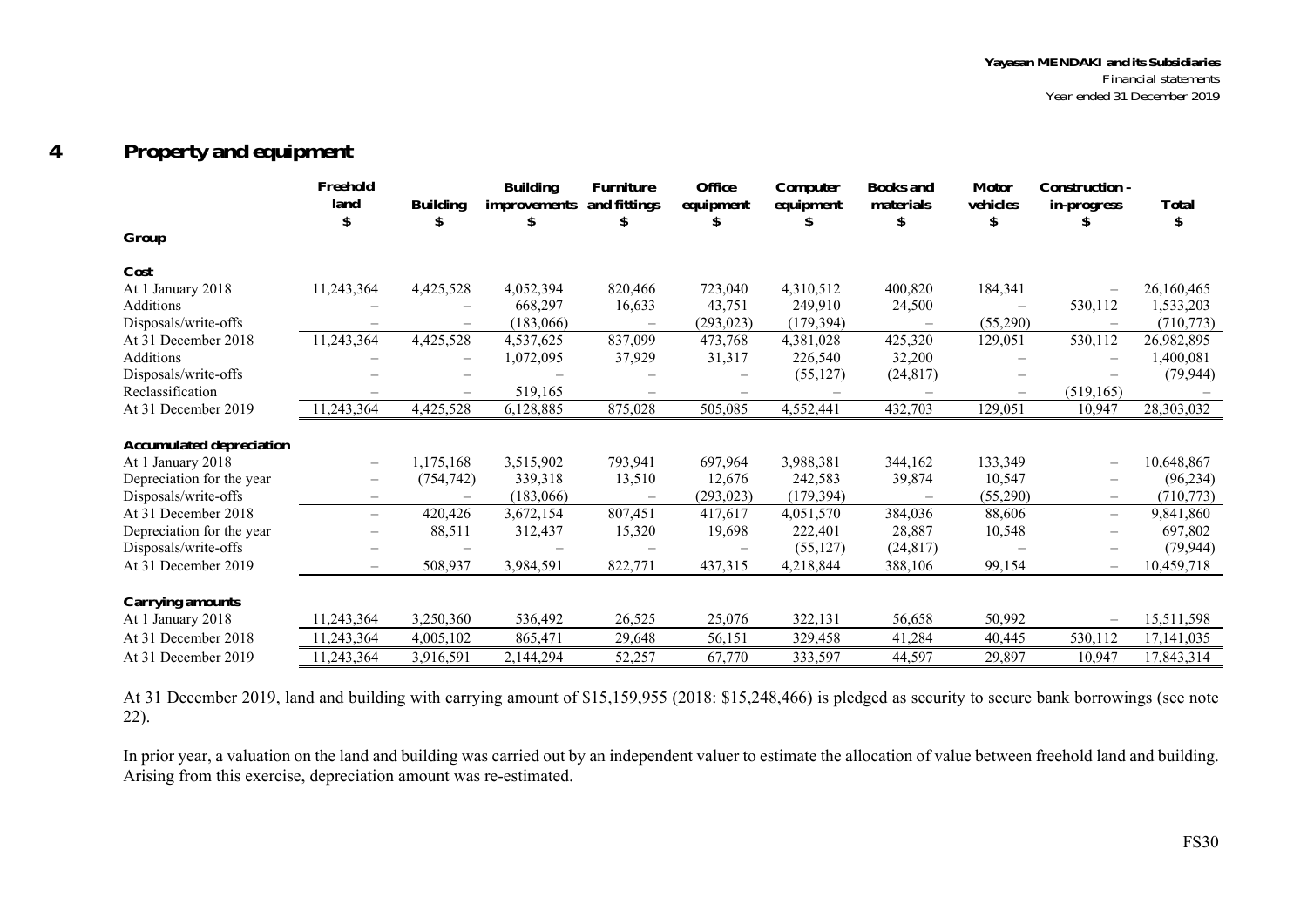## 4 Property and equipment

| Group | Freehold land $ | Building $ | Building improvements $ | Furniture and fittings $ | Office equipment $ | Computer equipment $ | Books and materials $ | Motor vehicles $ | Construction-in-progress $ | Total $ |
|---|---|---|---|---|---|---|---|---|---|---|
| **Cost** | | | | | | | | | | |
| At 1 January 2018 | 11,243,364 | 4,425,528 | 4,052,394 | 820,466 | 723,040 | 4,310,512 | 400,820 | 184,341 | – | 26,160,465 |
| Additions | – | – | 668,297 | 16,633 | 43,751 | 249,910 | 24,500 | – | 530,112 | 1,533,203 |
| Disposals/write-offs | – | – | (183,066) | – | (293,023) | (179,394) | – | (55,290) | – | (710,773) |
| At 31 December 2018 | 11,243,364 | 4,425,528 | 4,537,625 | 837,099 | 473,768 | 4,381,028 | 425,320 | 129,051 | 530,112 | 26,982,895 |
| Additions | – | – | 1,072,095 | 37,929 | 31,317 | 226,540 | 32,200 | – | – | 1,400,081 |
| Disposals/write-offs | – | – | – | – | – | (55,127) | (24,817) | – | – | (79,944) |
| Reclassification | – | – | 519,165 | – | – | – | – | – | (519,165) | – |
| At 31 December 2019 | 11,243,364 | 4,425,528 | 6,128,885 | 875,028 | 505,085 | 4,552,441 | 432,703 | 129,051 | 10,947 | 28,303,032 |
| **Accumulated depreciation** | | | | | | | | | | |
| At 1 January 2018 | – | 1,175,168 | 3,515,902 | 793,941 | 697,964 | 3,988,381 | 344,162 | 133,349 | – | 10,648,867 |
| Depreciation for the year | – | (754,742) | 339,318 | 13,510 | 12,676 | 242,583 | 39,874 | 10,547 | – | (96,234) |
| Disposals/write-offs | – | – | (183,066) | – | (293,023) | (179,394) | – | (55,290) | – | (710,773) |
| At 31 December 2018 | – | 420,426 | 3,672,154 | 807,451 | 417,617 | 4,051,570 | 384,036 | 88,606 | – | 9,841,860 |
| Depreciation for the year | – | 88,511 | 312,437 | 15,320 | 19,698 | 222,401 | 28,887 | 10,548 | – | 697,802 |
| Disposals/write-offs | – | – | – | – | – | (55,127) | (24,817) | – | – | (79,944) |
| At 31 December 2019 | – | 508,937 | 3,984,591 | 822,771 | 437,315 | 4,218,844 | 388,106 | 99,154 | – | 10,459,718 |
| **Carrying amounts** | | | | | | | | | | |
| At 1 January 2018 | 11,243,364 | 3,250,360 | 536,492 | 26,525 | 25,076 | 322,131 | 56,658 | 50,992 | – | 15,511,598 |
| At 31 December 2018 | 11,243,364 | 4,005,102 | 865,471 | 29,648 | 56,151 | 329,458 | 41,284 | 40,445 | 530,112 | 17,141,035 |
| At 31 December 2019 | 11,243,364 | 3,916,591 | 2,144,294 | 52,257 | 67,770 | 333,597 | 44,597 | 29,897 | 10,947 | 17,843,314 |

At 31 December 2019, land and building with carrying amount of $15,159,955 (2018: $15,248,466) is pledged as security to secure bank borrowings (see note 22).

In prior year, a valuation on the land and building was carried out by an independent valuer to estimate the allocation of value between freehold land and building. Arising from this exercise, depreciation amount was re-estimated.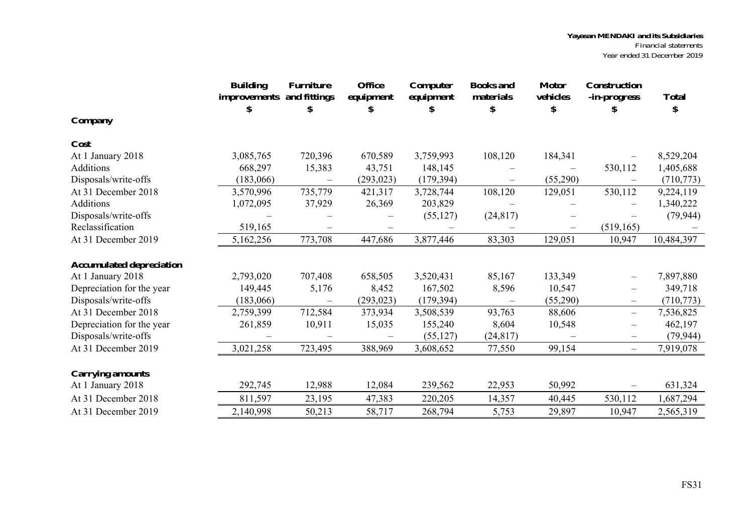| | Building improvements | Furniture and fittings | Office equipment | Computer equipment | Books and materials | Motor vehicles | Construction -in-progress | Total |
|---|---|---|---|---|---|---|---|---|
| | $ | $ | $ | $ | $ | $ | $ | $ |
| **Company** | | | | | | | | |
| **Cost** | | | | | | | | |
| At 1 January 2018 | 3,085,765 | 720,396 | 670,589 | 3,759,993 | 108,120 | 184,341 | – | 8,529,204 |
| Additions | 668,297 | 15,383 | 43,751 | 148,145 | – | – | 530,112 | 1,405,688 |
| Disposals/write-offs | (183,066) | – | (293,023) | (179,394) | – | (55,290) | – | (710,773) |
| At 31 December 2018 | 3,570,996 | 735,779 | 421,317 | 3,728,744 | 108,120 | 129,051 | 530,112 | 9,224,119 |
| Additions | 1,072,095 | 37,929 | 26,369 | 203,829 | – | – | – | 1,340,222 |
| Disposals/write-offs | – | – | – | (55,127) | (24,817) | – | – | (79,944) |
| Reclassification | 519,165 | – | – | – | – | – | (519,165) | – |
| At 31 December 2019 | 5,162,256 | 773,708 | 447,686 | 3,877,446 | 83,303 | 129,051 | 10,947 | 10,484,397 |
| **Accumulated depreciation** | | | | | | | | |
| At 1 January 2018 | 2,793,020 | 707,408 | 658,505 | 3,520,431 | 85,167 | 133,349 | – | 7,897,880 |
| Depreciation for the year | 149,445 | 5,176 | 8,452 | 167,502 | 8,596 | 10,547 | – | 349,718 |
| Disposals/write-offs | (183,066) | – | (293,023) | (179,394) | – | (55,290) | – | (710,773) |
| At 31 December 2018 | 2,759,399 | 712,584 | 373,934 | 3,508,539 | 93,763 | 88,606 | – | 7,536,825 |
| Depreciation for the year | 261,859 | 10,911 | 15,035 | 155,240 | 8,604 | 10,548 | – | 462,197 |
| Disposals/write-offs | – | – | – | (55,127) | (24,817) | – | – | (79,944) |
| At 31 December 2019 | 3,021,258 | 723,495 | 388,969 | 3,608,652 | 77,550 | 99,154 | – | 7,919,078 |
| **Carrying amounts** | | | | | | | | |
| At 1 January 2018 | 292,745 | 12,988 | 12,084 | 239,562 | 22,953 | 50,992 | – | 631,324 |
| At 31 December 2018 | 811,597 | 23,195 | 47,383 | 220,205 | 14,357 | 40,445 | 530,112 | 1,687,294 |
| At 31 December 2019 | 2,140,998 | 50,213 | 58,717 | 268,794 | 5,753 | 29,897 | 10,947 | 2,565,319 |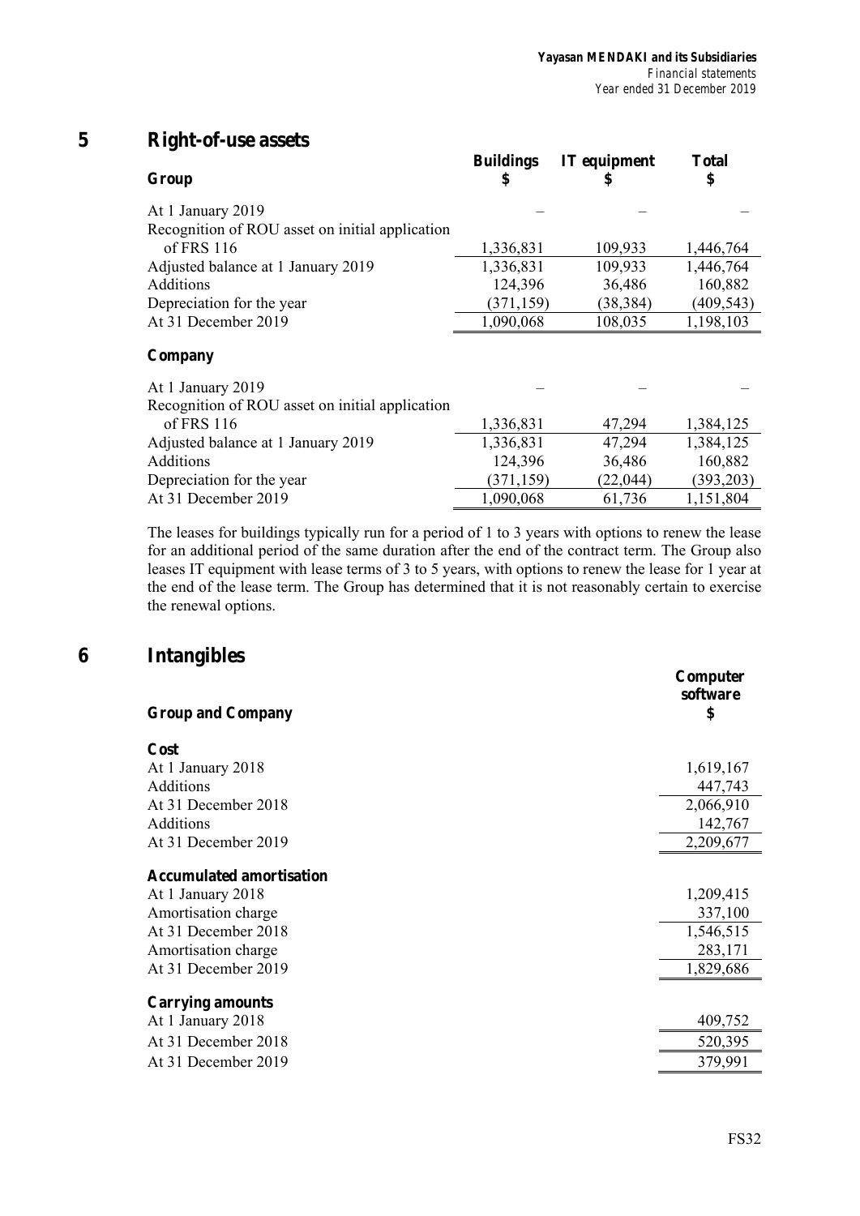## 5 Right-of-use assets

| Group | Buildings $ | IT equipment $ | Total $ |
|---|---|---|---|
| At 1 January 2019 | – | – | – |
| Recognition of ROU asset on initial application of FRS 116 | 1,336,831 | 109,933 | 1,446,764 |
| Adjusted balance at 1 January 2019 | 1,336,831 | 109,933 | 1,446,764 |
| Additions | 124,396 | 36,486 | 160,882 |
| Depreciation for the year | (371,159) | (38,384) | (409,543) |
| At 31 December 2019 | 1,090,068 | 108,035 | 1,198,103 |
| **Company** | | | |
| At 1 January 2019 | – | – | – |
| Recognition of ROU asset on initial application of FRS 116 | 1,336,831 | 47,294 | 1,384,125 |
| Adjusted balance at 1 January 2019 | 1,336,831 | 47,294 | 1,384,125 |
| Additions | 124,396 | 36,486 | 160,882 |
| Depreciation for the year | (371,159) | (22,044) | (393,203) |
| At 31 December 2019 | 1,090,068 | 61,736 | 1,151,804 |

The leases for buildings typically run for a period of 1 to 3 years with options to renew the lease for an additional period of the same duration after the end of the contract term. The Group also leases IT equipment with lease terms of 3 to 5 years, with options to renew the lease for 1 year at the end of the lease term. The Group has determined that it is not reasonably certain to exercise the renewal options.

## 6 Intangibles

| Group and Company | Computer software $ |
|---|---|
| **Cost** | |
| At 1 January 2018 | 1,619,167 |
| Additions | 447,743 |
| At 31 December 2018 | 2,066,910 |
| Additions | 142,767 |
| At 31 December 2019 | 2,209,677 |
| **Accumulated amortisation** | |
| At 1 January 2018 | 1,209,415 |
| Amortisation charge | 337,100 |
| At 31 December 2018 | 1,546,515 |
| Amortisation charge | 283,171 |
| At 31 December 2019 | 1,829,686 |
| **Carrying amounts** | |
| At 1 January 2018 | 409,752 |
| At 31 December 2018 | 520,395 |
| At 31 December 2019 | 379,991 |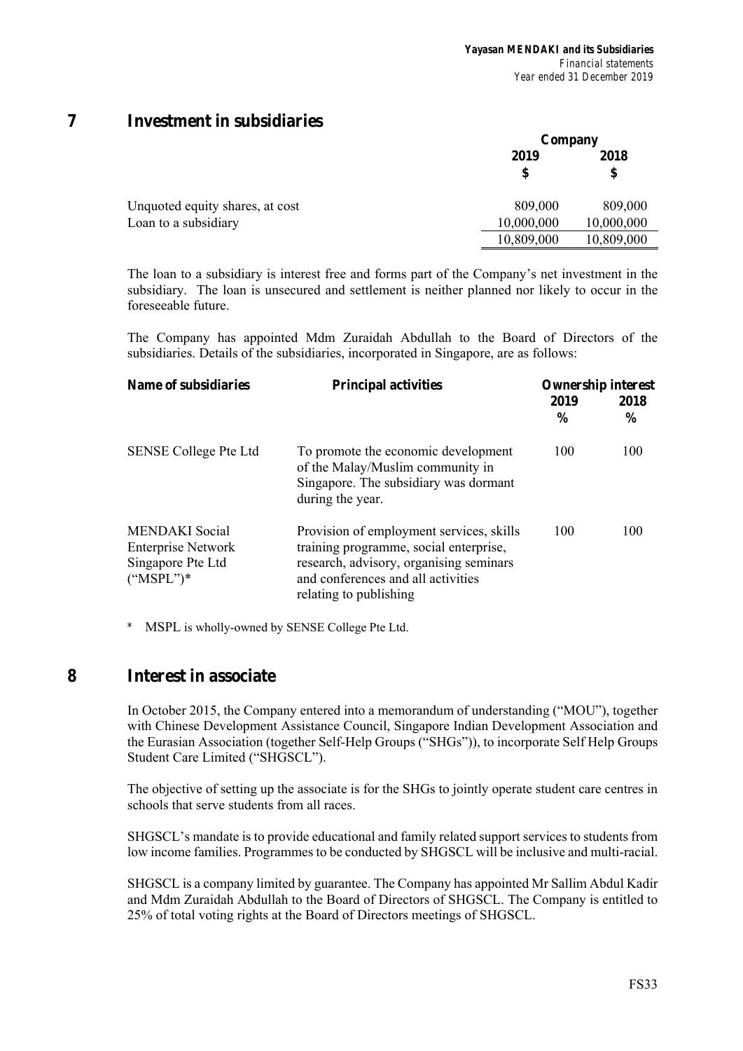## 7 Investment in subsidiaries

| | Company | |
|---|---|---|
| | 2019 | 2018 |
| | $ | $ |
| Unquoted equity shares, at cost | 809,000 | 809,000 |
| Loan to a subsidiary | 10,000,000 | 10,000,000 |
| | 10,809,000 | 10,809,000 |

The loan to a subsidiary is interest free and forms part of the Company's net investment in the subsidiary. The loan is unsecured and settlement is neither planned nor likely to occur in the foreseeable future.

The Company has appointed Mdm Zuraidah Abdullah to the Board of Directors of the subsidiaries. Details of the subsidiaries, incorporated in Singapore, are as follows:

| Name of subsidiaries | Principal activities | Ownership interest | |
|---|---|---|---|
| | | 2019 | 2018 |
| | | % | % |
| SENSE College Pte Ltd | To promote the economic development of the Malay/Muslim community in Singapore. The subsidiary was dormant during the year. | 100 | 100 |
| MENDAKI Social Enterprise Network Singapore Pte Ltd ("MSPL")* | Provision of employment services, skills training programme, social enterprise, research, advisory, organising seminars and conferences and all activities relating to publishing | 100 | 100 |

\* MSPL is wholly-owned by SENSE College Pte Ltd.

## 8 Interest in associate

In October 2015, the Company entered into a memorandum of understanding ("MOU"), together with Chinese Development Assistance Council, Singapore Indian Development Association and the Eurasian Association (together Self-Help Groups ("SHGs")), to incorporate Self Help Groups Student Care Limited ("SHGSCL").

The objective of setting up the associate is for the SHGs to jointly operate student care centres in schools that serve students from all races.

SHGSCL's mandate is to provide educational and family related support services to students from low income families. Programmes to be conducted by SHGSCL will be inclusive and multi-racial.

SHGSCL is a company limited by guarantee. The Company has appointed Mr Sallim Abdul Kadir and Mdm Zuraidah Abdullah to the Board of Directors of SHGSCL. The Company is entitled to 25% of total voting rights at the Board of Directors meetings of SHGSCL.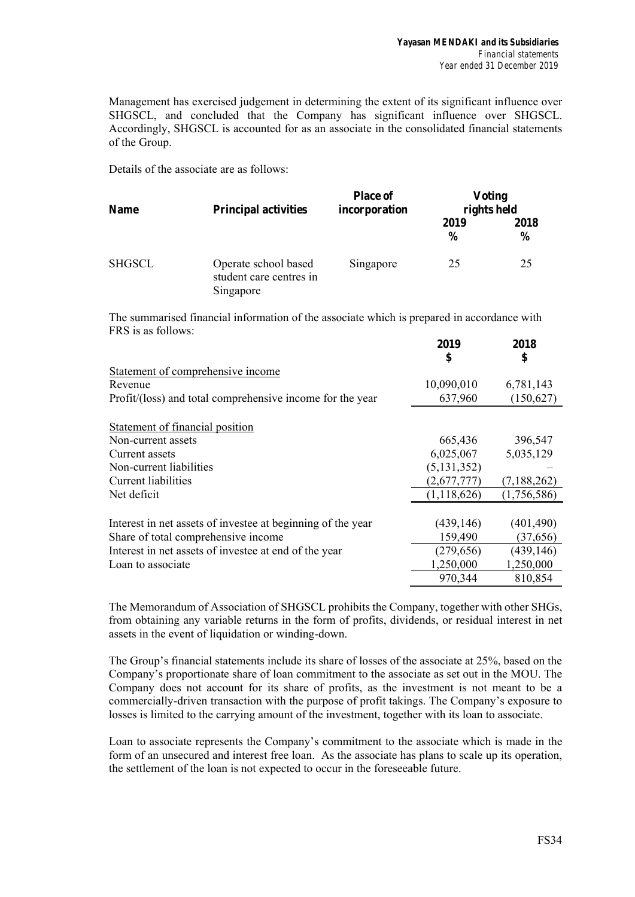Management has exercised judgement in determining the extent of its significant influence over SHGSCL, and concluded that the Company has significant influence over SHGSCL. Accordingly, SHGSCL is accounted for as an associate in the consolidated financial statements of the Group.

Details of the associate are as follows:

| Name | Principal activities | Place of incorporation | Voting rights held | |
|---|---|---|---|---|
| | | | 2019 | 2018 |
| | | | % | % |
| SHGSCL | Operate school based student care centres in Singapore | Singapore | 25 | 25 |

The summarised financial information of the associate which is prepared in accordance with FRS is as follows:

| | 2019 | 2018 |
|---|---|---|
| | $ | $ |
| Statement of comprehensive income | | |
| Revenue | 10,090,010 | 6,781,143 |
| Profit/(loss) and total comprehensive income for the year | 637,960 | (150,627) |
| | | |
| Statement of financial position | | |
| Non-current assets | 665,436 | 396,547 |
| Current assets | 6,025,067 | 5,035,129 |
| Non-current liabilities | (5,131,352) | – |
| Current liabilities | (2,677,777) | (7,188,262) |
| Net deficit | (1,118,626) | (1,756,586) |
| | | |
| Interest in net assets of investee at beginning of the year | (439,146) | (401,490) |
| Share of total comprehensive income | 159,490 | (37,656) |
| Interest in net assets of investee at end of the year | (279,656) | (439,146) |
| Loan to associate | 1,250,000 | 1,250,000 |
| | 970,344 | 810,854 |

The Memorandum of Association of SHGSCL prohibits the Company, together with other SHGs, from obtaining any variable returns in the form of profits, dividends, or residual interest in net assets in the event of liquidation or winding-down.

The Group's financial statements include its share of losses of the associate at 25%, based on the Company's proportionate share of loan commitment to the associate as set out in the MOU. The Company does not account for its share of profits, as the investment is not meant to be a commercially-driven transaction with the purpose of profit takings. The Company's exposure to losses is limited to the carrying amount of the investment, together with its loan to associate.

Loan to associate represents the Company's commitment to the associate which is made in the form of an unsecured and interest free loan. As the associate has plans to scale up its operation, the settlement of the loan is not expected to occur in the foreseeable future.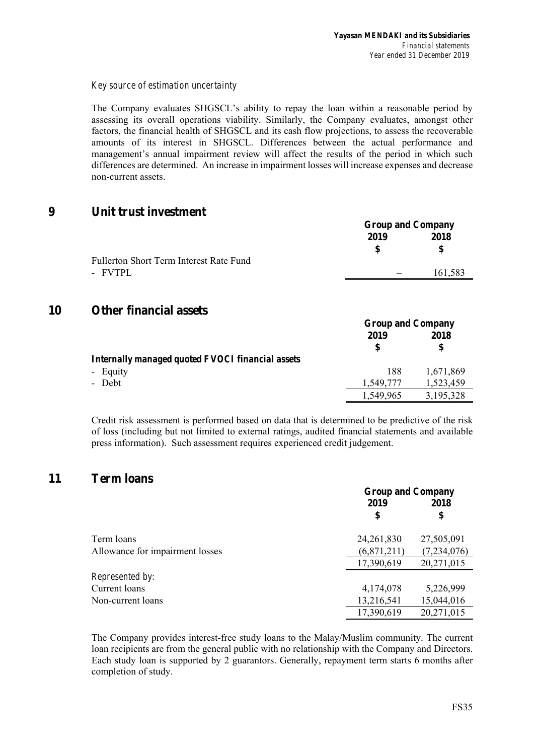*Key source of estimation uncertainty*

The Company evaluates SHGSCL's ability to repay the loan within a reasonable period by assessing its overall operations viability. Similarly, the Company evaluates, amongst other factors, the financial health of SHGSCL and its cash flow projections, to assess the recoverable amounts of its interest in SHGSCL. Differences between the actual performance and management's annual impairment review will affect the results of the period in which such differences are determined. An increase in impairment losses will increase expenses and decrease non-current assets.

## 9 Unit trust investment

| | Group and Company | |
|---|---|---|
| | **2019** | **2018** |
| | **$** | **$** |
| Fullerton Short Term Interest Rate Fund | | |
| - FVTPL | – | 161,583 |

## 10 Other financial assets

| | Group and Company | |
|---|---|---|
| | **2019** | **2018** |
| | **$** | **$** |
| ***Internally managed quoted FVOCI financial assets*** | | |
| - Equity | 188 | 1,671,869 |
| - Debt | 1,549,777 | 1,523,459 |
| | 1,549,965 | 3,195,328 |

Credit risk assessment is performed based on data that is determined to be predictive of the risk of loss (including but not limited to external ratings, audited financial statements and available press information). Such assessment requires experienced credit judgement.

## 11 Term loans

| | Group and Company | |
|---|---|---|
| | **2019** | **2018** |
| | **$** | **$** |
| Term loans | 24,261,830 | 27,505,091 |
| Allowance for impairment losses | (6,871,211) | (7,234,076) |
| | 17,390,619 | 20,271,015 |
| *Represented by:* | | |
| Current loans | 4,174,078 | 5,226,999 |
| Non-current loans | 13,216,541 | 15,044,016 |
| | 17,390,619 | 20,271,015 |

The Company provides interest-free study loans to the Malay/Muslim community. The current loan recipients are from the general public with no relationship with the Company and Directors. Each study loan is supported by 2 guarantors. Generally, repayment term starts 6 months after completion of study.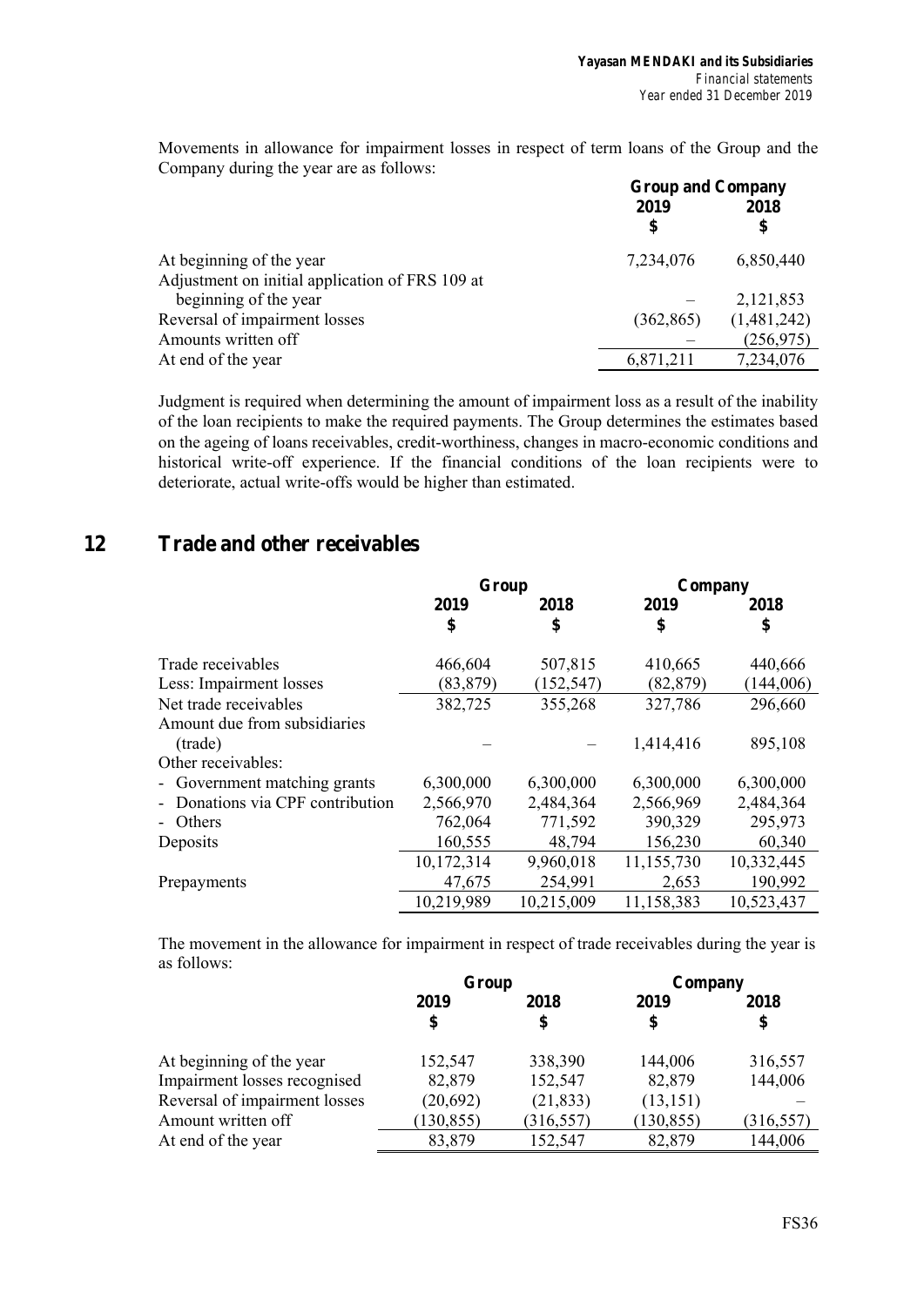Movements in allowance for impairment losses in respect of term loans of the Group and the Company during the year are as follows:

| | Group and Company | |
|---|---|---|
| | 2019 | 2018 |
| | $ | $ |
| At beginning of the year | 7,234,076 | 6,850,440 |
| Adjustment on initial application of FRS 109 at beginning of the year | – | 2,121,853 |
| Reversal of impairment losses | (362,865) | (1,481,242) |
| Amounts written off | – | (256,975) |
| At end of the year | 6,871,211 | 7,234,076 |

Judgment is required when determining the amount of impairment loss as a result of the inability of the loan recipients to make the required payments. The Group determines the estimates based on the ageing of loans receivables, credit-worthiness, changes in macro-economic conditions and historical write-off experience. If the financial conditions of the loan recipients were to deteriorate, actual write-offs would be higher than estimated.

## 12 Trade and other receivables

| | Group | | Company | |
|---|---|---|---|---|
| | 2019 | 2018 | 2019 | 2018 |
| | $ | $ | $ | $ |
| Trade receivables | 466,604 | 507,815 | 410,665 | 440,666 |
| Less: Impairment losses | (83,879) | (152,547) | (82,879) | (144,006) |
| Net trade receivables | 382,725 | 355,268 | 327,786 | 296,660 |
| Amount due from subsidiaries (trade) | – | – | 1,414,416 | 895,108 |
| Other receivables: | | | | |
| - Government matching grants | 6,300,000 | 6,300,000 | 6,300,000 | 6,300,000 |
| - Donations via CPF contribution | 2,566,970 | 2,484,364 | 2,566,969 | 2,484,364 |
| - Others | 762,064 | 771,592 | 390,329 | 295,973 |
| Deposits | 160,555 | 48,794 | 156,230 | 60,340 |
| | 10,172,314 | 9,960,018 | 11,155,730 | 10,332,445 |
| Prepayments | 47,675 | 254,991 | 2,653 | 190,992 |
| | 10,219,989 | 10,215,009 | 11,158,383 | 10,523,437 |

The movement in the allowance for impairment in respect of trade receivables during the year is as follows:

| | Group | | Company | |
|---|---|---|---|---|
| | 2019 | 2018 | 2019 | 2018 |
| | $ | $ | $ | $ |
| At beginning of the year | 152,547 | 338,390 | 144,006 | 316,557 |
| Impairment losses recognised | 82,879 | 152,547 | 82,879 | 144,006 |
| Reversal of impairment losses | (20,692) | (21,833) | (13,151) | – |
| Amount written off | (130,855) | (316,557) | (130,855) | (316,557) |
| At end of the year | 83,879 | 152,547 | 82,879 | 144,006 |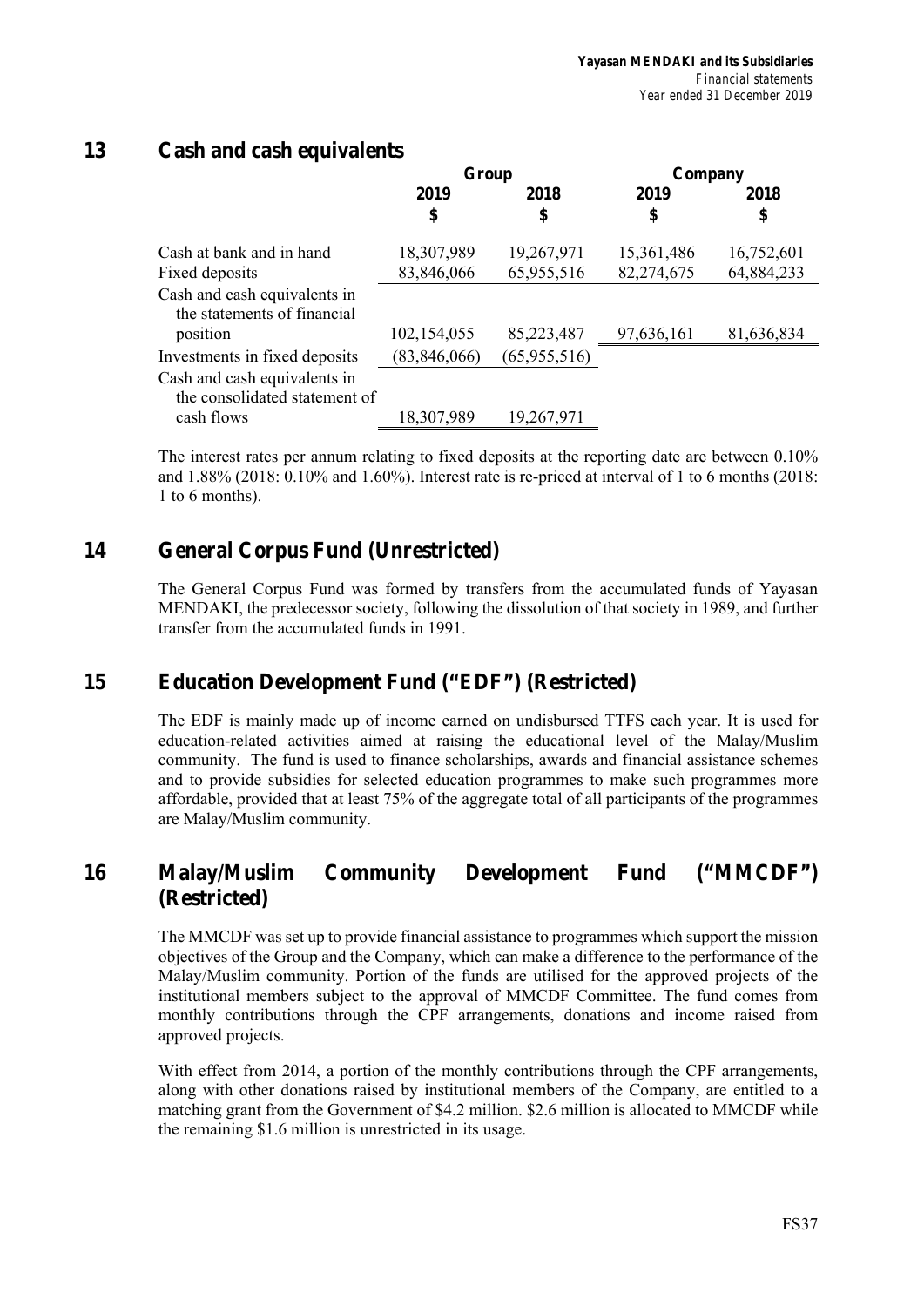## 13 Cash and cash equivalents

| | Group | | Company | |
|---|---|---|---|---|
| | 2019 | 2018 | 2019 | 2018 |
| | $ | $ | $ | $ |
| Cash at bank and in hand | 18,307,989 | 19,267,971 | 15,361,486 | 16,752,601 |
| Fixed deposits | 83,846,066 | 65,955,516 | 82,274,675 | 64,884,233 |
| Cash and cash equivalents in the statements of financial position | 102,154,055 | 85,223,487 | 97,636,161 | 81,636,834 |
| Investments in fixed deposits | (83,846,066) | (65,955,516) | | |
| Cash and cash equivalents in the consolidated statement of cash flows | 18,307,989 | 19,267,971 | | |

The interest rates per annum relating to fixed deposits at the reporting date are between 0.10% and 1.88% (2018: 0.10% and 1.60%). Interest rate is re-priced at interval of 1 to 6 months (2018: 1 to 6 months).

## 14 General Corpus Fund (Unrestricted)

The General Corpus Fund was formed by transfers from the accumulated funds of Yayasan MENDAKI, the predecessor society, following the dissolution of that society in 1989, and further transfer from the accumulated funds in 1991.

## 15 Education Development Fund ("EDF") (Restricted)

The EDF is mainly made up of income earned on undisbursed TTFS each year. It is used for education-related activities aimed at raising the educational level of the Malay/Muslim community. The fund is used to finance scholarships, awards and financial assistance schemes and to provide subsidies for selected education programmes to make such programmes more affordable, provided that at least 75% of the aggregate total of all participants of the programmes are Malay/Muslim community.

## 16 Malay/Muslim Community Development Fund ("MMCDF") (Restricted)

The MMCDF was set up to provide financial assistance to programmes which support the mission objectives of the Group and the Company, which can make a difference to the performance of the Malay/Muslim community. Portion of the funds are utilised for the approved projects of the institutional members subject to the approval of MMCDF Committee. The fund comes from monthly contributions through the CPF arrangements, donations and income raised from approved projects.

With effect from 2014, a portion of the monthly contributions through the CPF arrangements, along with other donations raised by institutional members of the Company, are entitled to a matching grant from the Government of $4.2 million. $2.6 million is allocated to MMCDF while the remaining $1.6 million is unrestricted in its usage.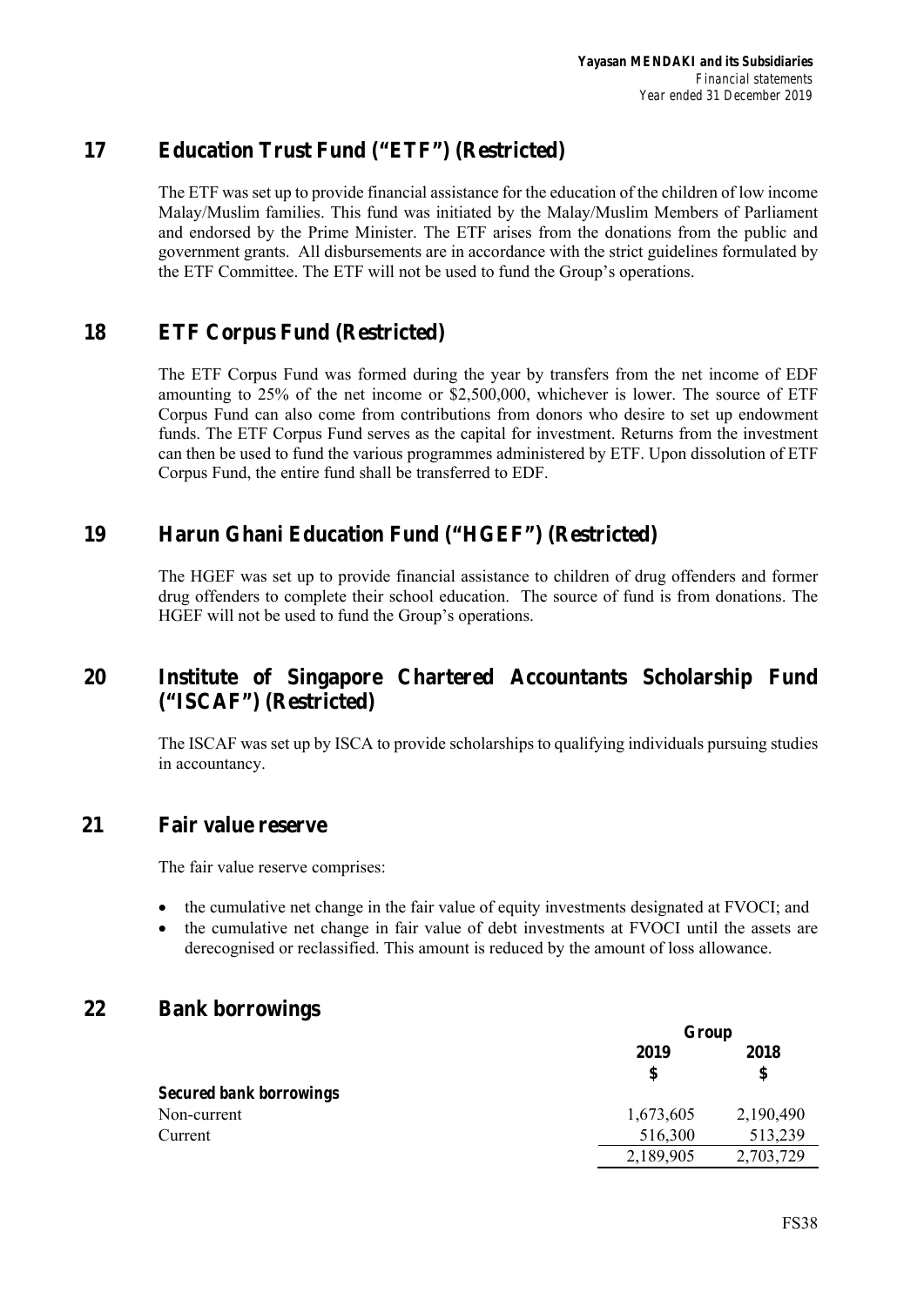## 17 Education Trust Fund ("ETF") (Restricted)

The ETF was set up to provide financial assistance for the education of the children of low income Malay/Muslim families. This fund was initiated by the Malay/Muslim Members of Parliament and endorsed by the Prime Minister. The ETF arises from the donations from the public and government grants. All disbursements are in accordance with the strict guidelines formulated by the ETF Committee. The ETF will not be used to fund the Group's operations.

## 18 ETF Corpus Fund (Restricted)

The ETF Corpus Fund was formed during the year by transfers from the net income of EDF amounting to 25% of the net income or $2,500,000, whichever is lower. The source of ETF Corpus Fund can also come from contributions from donors who desire to set up endowment funds. The ETF Corpus Fund serves as the capital for investment. Returns from the investment can then be used to fund the various programmes administered by ETF. Upon dissolution of ETF Corpus Fund, the entire fund shall be transferred to EDF.

## 19 Harun Ghani Education Fund ("HGEF") (Restricted)

The HGEF was set up to provide financial assistance to children of drug offenders and former drug offenders to complete their school education. The source of fund is from donations. The HGEF will not be used to fund the Group's operations.

## 20 Institute of Singapore Chartered Accountants Scholarship Fund ("ISCAF") (Restricted)

The ISCAF was set up by ISCA to provide scholarships to qualifying individuals pursuing studies in accountancy.

## 21 Fair value reserve

The fair value reserve comprises:

- the cumulative net change in the fair value of equity investments designated at FVOCI; and
- the cumulative net change in fair value of debt investments at FVOCI until the assets are derecognised or reclassified. This amount is reduced by the amount of loss allowance.

## 22 Bank borrowings

| | Group | |
|---|---|---|
| | 2019 | 2018 |
| | $ | $ |
| ***Secured bank borrowings*** | | |
| Non-current | 1,673,605 | 2,190,490 |
| Current | 516,300 | 513,239 |
| | 2,189,905 | 2,703,729 |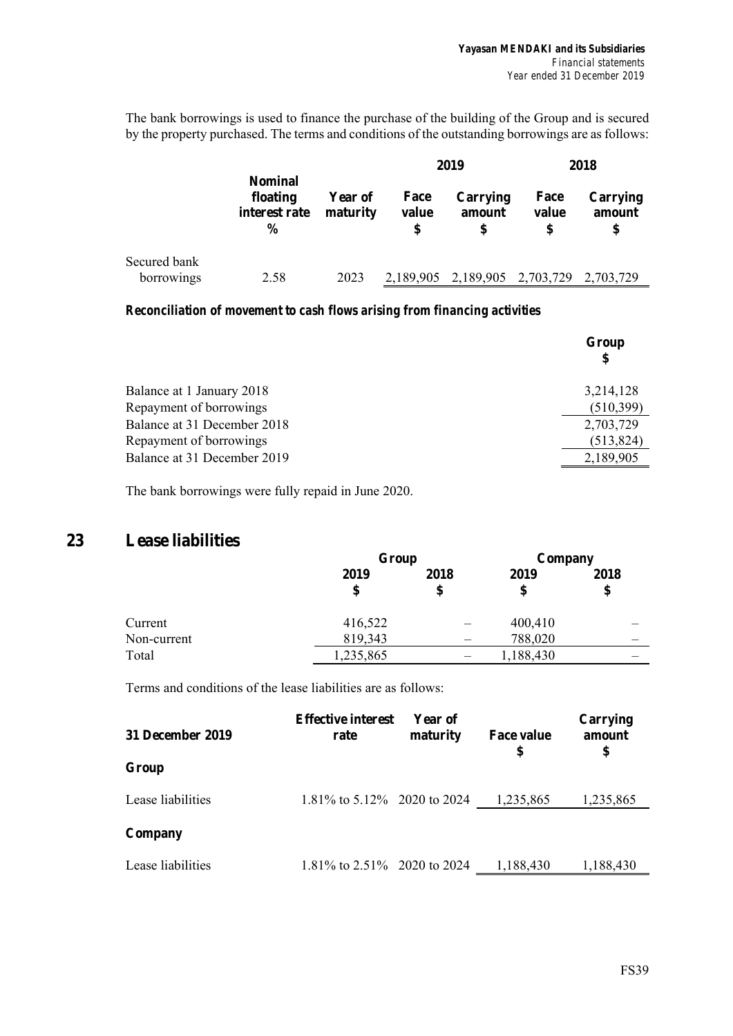The bank borrowings is used to finance the purchase of the building of the Group and is secured by the property purchased. The terms and conditions of the outstanding borrowings are as follows:

| | Nominal floating interest rate % | Year of maturity | 2019 Face value $ | 2019 Carrying amount $ | 2018 Face value $ | 2018 Carrying amount $ |
|---|---|---|---|---|---|---|
| Secured bank borrowings | 2.58 | 2023 | 2,189,905 | 2,189,905 | 2,703,729 | 2,703,729 |

***Reconciliation of movement to cash flows arising from financing activities***

| | Group $ |
|---|---|
| Balance at 1 January 2018 | 3,214,128 |
| Repayment of borrowings | (510,399) |
| Balance at 31 December 2018 | 2,703,729 |
| Repayment of borrowings | (513,824) |
| Balance at 31 December 2019 | 2,189,905 |

The bank borrowings were fully repaid in June 2020.

## 23 Lease liabilities

| | Group | | Company | |
|---|---|---|---|---|
| | 2019 $ | 2018 $ | 2019 $ | 2018 $ |
| Current | 416,522 | – | 400,410 | – |
| Non-current | 819,343 | – | 788,020 | – |
| Total | 1,235,865 | – | 1,188,430 | – |

Terms and conditions of the lease liabilities are as follows:

| 31 December 2019 | Effective interest rate | Year of maturity | Face value $ | Carrying amount $ |
|---|---|---|---|---|
| **Group** | | | | |
| Lease liabilities | 1.81% to 5.12% | 2020 to 2024 | 1,235,865 | 1,235,865 |
| **Company** | | | | |
| Lease liabilities | 1.81% to 2.51% | 2020 to 2024 | 1,188,430 | 1,188,430 |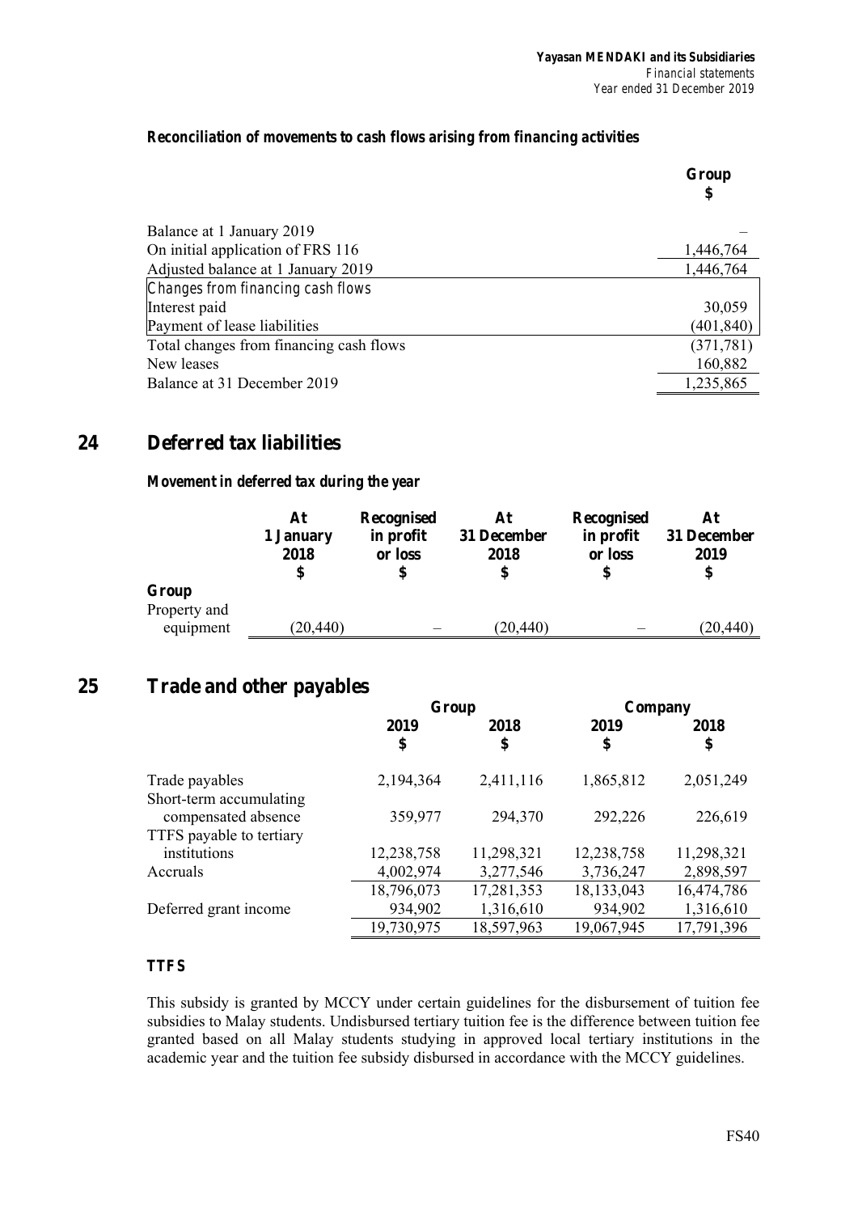### Reconciliation of movements to cash flows arising from financing activities

| | Group $ |
|---|---|
| Balance at 1 January 2019 | – |
| On initial application of FRS 116 | 1,446,764 |
| Adjusted balance at 1 January 2019 | 1,446,764 |
| *Changes from financing cash flows* | |
| Interest paid | 30,059 |
| Payment of lease liabilities | (401,840) |
| Total changes from financing cash flows | (371,781) |
| New leases | 160,882 |
| Balance at 31 December 2019 | 1,235,865 |

## 24 Deferred tax liabilities

### Movement in deferred tax during the year

| | At 1 January 2018 $ | Recognised in profit or loss $ | At 31 December 2018 $ | Recognised in profit or loss $ | At 31 December 2019 $ |
|---|---|---|---|---|---|
| **Group** | | | | | |
| Property and equipment | (20,440) | – | (20,440) | – | (20,440) |

## 25 Trade and other payables

| | Group | | Company | |
|---|---|---|---|---|
| | 2019 $ | 2018 $ | 2019 $ | 2018 $ |
| Trade payables | 2,194,364 | 2,411,116 | 1,865,812 | 2,051,249 |
| Short-term accumulating compensated absence | 359,977 | 294,370 | 292,226 | 226,619 |
| TTFS payable to tertiary institutions | 12,238,758 | 11,298,321 | 12,238,758 | 11,298,321 |
| Accruals | 4,002,974 | 3,277,546 | 3,736,247 | 2,898,597 |
| | 18,796,073 | 17,281,353 | 18,133,043 | 16,474,786 |
| Deferred grant income | 934,902 | 1,316,610 | 934,902 | 1,316,610 |
| | 19,730,975 | 18,597,963 | 19,067,945 | 17,791,396 |

### TTFS

This subsidy is granted by MCCY under certain guidelines for the disbursement of tuition fee subsidies to Malay students. Undisbursed tertiary tuition fee is the difference between tuition fee granted based on all Malay students studying in approved local tertiary institutions in the academic year and the tuition fee subsidy disbursed in accordance with the MCCY guidelines.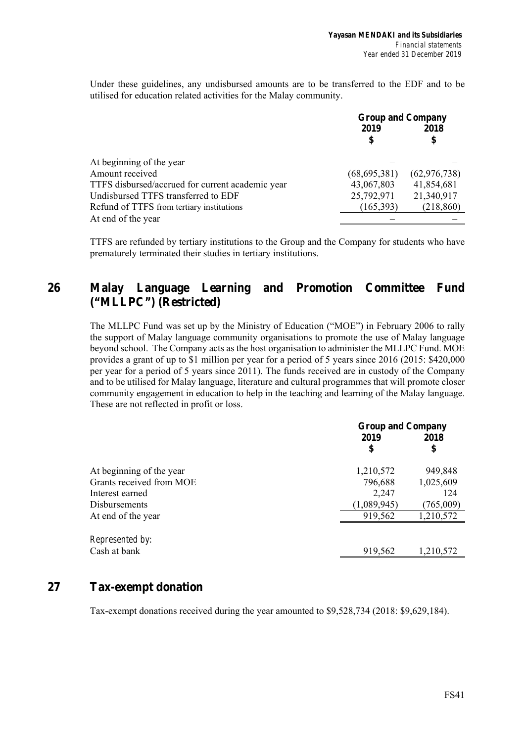Under these guidelines, any undisbursed amounts are to be transferred to the EDF and to be utilised for education related activities for the Malay community.

| | Group and Company | |
|---|---|---|
| | 2019 | 2018 |
| | $ | $ |
| At beginning of the year | – | – |
| Amount received | (68,695,381) | (62,976,738) |
| TTFS disbursed/accrued for current academic year | 43,067,803 | 41,854,681 |
| Undisbursed TTFS transferred to EDF | 25,792,971 | 21,340,917 |
| Refund of TTFS from tertiary institutions | (165,393) | (218,860) |
| At end of the year | – | – |

TTFS are refunded by tertiary institutions to the Group and the Company for students who have prematurely terminated their studies in tertiary institutions.

## 26 Malay Language Learning and Promotion Committee Fund ("MLLPC") (Restricted)

The MLLPC Fund was set up by the Ministry of Education ("MOE") in February 2006 to rally the support of Malay language community organisations to promote the use of Malay language beyond school. The Company acts as the host organisation to administer the MLLPC Fund. MOE provides a grant of up to $1 million per year for a period of 5 years since 2016 (2015: $420,000 per year for a period of 5 years since 2011). The funds received are in custody of the Company and to be utilised for Malay language, literature and cultural programmes that will promote closer community engagement in education to help in the teaching and learning of the Malay language. These are not reflected in profit or loss.

| | Group and Company | |
|---|---|---|
| | 2019 | 2018 |
| | $ | $ |
| At beginning of the year | 1,210,572 | 949,848 |
| Grants received from MOE | 796,688 | 1,025,609 |
| Interest earned | 2,247 | 124 |
| Disbursements | (1,089,945) | (765,009) |
| At end of the year | 919,562 | 1,210,572 |
| *Represented by:* | | |
| Cash at bank | 919,562 | 1,210,572 |

## 27 Tax-exempt donation

Tax-exempt donations received during the year amounted to $9,528,734 (2018: $9,629,184).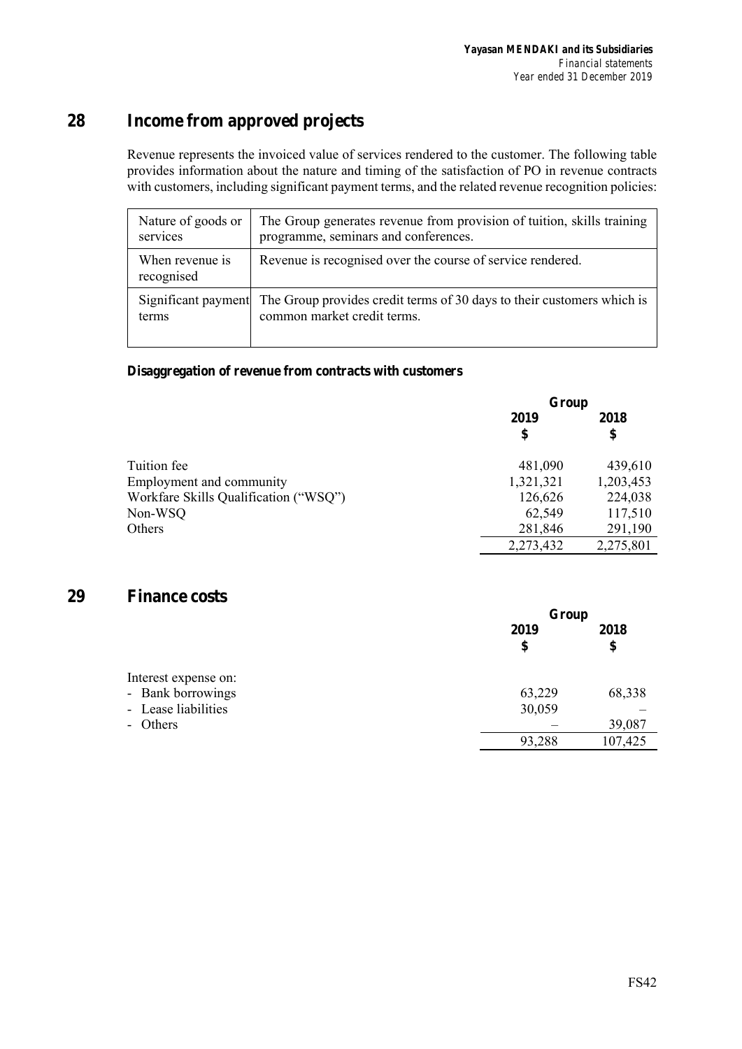## 28 Income from approved projects

Revenue represents the invoiced value of services rendered to the customer. The following table provides information about the nature and timing of the satisfaction of PO in revenue contracts with customers, including significant payment terms, and the related revenue recognition policies:

| | |
|---|---|
| Nature of goods or services | The Group generates revenue from provision of tuition, skills training programme, seminars and conferences. |
| When revenue is recognised | Revenue is recognised over the course of service rendered. |
| Significant payment terms | The Group provides credit terms of 30 days to their customers which is common market credit terms. |

**Disaggregation of revenue from contracts with customers**

| | Group | |
|---|---|---|
| | **2019** | **2018** |
| | **$** | **$** |
| Tuition fee | 481,090 | 439,610 |
| Employment and community | 1,321,321 | 1,203,453 |
| Workfare Skills Qualification ("WSQ") | 126,626 | 224,038 |
| Non-WSQ | 62,549 | 117,510 |
| Others | 281,846 | 291,190 |
| | 2,273,432 | 2,275,801 |

## 29 Finance costs

| | Group | |
|---|---|---|
| | **2019** | **2018** |
| | **$** | **$** |
| Interest expense on: | | |
| - Bank borrowings | 63,229 | 68,338 |
| - Lease liabilities | 30,059 | – |
| - Others | – | 39,087 |
| | 93,288 | 107,425 |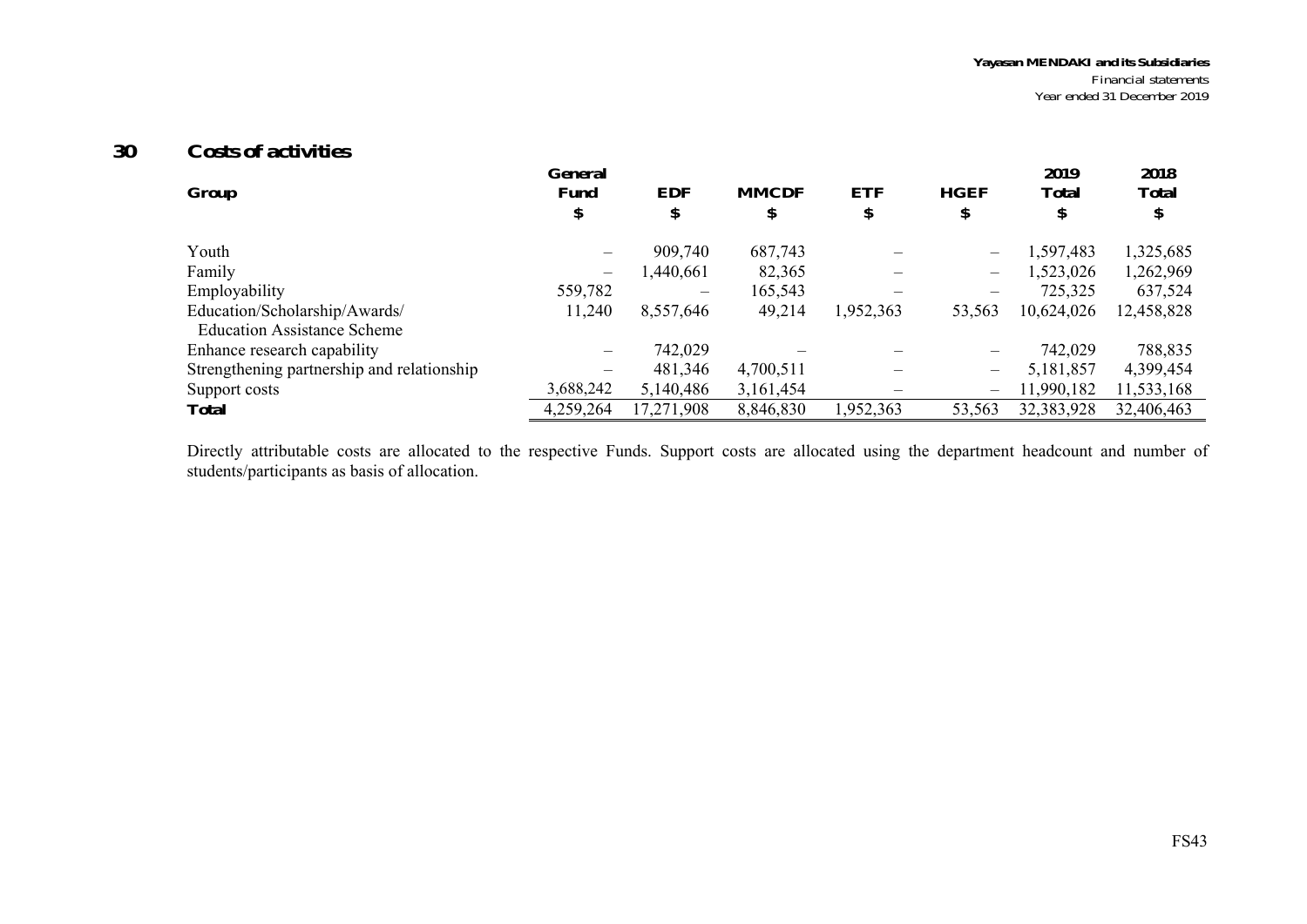## 30 Costs of activities

| Group | General Fund | EDF | MMCDF | ETF | HGEF | 2019 Total | 2018 Total |
|---|---|---|---|---|---|---|---|
| | $ | $ | $ | $ | $ | $ | $ |
| Youth | – | 909,740 | 687,743 | – | – | 1,597,483 | 1,325,685 |
| Family | – | 1,440,661 | 82,365 | – | – | 1,523,026 | 1,262,969 |
| Employability | 559,782 | – | 165,543 | – | – | 725,325 | 637,524 |
| Education/Scholarship/Awards/ Education Assistance Scheme | 11,240 | 8,557,646 | 49,214 | 1,952,363 | 53,563 | 10,624,026 | 12,458,828 |
| Enhance research capability | – | 742,029 | – | – | – | 742,029 | 788,835 |
| Strengthening partnership and relationship | – | 481,346 | 4,700,511 | – | – | 5,181,857 | 4,399,454 |
| Support costs | 3,688,242 | 5,140,486 | 3,161,454 | – | – | 11,990,182 | 11,533,168 |
| **Total** | 4,259,264 | 17,271,908 | 8,846,830 | 1,952,363 | 53,563 | 32,383,928 | 32,406,463 |

Directly attributable costs are allocated to the respective Funds. Support costs are allocated using the department headcount and number of students/participants as basis of allocation.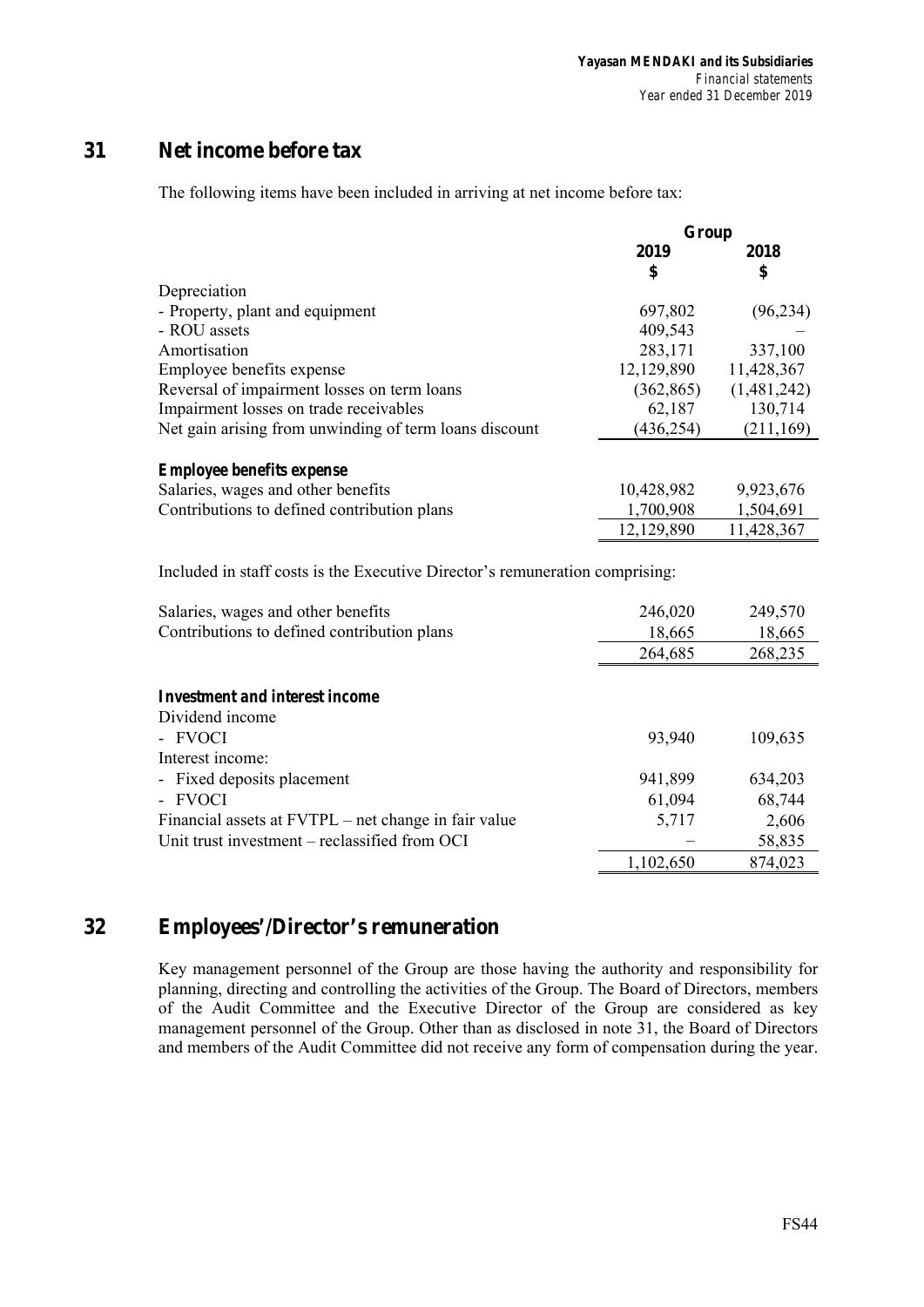## 31 Net income before tax

The following items have been included in arriving at net income before tax:

| | Group | |
|---|---|---|
| | 2019 | 2018 |
| | $ | $ |
| Depreciation | | |
| - Property, plant and equipment | 697,802 | (96,234) |
| - ROU assets | 409,543 | – |
| Amortisation | 283,171 | 337,100 |
| Employee benefits expense | 12,129,890 | 11,428,367 |
| Reversal of impairment losses on term loans | (362,865) | (1,481,242) |
| Impairment losses on trade receivables | 62,187 | 130,714 |
| Net gain arising from unwinding of term loans discount | (436,254) | (211,169) |
| | | |
| ***Employee benefits expense*** | | |
| Salaries, wages and other benefits | 10,428,982 | 9,923,676 |
| Contributions to defined contribution plans | 1,700,908 | 1,504,691 |
| | 12,129,890 | 11,428,367 |

Included in staff costs is the Executive Director's remuneration comprising:

| | 2019 | 2018 |
|---|---|---|
| Salaries, wages and other benefits | 246,020 | 249,570 |
| Contributions to defined contribution plans | 18,665 | 18,665 |
| | 264,685 | 268,235 |
| | | |
| ***Investment and interest income*** | | |
| Dividend income | | |
| - FVOCI | 93,940 | 109,635 |
| Interest income: | | |
| - Fixed deposits placement | 941,899 | 634,203 |
| - FVOCI | 61,094 | 68,744 |
| Financial assets at FVTPL – net change in fair value | 5,717 | 2,606 |
| Unit trust investment – reclassified from OCI | – | 58,835 |
| | 1,102,650 | 874,023 |

## 32 Employees'/Director's remuneration

Key management personnel of the Group are those having the authority and responsibility for planning, directing and controlling the activities of the Group. The Board of Directors, members of the Audit Committee and the Executive Director of the Group are considered as key management personnel of the Group. Other than as disclosed in note 31, the Board of Directors and members of the Audit Committee did not receive any form of compensation during the year.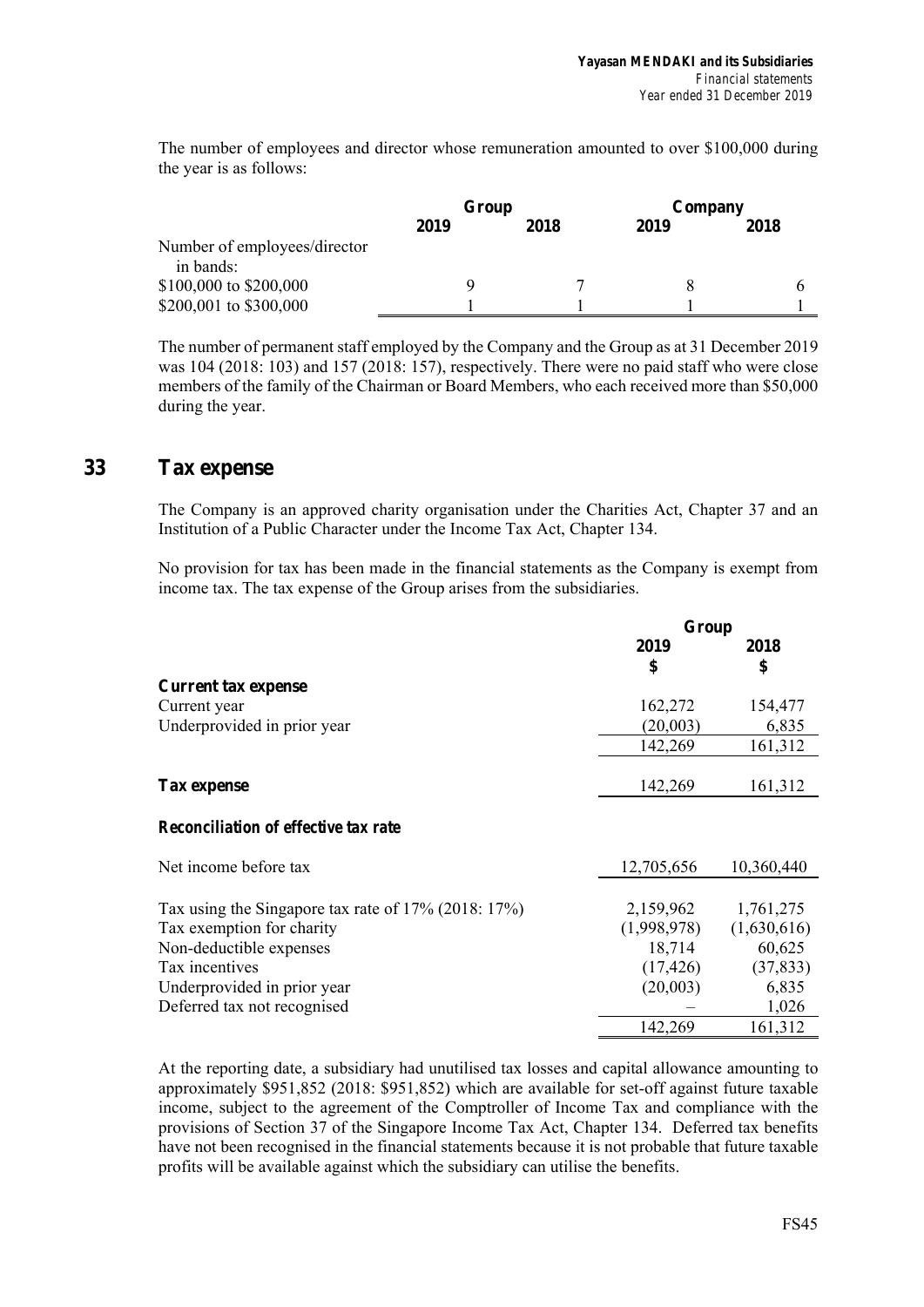The number of employees and director whose remuneration amounted to over \$100,000 during the year is as follows:

| | Group | | Company | |
|---|---|---|---|---|
| | **2019** | **2018** | **2019** | **2018** |
| Number of employees/director in bands: | | | | |
| \$100,000 to \$200,000 | 9 | 7 | 8 | 6 |
| \$200,001 to \$300,000 | 1 | 1 | 1 | 1 |

The number of permanent staff employed by the Company and the Group as at 31 December 2019 was 104 (2018: 103) and 157 (2018: 157), respectively. There were no paid staff who were close members of the family of the Chairman or Board Members, who each received more than \$50,000 during the year.

## 33 Tax expense

The Company is an approved charity organisation under the Charities Act, Chapter 37 and an Institution of a Public Character under the Income Tax Act, Chapter 134.

No provision for tax has been made in the financial statements as the Company is exempt from income tax. The tax expense of the Group arises from the subsidiaries.

| | Group | |
|---|---|---|
| | **2019** | **2018** |
| | **\$** | **\$** |
| **Current tax expense** | | |
| Current year | 162,272 | 154,477 |
| Underprovided in prior year | (20,003) | 6,835 |
| | 142,269 | 161,312 |
| | | |
| **Tax expense** | 142,269 | 161,312 |
| | | |
| ***Reconciliation of effective tax rate*** | | |
| | | |
| Net income before tax | 12,705,656 | 10,360,440 |
| | | |
| Tax using the Singapore tax rate of 17% (2018: 17%) | 2,159,962 | 1,761,275 |
| Tax exemption for charity | (1,998,978) | (1,630,616) |
| Non-deductible expenses | 18,714 | 60,625 |
| Tax incentives | (17,426) | (37,833) |
| Underprovided in prior year | (20,003) | 6,835 |
| Deferred tax not recognised | – | 1,026 |
| | 142,269 | 161,312 |

At the reporting date, a subsidiary had unutilised tax losses and capital allowance amounting to approximately \$951,852 (2018: \$951,852) which are available for set-off against future taxable income, subject to the agreement of the Comptroller of Income Tax and compliance with the provisions of Section 37 of the Singapore Income Tax Act, Chapter 134. Deferred tax benefits have not been recognised in the financial statements because it is not probable that future taxable profits will be available against which the subsidiary can utilise the benefits.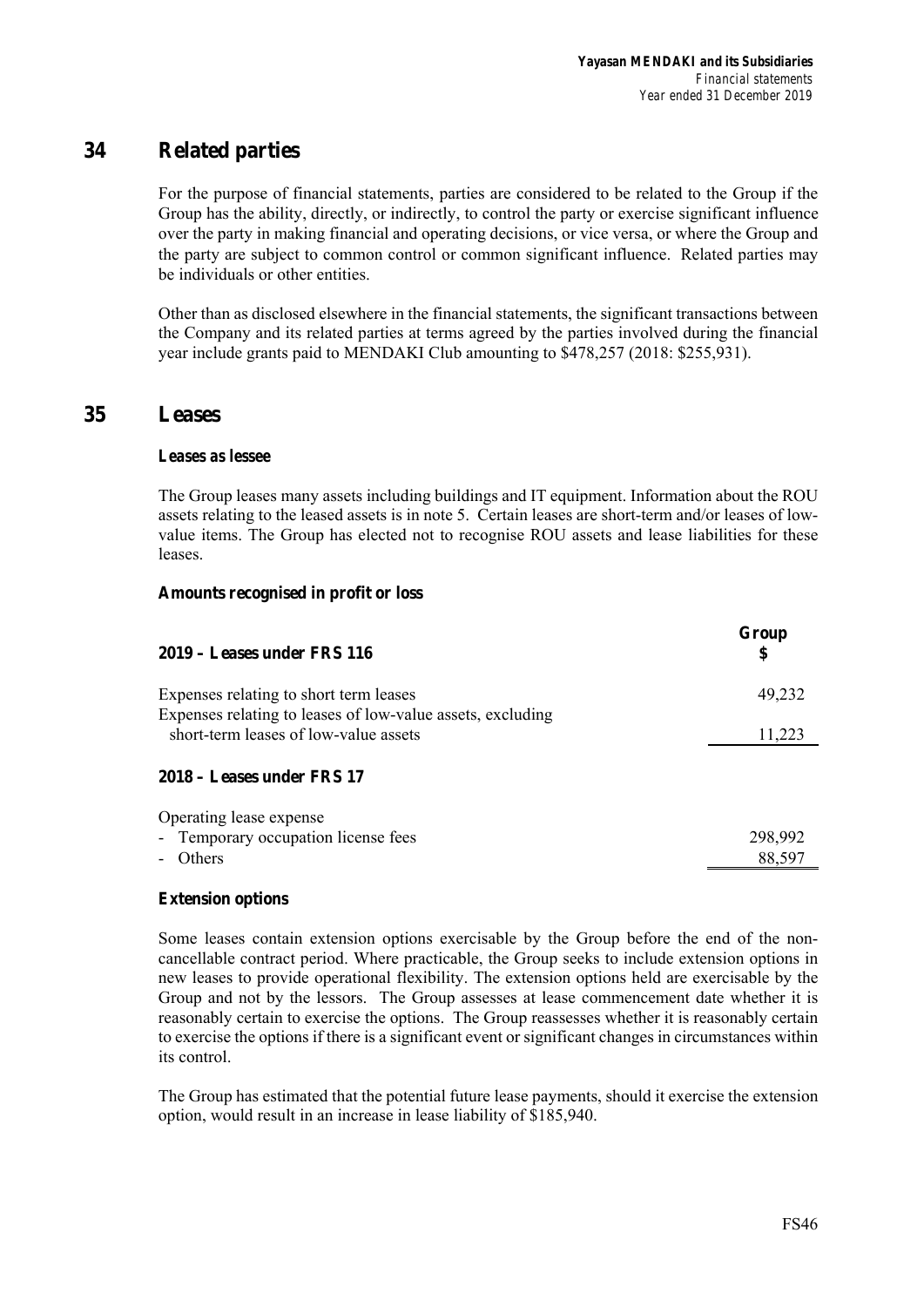## 34 Related parties

For the purpose of financial statements, parties are considered to be related to the Group if the Group has the ability, directly, or indirectly, to control the party or exercise significant influence over the party in making financial and operating decisions, or vice versa, or where the Group and the party are subject to common control or common significant influence. Related parties may be individuals or other entities.

Other than as disclosed elsewhere in the financial statements, the significant transactions between the Company and its related parties at terms agreed by the parties involved during the financial year include grants paid to MENDAKI Club amounting to $478,257 (2018: $255,931).

## 35 Leases

### Leases as lessee

The Group leases many assets including buildings and IT equipment. Information about the ROU assets relating to the leased assets is in note 5. Certain leases are short-term and/or leases of low-value items. The Group has elected not to recognise ROU assets and lease liabilities for these leases.

### Amounts recognised in profit or loss

| | Group |
|---|---|
| **2019 – Leases under FRS 116** | **$** |
| Expenses relating to short term leases | 49,232 |
| Expenses relating to leases of low-value assets, excluding short-term leases of low-value assets | 11,223 |
| **2018 – Leases under FRS 17** | |
| Operating lease expense | |
| - Temporary occupation license fees | 298,992 |
| - Others | 88,597 |

### Extension options

Some leases contain extension options exercisable by the Group before the end of the non-cancellable contract period. Where practicable, the Group seeks to include extension options in new leases to provide operational flexibility. The extension options held are exercisable by the Group and not by the lessors. The Group assesses at lease commencement date whether it is reasonably certain to exercise the options. The Group reassesses whether it is reasonably certain to exercise the options if there is a significant event or significant changes in circumstances within its control.

The Group has estimated that the potential future lease payments, should it exercise the extension option, would result in an increase in lease liability of $185,940.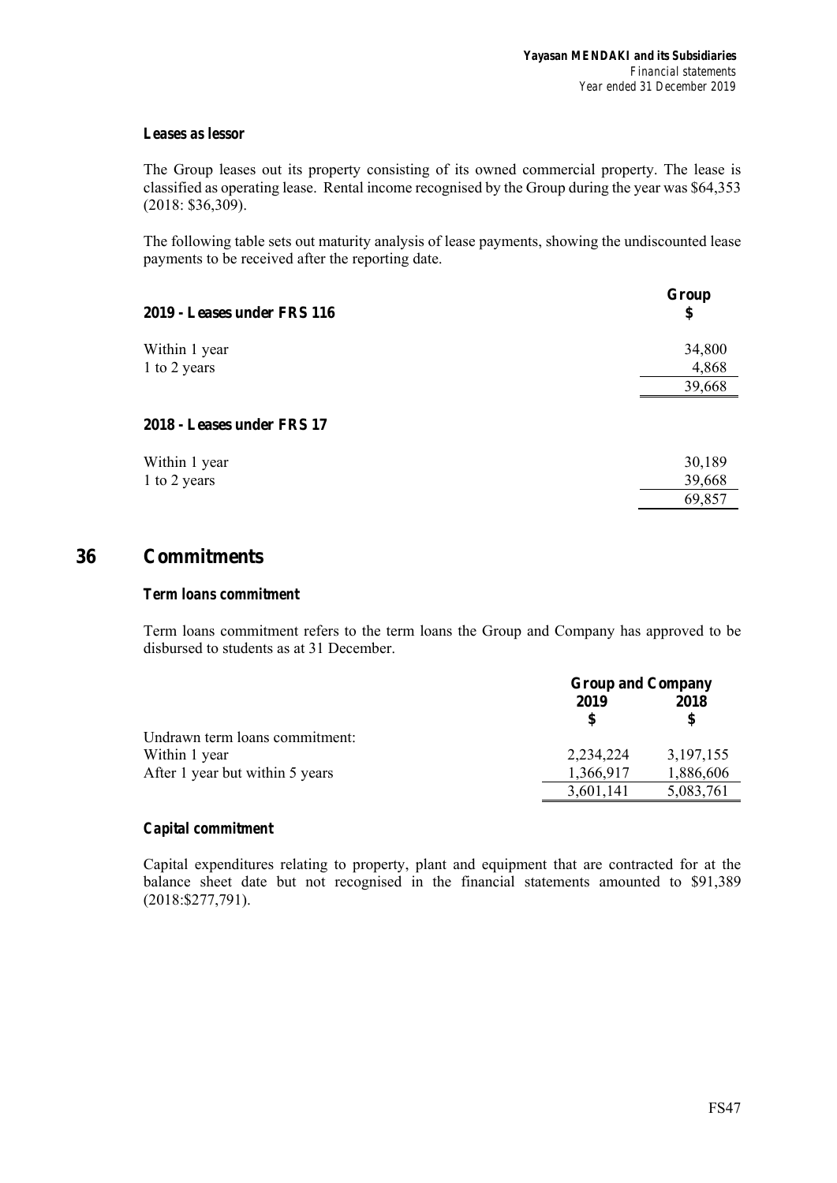### *Leases as lessor*

The Group leases out its property consisting of its owned commercial property. The lease is classified as operating lease. Rental income recognised by the Group during the year was $64,353 (2018: $36,309).

The following table sets out maturity analysis of lease payments, showing the undiscounted lease payments to be received after the reporting date.

| **2019 - Leases under FRS 116** | **Group** **$** |
|---|---|
| Within 1 year | 34,800 |
| 1 to 2 years | 4,868 |
| | 39,668 |

| **2018 - Leases under FRS 17** | |
|---|---|
| Within 1 year | 30,189 |
| 1 to 2 years | 39,668 |
| | 69,857 |

## 36 Commitments

### *Term loans commitment*

Term loans commitment refers to the term loans the Group and Company has approved to be disbursed to students as at 31 December.

| | **Group and Company** | |
|---|---|---|
| | **2019** **$** | **2018** **$** |
| Undrawn term loans commitment: | | |
| Within 1 year | 2,234,224 | 3,197,155 |
| After 1 year but within 5 years | 1,366,917 | 1,886,606 |
| | 3,601,141 | 5,083,761 |

### *Capital commitment*

Capital expenditures relating to property, plant and equipment that are contracted for at the balance sheet date but not recognised in the financial statements amounted to $91,389 (2018:$277,791).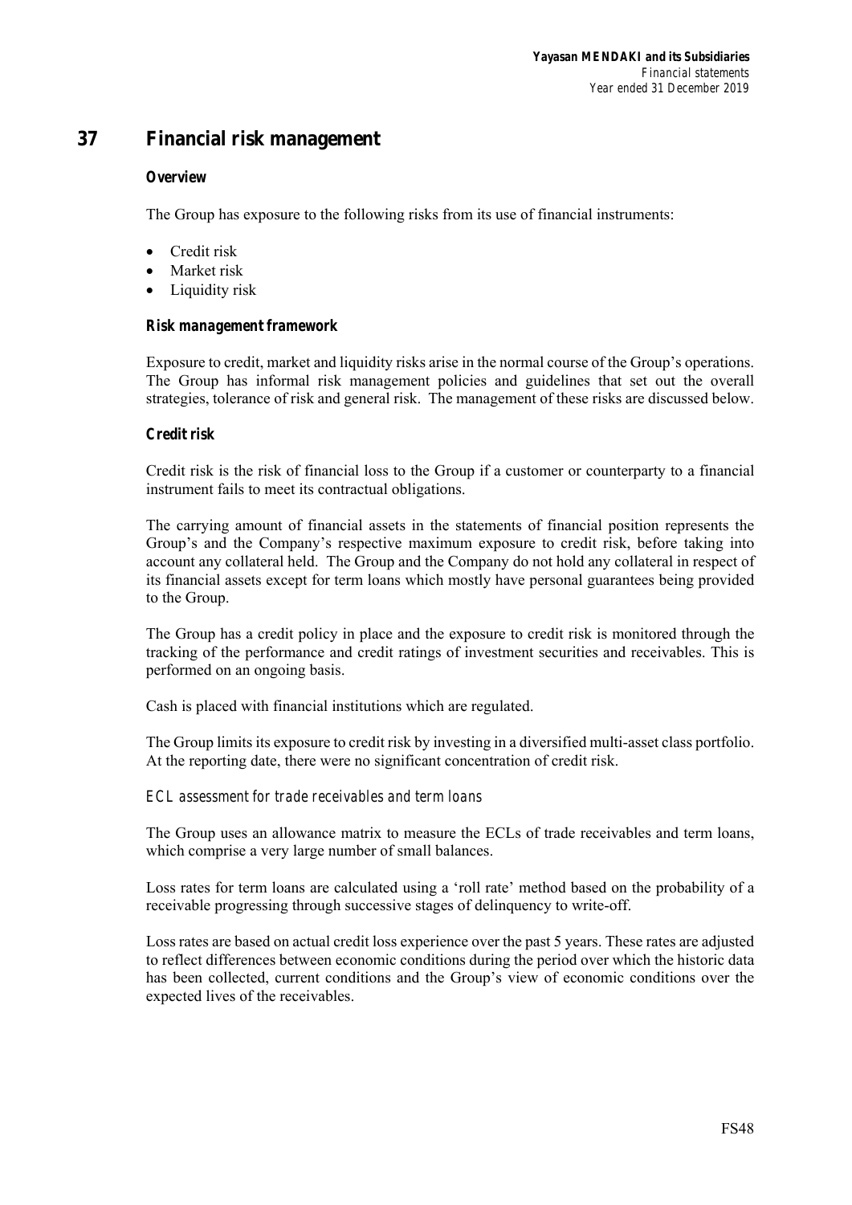# 37 Financial risk management

### Overview

The Group has exposure to the following risks from its use of financial instruments:

- Credit risk
- Market risk
- Liquidity risk

### Risk management framework

Exposure to credit, market and liquidity risks arise in the normal course of the Group's operations. The Group has informal risk management policies and guidelines that set out the overall strategies, tolerance of risk and general risk. The management of these risks are discussed below.

### Credit risk

Credit risk is the risk of financial loss to the Group if a customer or counterparty to a financial instrument fails to meet its contractual obligations.

The carrying amount of financial assets in the statements of financial position represents the Group's and the Company's respective maximum exposure to credit risk, before taking into account any collateral held. The Group and the Company do not hold any collateral in respect of its financial assets except for term loans which mostly have personal guarantees being provided to the Group.

The Group has a credit policy in place and the exposure to credit risk is monitored through the tracking of the performance and credit ratings of investment securities and receivables. This is performed on an ongoing basis.

Cash is placed with financial institutions which are regulated.

The Group limits its exposure to credit risk by investing in a diversified multi-asset class portfolio. At the reporting date, there were no significant concentration of credit risk.

*ECL assessment for trade receivables and term loans*

The Group uses an allowance matrix to measure the ECLs of trade receivables and term loans, which comprise a very large number of small balances.

Loss rates for term loans are calculated using a 'roll rate' method based on the probability of a receivable progressing through successive stages of delinquency to write-off.

Loss rates are based on actual credit loss experience over the past 5 years. These rates are adjusted to reflect differences between economic conditions during the period over which the historic data has been collected, current conditions and the Group's view of economic conditions over the expected lives of the receivables.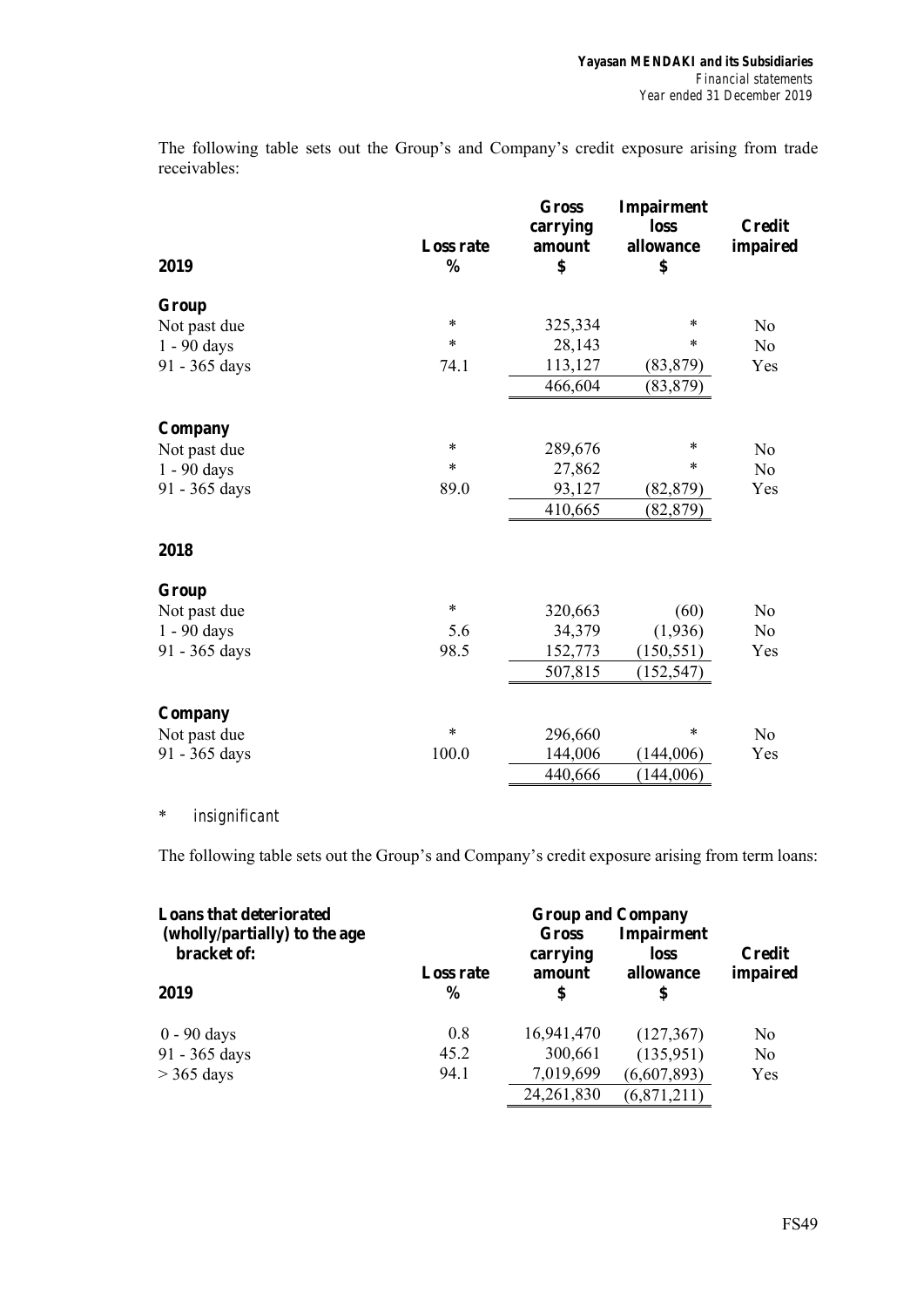The following table sets out the Group's and Company's credit exposure arising from trade receivables:

| 2019 | Loss rate % | Gross carrying amount $ | Impairment loss allowance $ | Credit impaired |
|---|---|---|---|---|
| **Group** | | | | |
| Not past due | * | 325,334 | * | No |
| 1 - 90 days | * | 28,143 | * | No |
| 91 - 365 days | 74.1 | 113,127 | (83,879) | Yes |
| | | 466,604 | (83,879) | |
| **Company** | | | | |
| Not past due | * | 289,676 | * | No |
| 1 - 90 days | * | 27,862 | * | No |
| 91 - 365 days | 89.0 | 93,127 | (82,879) | Yes |
| | | 410,665 | (82,879) | |
| **2018** | | | | |
| **Group** | | | | |
| Not past due | * | 320,663 | (60) | No |
| 1 - 90 days | 5.6 | 34,379 | (1,936) | No |
| 91 - 365 days | 98.5 | 152,773 | (150,551) | Yes |
| | | 507,815 | (152,547) | |
| **Company** | | | | |
| Not past due | * | 296,660 | * | No |
| 91 - 365 days | 100.0 | 144,006 | (144,006) | Yes |
| | | 440,666 | (144,006) | |

\* insignificant

The following table sets out the Group's and Company's credit exposure arising from term loans:

| Loans that deteriorated (wholly/partially) to the age bracket of: | | Group and Company | | |
|---|---|---|---|---|
| 2019 | Loss rate % | Gross carrying amount $ | Impairment loss allowance $ | Credit impaired |
| 0 - 90 days | 0.8 | 16,941,470 | (127,367) | No |
| 91 - 365 days | 45.2 | 300,661 | (135,951) | No |
| > 365 days | 94.1 | 7,019,699 | (6,607,893) | Yes |
| | | 24,261,830 | (6,871,211) | |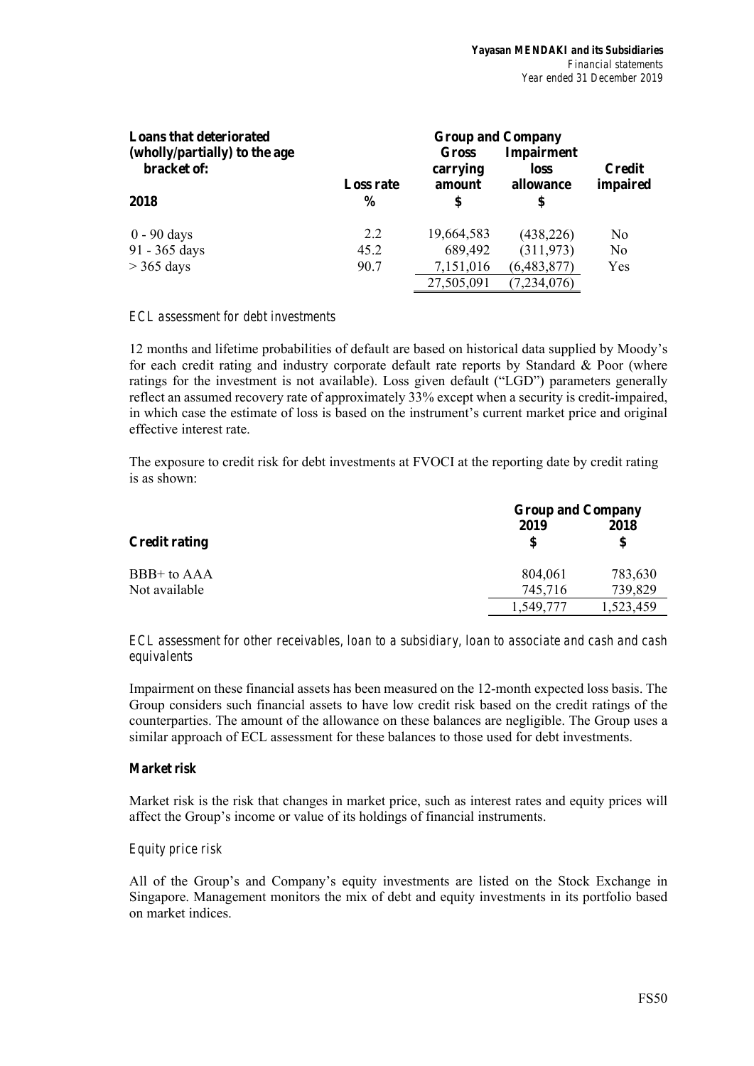| Loans that deteriorated (wholly/partially) to the age bracket of: | | Group and Company | | |
|---|---|---|---|---|
| | Loss rate | Gross carrying amount | Impairment loss allowance | Credit impaired |
| **2018** | **%** | **$** | **$** | |
| 0 - 90 days | 2.2 | 19,664,583 | (438,226) | No |
| 91 - 365 days | 45.2 | 689,492 | (311,973) | No |
| > 365 days | 90.7 | 7,151,016 | (6,483,877) | Yes |
| | | 27,505,091 | (7,234,076) | |

*ECL assessment for debt investments*

12 months and lifetime probabilities of default are based on historical data supplied by Moody's for each credit rating and industry corporate default rate reports by Standard & Poor (where ratings for the investment is not available). Loss given default ("LGD") parameters generally reflect an assumed recovery rate of approximately 33% except when a security is credit-impaired, in which case the estimate of loss is based on the instrument's current market price and original effective interest rate.

The exposure to credit risk for debt investments at FVOCI at the reporting date by credit rating is as shown:

| | Group and Company | |
|---|---|---|
| **Credit rating** | **2019 $** | **2018 $** |
| BBB+ to AAA | 804,061 | 783,630 |
| Not available | 745,716 | 739,829 |
| | 1,549,777 | 1,523,459 |

*ECL assessment for other receivables, loan to a subsidiary, loan to associate and cash and cash equivalents*

Impairment on these financial assets has been measured on the 12-month expected loss basis. The Group considers such financial assets to have low credit risk based on the credit ratings of the counterparties. The amount of the allowance on these balances are negligible. The Group uses a similar approach of ECL assessment for these balances to those used for debt investments.

**Market risk**

Market risk is the risk that changes in market price, such as interest rates and equity prices will affect the Group's income or value of its holdings of financial instruments.

*Equity price risk*

All of the Group's and Company's equity investments are listed on the Stock Exchange in Singapore. Management monitors the mix of debt and equity investments in its portfolio based on market indices.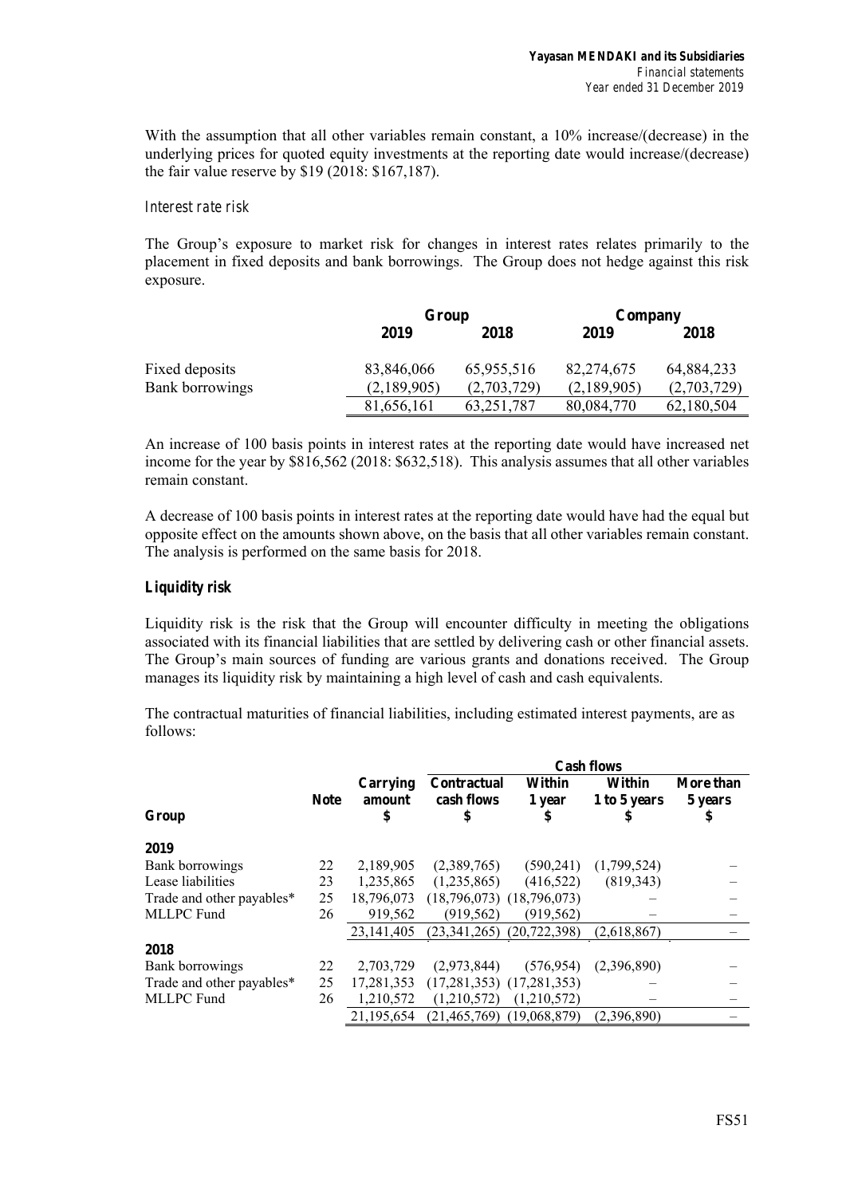With the assumption that all other variables remain constant, a 10% increase/(decrease) in the underlying prices for quoted equity investments at the reporting date would increase/(decrease) the fair value reserve by $19 (2018: $167,187).

*Interest rate risk*

The Group's exposure to market risk for changes in interest rates relates primarily to the placement in fixed deposits and bank borrowings. The Group does not hedge against this risk exposure.

| | Group | | Company | |
|---|---|---|---|---|
| | **2019** | **2018** | **2019** | **2018** |
| Fixed deposits | 83,846,066 | 65,955,516 | 82,274,675 | 64,884,233 |
| Bank borrowings | (2,189,905) | (2,703,729) | (2,189,905) | (2,703,729) |
| | 81,656,161 | 63,251,787 | 80,084,770 | 62,180,504 |

An increase of 100 basis points in interest rates at the reporting date would have increased net income for the year by $816,562 (2018: $632,518). This analysis assumes that all other variables remain constant.

A decrease of 100 basis points in interest rates at the reporting date would have had the equal but opposite effect on the amounts shown above, on the basis that all other variables remain constant. The analysis is performed on the same basis for 2018.

**Liquidity risk**

Liquidity risk is the risk that the Group will encounter difficulty in meeting the obligations associated with its financial liabilities that are settled by delivering cash or other financial assets. The Group's main sources of funding are various grants and donations received. The Group manages its liquidity risk by maintaining a high level of cash and cash equivalents.

The contractual maturities of financial liabilities, including estimated interest payments, are as follows:

| | | | Cash flows | | | |
|---|---|---|---|---|---|---|
| **Group** | **Note** | **Carrying amount $** | **Contractual cash flows $** | **Within 1 year $** | **Within 1 to 5 years $** | **More than 5 years $** |
| **2019** | | | | | | |
| Bank borrowings | 22 | 2,189,905 | (2,389,765) | (590,241) | (1,799,524) | – |
| Lease liabilities | 23 | 1,235,865 | (1,235,865) | (416,522) | (819,343) | – |
| Trade and other payables* | 25 | 18,796,073 | (18,796,073) | (18,796,073) | – | – |
| MLLPC Fund | 26 | 919,562 | (919,562) | (919,562) | – | – |
| | | 23,141,405 | (23,341,265) | (20,722,398) | (2,618,867) | – |
| **2018** | | | | | | |
| Bank borrowings | 22 | 2,703,729 | (2,973,844) | (576,954) | (2,396,890) | – |
| Trade and other payables* | 25 | 17,281,353 | (17,281,353) | (17,281,353) | – | – |
| MLLPC Fund | 26 | 1,210,572 | (1,210,572) | (1,210,572) | – | – |
| | | 21,195,654 | (21,465,769) | (19,068,879) | (2,396,890) | – |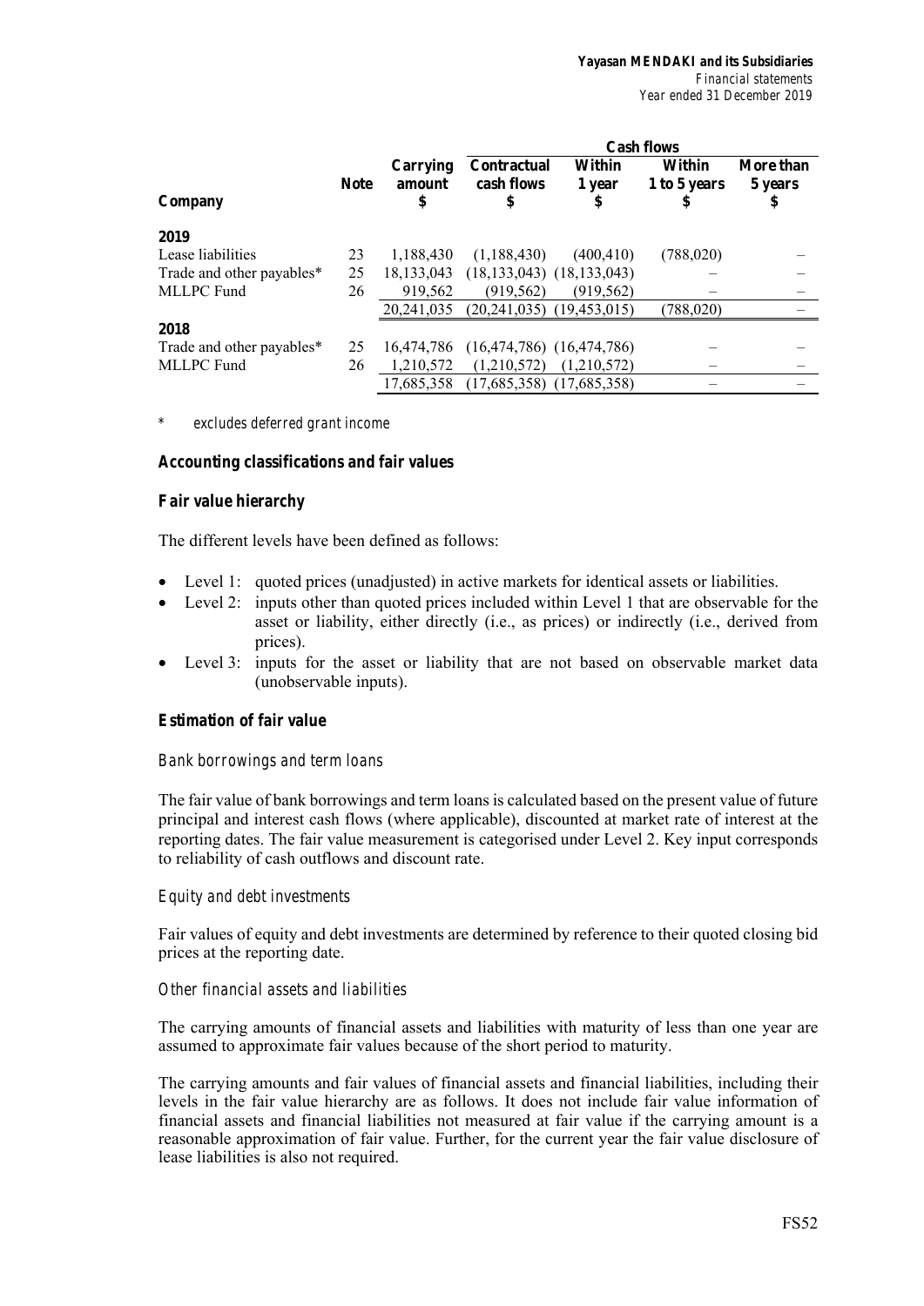| Company | Note | Carrying amount $ | Cash flows | | | |
|---|---|---|---|---|---|---|
| | | | Contractual cash flows $ | Within 1 year $ | Within 1 to 5 years $ | More than 5 years $ |
| **2019** | | | | | | |
| Lease liabilities | 23 | 1,188,430 | (1,188,430) | (400,410) | (788,020) | – |
| Trade and other payables* | 25 | 18,133,043 | (18,133,043) | (18,133,043) | – | – |
| MLLPC Fund | 26 | 919,562 | (919,562) | (919,562) | – | – |
| | | 20,241,035 | (20,241,035) | (19,453,015) | (788,020) | – |
| **2018** | | | | | | |
| Trade and other payables* | 25 | 16,474,786 | (16,474,786) | (16,474,786) | – | – |
| MLLPC Fund | 26 | 1,210,572 | (1,210,572) | (1,210,572) | – | – |
| | | 17,685,358 | (17,685,358) | (17,685,358) | – | – |

\* *excludes deferred grant income*

### Accounting classifications and fair values

#### Fair value hierarchy

The different levels have been defined as follows:

- Level 1: quoted prices (unadjusted) in active markets for identical assets or liabilities.
- Level 2: inputs other than quoted prices included within Level 1 that are observable for the asset or liability, either directly (i.e., as prices) or indirectly (i.e., derived from prices).
- Level 3: inputs for the asset or liability that are not based on observable market data (unobservable inputs).

#### Estimation of fair value

*Bank borrowings and term loans*

The fair value of bank borrowings and term loans is calculated based on the present value of future principal and interest cash flows (where applicable), discounted at market rate of interest at the reporting dates. The fair value measurement is categorised under Level 2. Key input corresponds to reliability of cash outflows and discount rate.

*Equity and debt investments*

Fair values of equity and debt investments are determined by reference to their quoted closing bid prices at the reporting date.

*Other financial assets and liabilities*

The carrying amounts of financial assets and liabilities with maturity of less than one year are assumed to approximate fair values because of the short period to maturity.

The carrying amounts and fair values of financial assets and financial liabilities, including their levels in the fair value hierarchy are as follows. It does not include fair value information of financial assets and financial liabilities not measured at fair value if the carrying amount is a reasonable approximation of fair value. Further, for the current year the fair value disclosure of lease liabilities is also not required.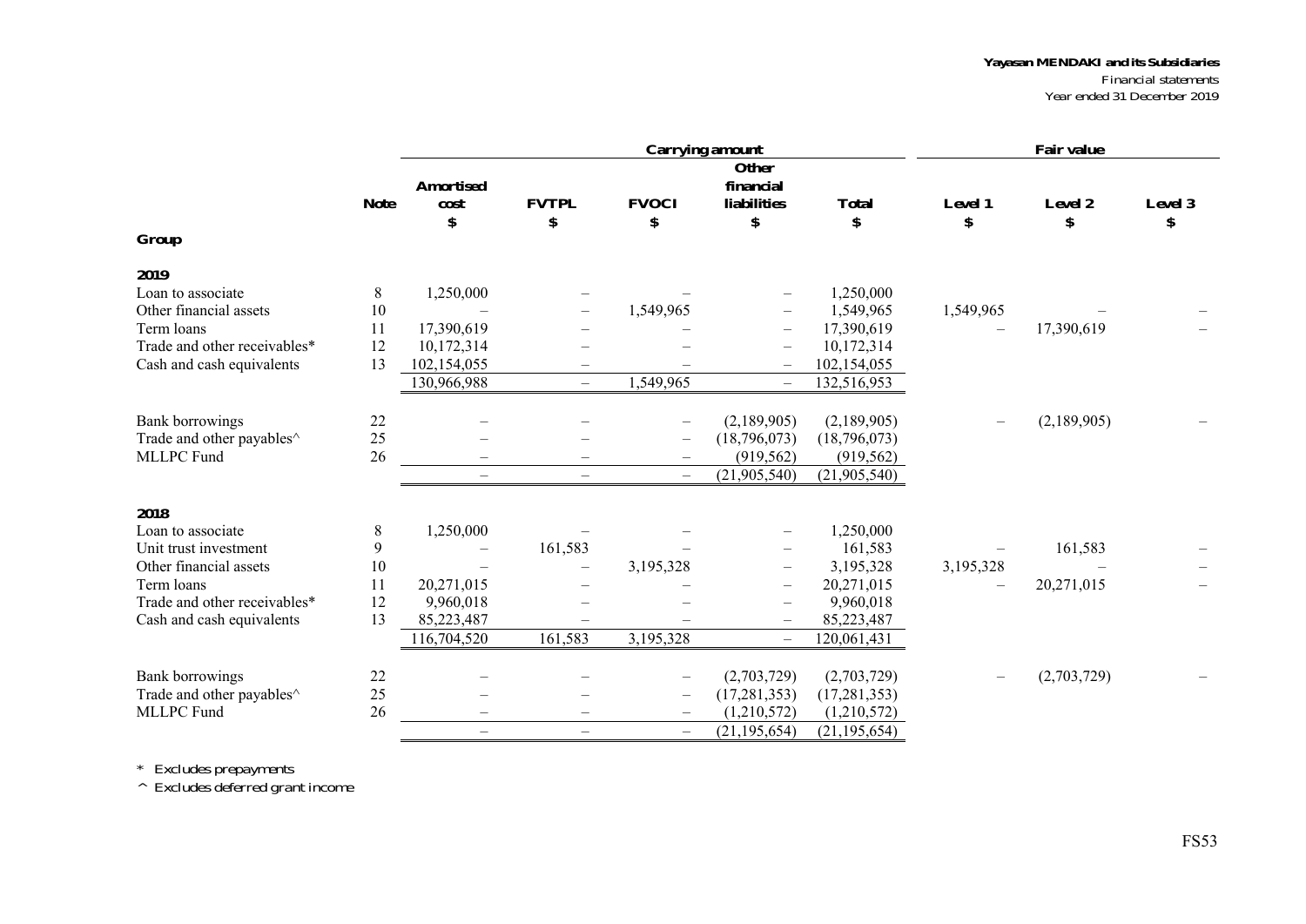| | | Carrying amount | | | | | Fair value | | |
|---|---|---|---|---|---|---|---|---|---|
| | Note | Amortised cost | FVTPL | FVOCI | Other financial liabilities | Total | Level 1 | Level 2 | Level 3 |
| | | $ | $ | $ | $ | $ | $ | $ | $ |
| **Group** | | | | | | | | | |
| **2019** | | | | | | | | | |
| Loan to associate | 8 | 1,250,000 | – | – | – | 1,250,000 | | | |
| Other financial assets | 10 | – | – | 1,549,965 | – | 1,549,965 | 1,549,965 | – | – |
| Term loans | 11 | 17,390,619 | – | – | – | 17,390,619 | – | 17,390,619 | – |
| Trade and other receivables* | 12 | 10,172,314 | – | – | – | 10,172,314 | | | |
| Cash and cash equivalents | 13 | 102,154,055 | – | – | – | 102,154,055 | | | |
| | | 130,966,988 | – | 1,549,965 | – | 132,516,953 | | | |
| Bank borrowings | 22 | – | – | – | (2,189,905) | (2,189,905) | – | (2,189,905) | – |
| Trade and other payables^ | 25 | – | – | – | (18,796,073) | (18,796,073) | | | |
| MLLPC Fund | 26 | – | – | – | (919,562) | (919,562) | | | |
| | | – | – | – | (21,905,540) | (21,905,540) | | | |
| **2018** | | | | | | | | | |
| Loan to associate | 8 | 1,250,000 | – | – | – | 1,250,000 | | | |
| Unit trust investment | 9 | – | 161,583 | – | – | 161,583 | – | 161,583 | – |
| Other financial assets | 10 | – | – | 3,195,328 | – | 3,195,328 | 3,195,328 | – | – |
| Term loans | 11 | 20,271,015 | – | – | – | 20,271,015 | – | 20,271,015 | – |
| Trade and other receivables* | 12 | 9,960,018 | – | – | – | 9,960,018 | | | |
| Cash and cash equivalents | 13 | 85,223,487 | – | – | – | 85,223,487 | | | |
| | | 116,704,520 | 161,583 | 3,195,328 | – | 120,061,431 | | | |
| Bank borrowings | 22 | – | – | – | (2,703,729) | (2,703,729) | – | (2,703,729) | – |
| Trade and other payables^ | 25 | – | – | – | (17,281,353) | (17,281,353) | | | |
| MLLPC Fund | 26 | – | – | – | (1,210,572) | (1,210,572) | | | |
| | | – | – | – | (21,195,654) | (21,195,654) | | | |

\* Excludes prepayments

^ Excludes deferred grant income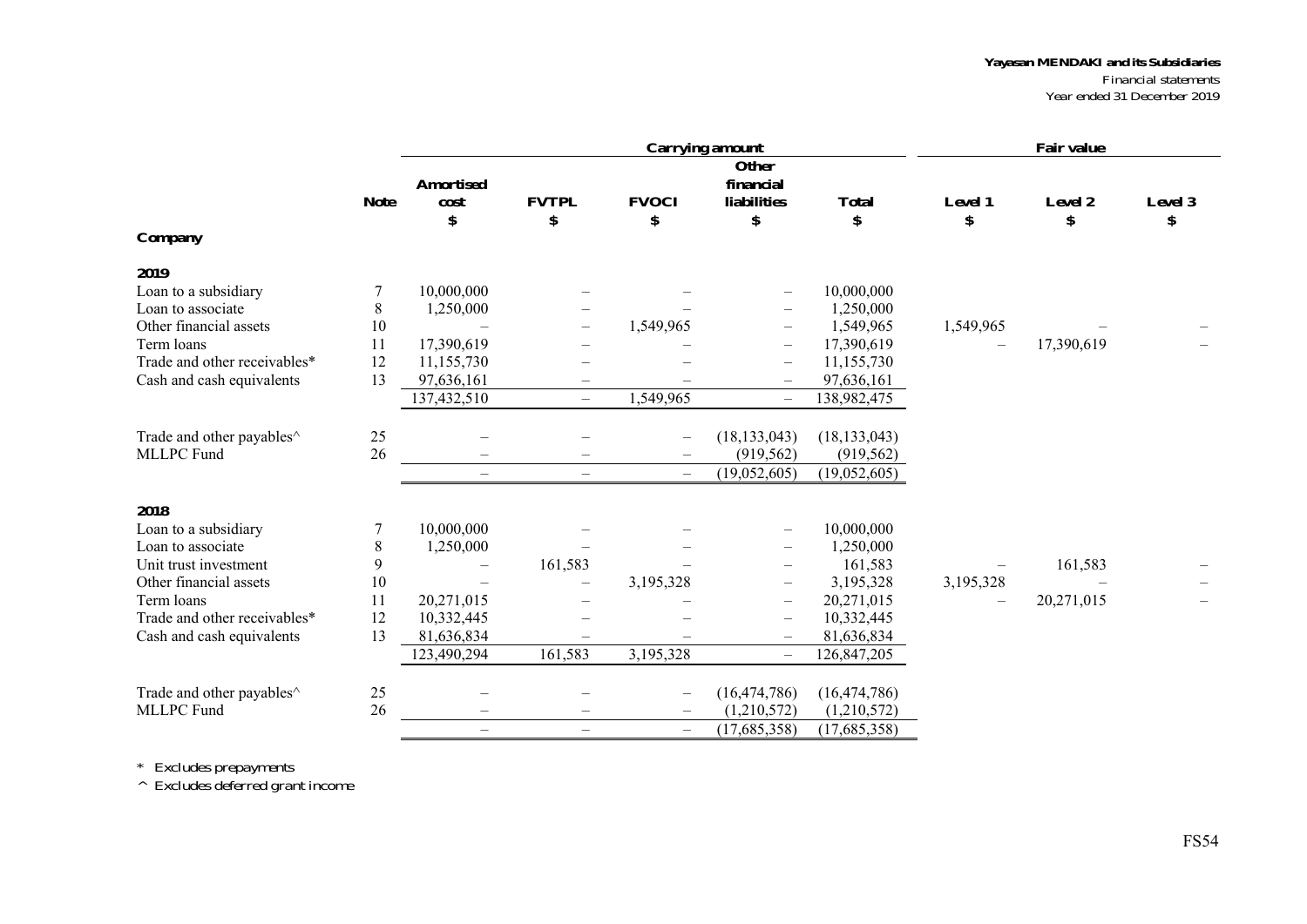| | | Carrying amount | | | | | Fair value | | |
|---|---|---|---|---|---|---|---|---|---|
| | Note | Amortised cost | FVTPL | FVOCI | Other financial liabilities | Total | Level 1 | Level 2 | Level 3 |
| | | $ | $ | $ | $ | $ | $ | $ | $ |
| **Company** | | | | | | | | | |
| **2019** | | | | | | | | | |
| Loan to a subsidiary | 7 | 10,000,000 | – | – | – | 10,000,000 | | | |
| Loan to associate | 8 | 1,250,000 | – | – | – | 1,250,000 | | | |
| Other financial assets | 10 | – | – | 1,549,965 | – | 1,549,965 | 1,549,965 | – | – |
| Term loans | 11 | 17,390,619 | – | – | – | 17,390,619 | – | 17,390,619 | – |
| Trade and other receivables* | 12 | 11,155,730 | – | – | – | 11,155,730 | | | |
| Cash and cash equivalents | 13 | 97,636,161 | – | – | – | 97,636,161 | | | |
| | | 137,432,510 | – | 1,549,965 | – | 138,982,475 | | | |
| Trade and other payables^ | 25 | – | – | – | (18,133,043) | (18,133,043) | | | |
| MLLPC Fund | 26 | – | – | – | (919,562) | (919,562) | | | |
| | | – | – | – | (19,052,605) | (19,052,605) | | | |
| **2018** | | | | | | | | | |
| Loan to a subsidiary | 7 | 10,000,000 | – | – | – | 10,000,000 | | | |
| Loan to associate | 8 | 1,250,000 | – | – | – | 1,250,000 | | | |
| Unit trust investment | 9 | – | 161,583 | – | – | 161,583 | – | 161,583 | – |
| Other financial assets | 10 | – | – | 3,195,328 | – | 3,195,328 | 3,195,328 | – | – |
| Term loans | 11 | 20,271,015 | – | – | – | 20,271,015 | – | 20,271,015 | – |
| Trade and other receivables* | 12 | 10,332,445 | – | – | – | 10,332,445 | | | |
| Cash and cash equivalents | 13 | 81,636,834 | – | – | – | 81,636,834 | | | |
| | | 123,490,294 | 161,583 | 3,195,328 | – | 126,847,205 | | | |
| Trade and other payables^ | 25 | – | – | – | (16,474,786) | (16,474,786) | | | |
| MLLPC Fund | 26 | – | – | – | (1,210,572) | (1,210,572) | | | |
| | | – | – | – | (17,685,358) | (17,685,358) | | | |

\* Excludes prepayments

^ Excludes deferred grant income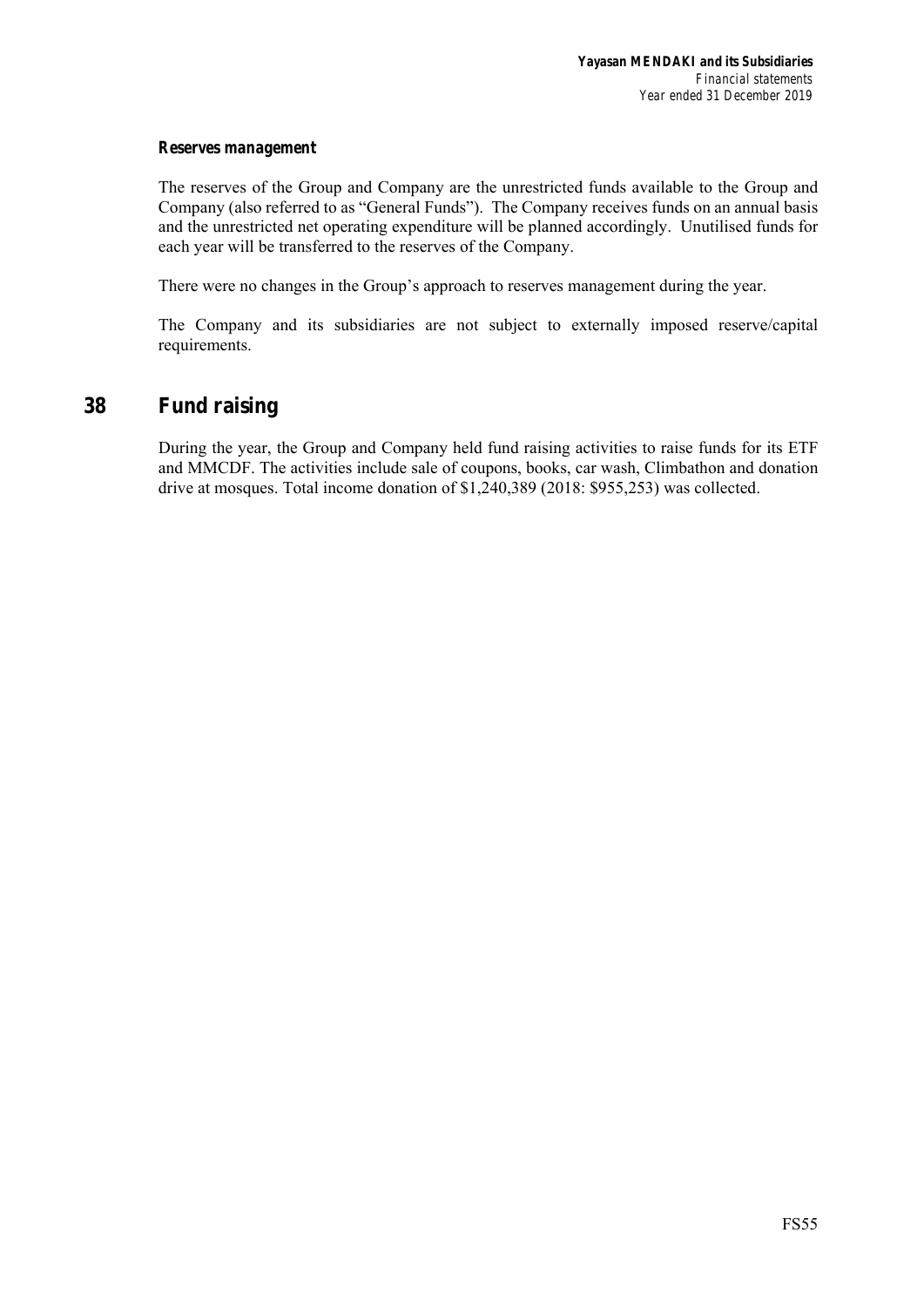***Reserves management***

The reserves of the Group and Company are the unrestricted funds available to the Group and Company (also referred to as "General Funds"). The Company receives funds on an annual basis and the unrestricted net operating expenditure will be planned accordingly. Unutilised funds for each year will be transferred to the reserves of the Company.

There were no changes in the Group's approach to reserves management during the year.

The Company and its subsidiaries are not subject to externally imposed reserve/capital requirements.

## 38 Fund raising

During the year, the Group and Company held fund raising activities to raise funds for its ETF and MMCDF. The activities include sale of coupons, books, car wash, Climbathon and donation drive at mosques. Total income donation of $1,240,389 (2018: $955,253) was collected.